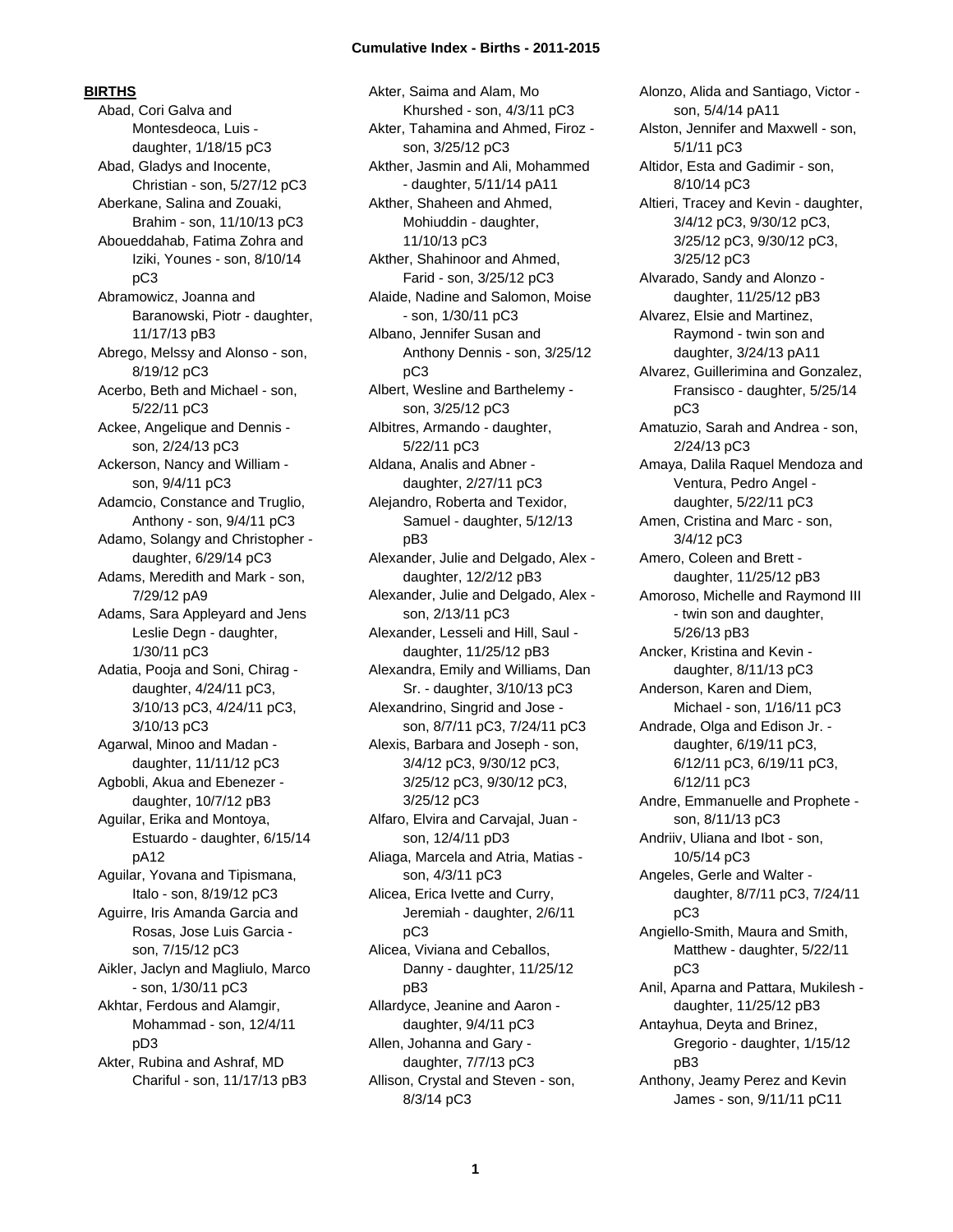**BIRTHS**

Abad, Cori Galva and Montesdeoca, Luis - daughter, 1/18/15 pC3
Abad, Gladys and Inocente, Christian - son, 5/27/12 pC3
Aberkane, Salina and Zouaki, Brahim - son, 11/10/13 pC3
Aboueddahab, Fatima Zohra and Iziki, Younes - son, 8/10/14 pC3
Abramowicz, Joanna and Baranowski, Piotr - daughter, 11/17/13 pB3
Abrego, Melssy and Alonso - son, 8/19/12 pC3
Acerbo, Beth and Michael - son, 5/22/11 pC3
Ackee, Angelique and Dennis - son, 2/24/13 pC3
Ackerson, Nancy and William - son, 9/4/11 pC3
Adamcio, Constance and Truglio, Anthony - son, 9/4/11 pC3
Adamo, Solangy and Christopher - daughter, 6/29/14 pC3
Adams, Meredith and Mark - son, 7/29/12 pA9
Adams, Sara Appleyard and Jens Leslie Degn - daughter, 1/30/11 pC3
Adatia, Pooja and Soni, Chirag - daughter, 4/24/11 pC3, 3/10/13 pC3, 4/24/11 pC3, 3/10/13 pC3
Agarwal, Minoo and Madan - daughter, 11/11/12 pC3
Agbobli, Akua and Ebenezer - daughter, 10/7/12 pB3
Aguilar, Erika and Montoya, Estuardo - daughter, 6/15/14 pA12
Aguilar, Yovana and Tipismana, Italo - son, 8/19/12 pC3
Aguirre, Iris Amanda Garcia and Rosas, Jose Luis Garcia - son, 7/15/12 pC3
Aikler, Jaclyn and Magliulo, Marco - son, 1/30/11 pC3
Akhtar, Ferdous and Alamgir, Mohammad - son, 12/4/11 pD3
Akter, Rubina and Ashraf, MD Chariful - son, 11/17/13 pB3
Akter, Saima and Alam, Mo Khurshed - son, 4/3/11 pC3
Akter, Tahamina and Ahmed, Firoz - son, 3/25/12 pC3
Akther, Jasmin and Ali, Mohammed - daughter, 5/11/14 pA11
Akther, Shaheen and Ahmed, Mohiuddin - daughter, 11/10/13 pC3
Akther, Shahinoor and Ahmed, Farid - son, 3/25/12 pC3
Alaide, Nadine and Salomon, Moise - son, 1/30/11 pC3
Albano, Jennifer Susan and Anthony Dennis - son, 3/25/12 pC3
Albert, Wesline and Barthelemy - son, 3/25/12 pC3
Albitres, Armando - daughter, 5/22/11 pC3
Aldana, Analis and Abner - daughter, 2/27/11 pC3
Alejandro, Roberta and Texidor, Samuel - daughter, 5/12/13 pB3
Alexander, Julie and Delgado, Alex - daughter, 12/2/12 pB3
Alexander, Julie and Delgado, Alex - son, 2/13/11 pC3
Alexander, Lesseli and Hill, Saul - daughter, 11/25/12 pB3
Alexandra, Emily and Williams, Dan Sr. - daughter, 3/10/13 pC3
Alexandrino, Singrid and Jose - son, 8/7/11 pC3, 7/24/11 pC3
Alexis, Barbara and Joseph - son, 3/4/12 pC3, 9/30/12 pC3, 3/25/12 pC3, 9/30/12 pC3, 3/25/12 pC3
Alfaro, Elvira and Carvajal, Juan - son, 12/4/11 pD3
Aliaga, Marcela and Atria, Matias - son, 4/3/11 pC3
Alicea, Erica Ivette and Curry, Jeremiah - daughter, 2/6/11 pC3
Alicea, Viviana and Ceballos, Danny - daughter, 11/25/12 pB3
Allardyce, Jeanine and Aaron - daughter, 9/4/11 pC3
Allen, Johanna and Gary - daughter, 7/7/13 pC3
Allison, Crystal and Steven - son, 8/3/14 pC3
Alonzo, Alida and Santiago, Victor - son, 5/4/14 pA11
Alston, Jennifer and Maxwell - son, 5/1/11 pC3
Altidor, Esta and Gadimir - son, 8/10/14 pC3
Altieri, Tracey and Kevin - daughter, 3/4/12 pC3, 9/30/12 pC3, 3/25/12 pC3, 9/30/12 pC3, 3/25/12 pC3
Alvarado, Sandy and Alonzo - daughter, 11/25/12 pB3
Alvarez, Elsie and Martinez, Raymond - twin son and daughter, 3/24/13 pA11
Alvarez, Guillerimina and Gonzalez, Fransisco - daughter, 5/25/14 pC3
Amatuzio, Sarah and Andrea - son, 2/24/13 pC3
Amaya, Dalila Raquel Mendoza and Ventura, Pedro Angel - daughter, 5/22/11 pC3
Amen, Cristina and Marc - son, 3/4/12 pC3
Amero, Coleen and Brett - daughter, 11/25/12 pB3
Amoroso, Michelle and Raymond III - twin son and daughter, 5/26/13 pB3
Ancker, Kristina and Kevin - daughter, 8/11/13 pC3
Anderson, Karen and Diem, Michael - son, 1/16/11 pC3
Andrade, Olga and Edison Jr. - daughter, 6/19/11 pC3, 6/12/11 pC3, 6/19/11 pC3, 6/12/11 pC3
Andre, Emmanuelle and Prophete - son, 8/11/13 pC3
Andriiv, Uliana and Ibot - son, 10/5/14 pC3
Angeles, Gerle and Walter - daughter, 8/7/11 pC3, 7/24/11 pC3
Angiello-Smith, Maura and Smith, Matthew - daughter, 5/22/11 pC3
Anil, Aparna and Pattara, Mukilesh - daughter, 11/25/12 pB3
Antayhua, Deyta and Brinez, Gregorio - daughter, 1/15/12 pB3
Anthony, Jeamy Perez and Kevin James - son, 9/11/11 pC11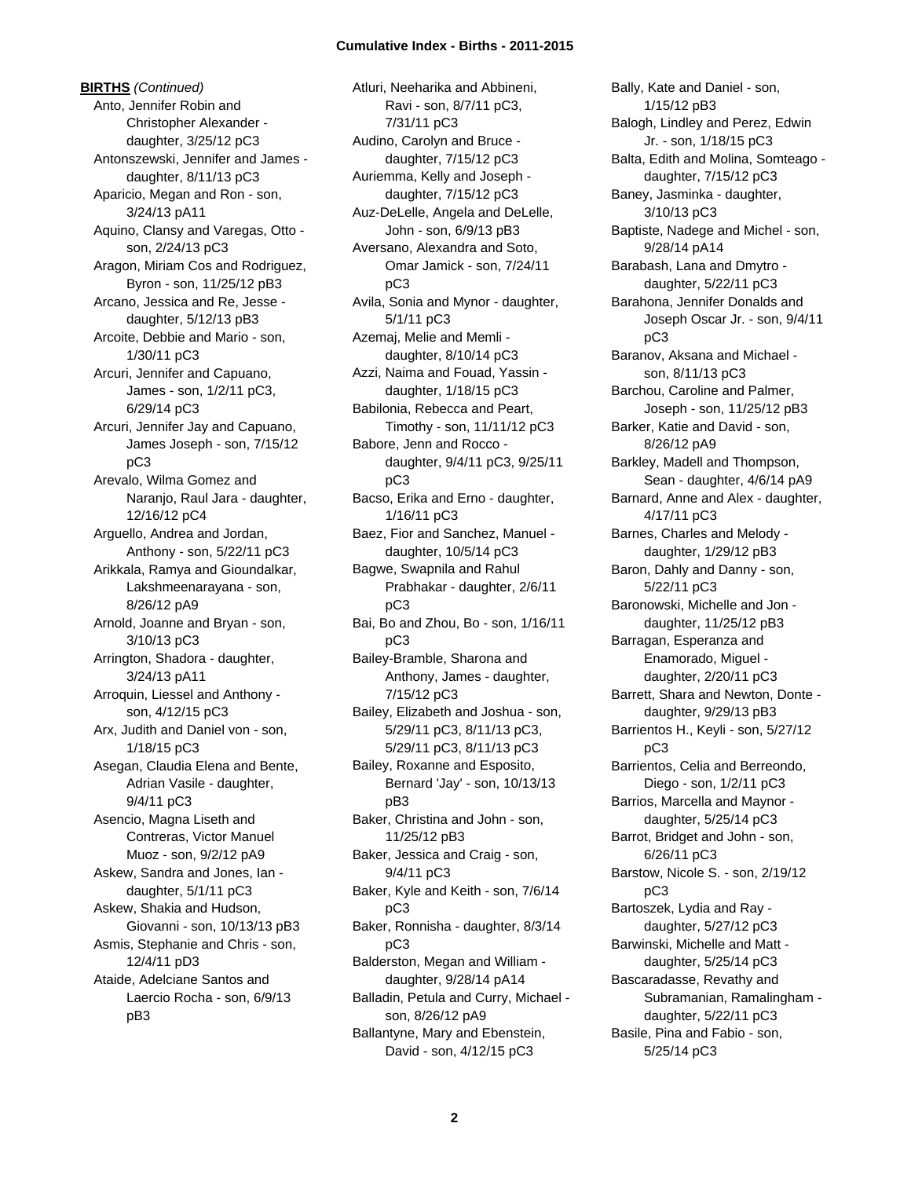**BIRTHS** *(Continued)*

Anto, Jennifer Robin and Christopher Alexander - daughter, 3/25/12 pC3
Antonszewski, Jennifer and James - daughter, 8/11/13 pC3
Aparicio, Megan and Ron - son, 3/24/13 pA11
Aquino, Clansy and Varegas, Otto - son, 2/24/13 pC3
Aragon, Miriam Cos and Rodriguez, Byron - son, 11/25/12 pB3
Arcano, Jessica and Re, Jesse - daughter, 5/12/13 pB3
Arcoite, Debbie and Mario - son, 1/30/11 pC3
Arcuri, Jennifer and Capuano, James - son, 1/2/11 pC3, 6/29/14 pC3
Arcuri, Jennifer Jay and Capuano, James Joseph - son, 7/15/12 pC3
Arevalo, Wilma Gomez and Naranjo, Raul Jara - daughter, 12/16/12 pC4
Arguello, Andrea and Jordan, Anthony - son, 5/22/11 pC3
Arikkala, Ramya and Gioundalkar, Lakshmeenarayana - son, 8/26/12 pA9
Arnold, Joanne and Bryan - son, 3/10/13 pC3
Arrington, Shadora - daughter, 3/24/13 pA11
Arroquin, Liessel and Anthony - son, 4/12/15 pC3
Arx, Judith and Daniel von - son, 1/18/15 pC3
Asegan, Claudia Elena and Bente, Adrian Vasile - daughter, 9/4/11 pC3
Asencio, Magna Liseth and Contreras, Victor Manuel Muoz - son, 9/2/12 pA9
Askew, Sandra and Jones, Ian - daughter, 5/1/11 pC3
Askew, Shakia and Hudson, Giovanni - son, 10/13/13 pB3
Asmis, Stephanie and Chris - son, 12/4/11 pD3
Ataide, Adelciane Santos and Laercio Rocha - son, 6/9/13 pB3
Atluri, Neeharika and Abbineni, Ravi - son, 8/7/11 pC3, 7/31/11 pC3
Audino, Carolyn and Bruce - daughter, 7/15/12 pC3
Auriemma, Kelly and Joseph - daughter, 7/15/12 pC3
Auz-DeLelle, Angela and DeLelle, John - son, 6/9/13 pB3
Aversano, Alexandra and Soto, Omar Jamick - son, 7/24/11 pC3
Avila, Sonia and Mynor - daughter, 5/1/11 pC3
Azemaj, Melie and Memli - daughter, 8/10/14 pC3
Azzi, Naima and Fouad, Yassin - daughter, 1/18/15 pC3
Babilonia, Rebecca and Peart, Timothy - son, 11/11/12 pC3
Babore, Jenn and Rocco - daughter, 9/4/11 pC3, 9/25/11 pC3
Bacso, Erika and Erno - daughter, 1/16/11 pC3
Baez, Fior and Sanchez, Manuel - daughter, 10/5/14 pC3
Bagwe, Swapnila and Rahul Prabhakar - daughter, 2/6/11 pC3
Bai, Bo and Zhou, Bo - son, 1/16/11 pC3
Bailey-Bramble, Sharona and Anthony, James - daughter, 7/15/12 pC3
Bailey, Elizabeth and Joshua - son, 5/29/11 pC3, 8/11/13 pC3, 5/29/11 pC3, 8/11/13 pC3
Bailey, Roxanne and Esposito, Bernard 'Jay' - son, 10/13/13 pB3
Baker, Christina and John - son, 11/25/12 pB3
Baker, Jessica and Craig - son, 9/4/11 pC3
Baker, Kyle and Keith - son, 7/6/14 pC3
Baker, Ronnisha - daughter, 8/3/14 pC3
Balderston, Megan and William - daughter, 9/28/14 pA14
Balladin, Petula and Curry, Michael - son, 8/26/12 pA9
Ballantyne, Mary and Ebenstein, David - son, 4/12/15 pC3
Bally, Kate and Daniel - son, 1/15/12 pB3
Balogh, Lindley and Perez, Edwin Jr. - son, 1/18/15 pC3
Balta, Edith and Molina, Somteago - daughter, 7/15/12 pC3
Baney, Jasminka - daughter, 3/10/13 pC3
Baptiste, Nadege and Michel - son, 9/28/14 pA14
Barabash, Lana and Dmytro - daughter, 5/22/11 pC3
Barahona, Jennifer Donalds and Joseph Oscar Jr. - son, 9/4/11 pC3
Baranov, Aksana and Michael - son, 8/11/13 pC3
Barchou, Caroline and Palmer, Joseph - son, 11/25/12 pB3
Barker, Katie and David - son, 8/26/12 pA9
Barkley, Madell and Thompson, Sean - daughter, 4/6/14 pA9
Barnard, Anne and Alex - daughter, 4/17/11 pC3
Barnes, Charles and Melody - daughter, 1/29/12 pB3
Baron, Dahly and Danny - son, 5/22/11 pC3
Baronowski, Michelle and Jon - daughter, 11/25/12 pB3
Barragan, Esperanza and Enamorado, Miguel - daughter, 2/20/11 pC3
Barrett, Shara and Newton, Donte - daughter, 9/29/13 pB3
Barrientos H., Keyli - son, 5/27/12 pC3
Barrientos, Celia and Berreondo, Diego - son, 1/2/11 pC3
Barrios, Marcella and Maynor - daughter, 5/25/14 pC3
Barrot, Bridget and John - son, 6/26/11 pC3
Barstow, Nicole S. - son, 2/19/12 pC3
Bartoszek, Lydia and Ray - daughter, 5/27/12 pC3
Barwinski, Michelle and Matt - daughter, 5/25/14 pC3
Bascaradasse, Revathy and Subramanian, Ramalingham - daughter, 5/22/11 pC3
Basile, Pina and Fabio - son, 5/25/14 pC3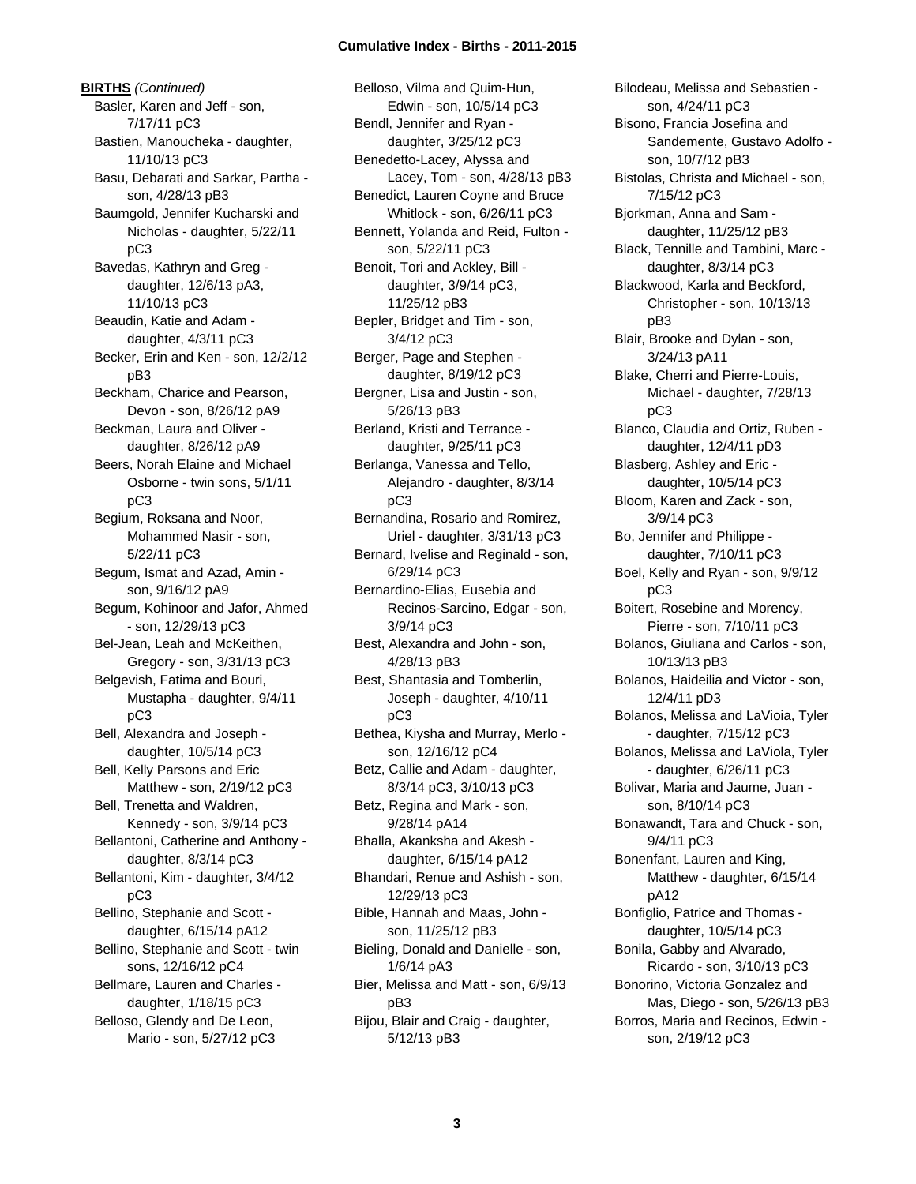**BIRTHS** *(Continued)*

Basler, Karen and Jeff - son, 7/17/11 pC3
Bastien, Manoucheka - daughter, 11/10/13 pC3
Basu, Debarati and Sarkar, Partha - son, 4/28/13 pB3
Baumgold, Jennifer Kucharski and Nicholas - daughter, 5/22/11 pC3
Bavedas, Kathryn and Greg - daughter, 12/6/13 pA3, 11/10/13 pC3
Beaudin, Katie and Adam - daughter, 4/3/11 pC3
Becker, Erin and Ken - son, 12/2/12 pB3
Beckham, Charice and Pearson, Devon - son, 8/26/12 pA9
Beckman, Laura and Oliver - daughter, 8/26/12 pA9
Beers, Norah Elaine and Michael Osborne - twin sons, 5/1/11 pC3
Begium, Roksana and Noor, Mohammed Nasir - son, 5/22/11 pC3
Begum, Ismat and Azad, Amin - son, 9/16/12 pA9
Begum, Kohinoor and Jafor, Ahmed - son, 12/29/13 pC3
Bel-Jean, Leah and McKeithen, Gregory - son, 3/31/13 pC3
Belgevish, Fatima and Bouri, Mustapha - daughter, 9/4/11 pC3
Bell, Alexandra and Joseph - daughter, 10/5/14 pC3
Bell, Kelly Parsons and Eric Matthew - son, 2/19/12 pC3
Bell, Trenetta and Waldren, Kennedy - son, 3/9/14 pC3
Bellantoni, Catherine and Anthony - daughter, 8/3/14 pC3
Bellantoni, Kim - daughter, 3/4/12 pC3
Bellino, Stephanie and Scott - daughter, 6/15/14 pA12
Bellino, Stephanie and Scott - twin sons, 12/16/12 pC4
Bellmare, Lauren and Charles - daughter, 1/18/15 pC3
Belloso, Glendy and De Leon, Mario - son, 5/27/12 pC3
Belloso, Vilma and Quim-Hun, Edwin - son, 10/5/14 pC3
Bendl, Jennifer and Ryan - daughter, 3/25/12 pC3
Benedetto-Lacey, Alyssa and Lacey, Tom - son, 4/28/13 pB3
Benedict, Lauren Coyne and Bruce Whitlock - son, 6/26/11 pC3
Bennett, Yolanda and Reid, Fulton - son, 5/22/11 pC3
Benoit, Tori and Ackley, Bill - daughter, 3/9/14 pC3, 11/25/12 pB3
Bepler, Bridget and Tim - son, 3/4/12 pC3
Berger, Page and Stephen - daughter, 8/19/12 pC3
Bergner, Lisa and Justin - son, 5/26/13 pB3
Berland, Kristi and Terrance - daughter, 9/25/11 pC3
Berlanga, Vanessa and Tello, Alejandro - daughter, 8/3/14 pC3
Bernandina, Rosario and Romirez, Uriel - daughter, 3/31/13 pC3
Bernard, Ivelise and Reginald - son, 6/29/14 pC3
Bernardino-Elias, Eusebia and Recinos-Sarcino, Edgar - son, 3/9/14 pC3
Best, Alexandra and John - son, 4/28/13 pB3
Best, Shantasia and Tomberlin, Joseph - daughter, 4/10/11 pC3
Bethea, Kiysha and Murray, Merlo - son, 12/16/12 pC4
Betz, Callie and Adam - daughter, 8/3/14 pC3, 3/10/13 pC3
Betz, Regina and Mark - son, 9/28/14 pA14
Bhalla, Akanksha and Akesh - daughter, 6/15/14 pA12
Bhandari, Renue and Ashish - son, 12/29/13 pC3
Bible, Hannah and Maas, John - son, 11/25/12 pB3
Bieling, Donald and Danielle - son, 1/6/14 pA3
Bier, Melissa and Matt - son, 6/9/13 pB3
Bijou, Blair and Craig - daughter, 5/12/13 pB3
Bilodeau, Melissa and Sebastien - son, 4/24/11 pC3
Bisono, Francia Josefina and Sandemente, Gustavo Adolfo - son, 10/7/12 pB3
Bistolas, Christa and Michael - son, 7/15/12 pC3
Bjorkman, Anna and Sam - daughter, 11/25/12 pB3
Black, Tennille and Tambini, Marc - daughter, 8/3/14 pC3
Blackwood, Karla and Beckford, Christopher - son, 10/13/13 pB3
Blair, Brooke and Dylan - son, 3/24/13 pA11
Blake, Cherri and Pierre-Louis, Michael - daughter, 7/28/13 pC3
Blanco, Claudia and Ortiz, Ruben - daughter, 12/4/11 pD3
Blasberg, Ashley and Eric - daughter, 10/5/14 pC3
Bloom, Karen and Zack - son, 3/9/14 pC3
Bo, Jennifer and Philippe - daughter, 7/10/11 pC3
Boel, Kelly and Ryan - son, 9/9/12 pC3
Boitert, Rosebine and Morency, Pierre - son, 7/10/11 pC3
Bolanos, Giuliana and Carlos - son, 10/13/13 pB3
Bolanos, Haideilia and Victor - son, 12/4/11 pD3
Bolanos, Melissa and LaVioia, Tyler - daughter, 7/15/12 pC3
Bolanos, Melissa and LaViola, Tyler - daughter, 6/26/11 pC3
Bolivar, Maria and Jaume, Juan - son, 8/10/14 pC3
Bonawandt, Tara and Chuck - son, 9/4/11 pC3
Bonenfant, Lauren and King, Matthew - daughter, 6/15/14 pA12
Bonfiglio, Patrice and Thomas - daughter, 10/5/14 pC3
Bonila, Gabby and Alvarado, Ricardo - son, 3/10/13 pC3
Bonorino, Victoria Gonzalez and Mas, Diego - son, 5/26/13 pB3
Borros, Maria and Recinos, Edwin - son, 2/19/12 pC3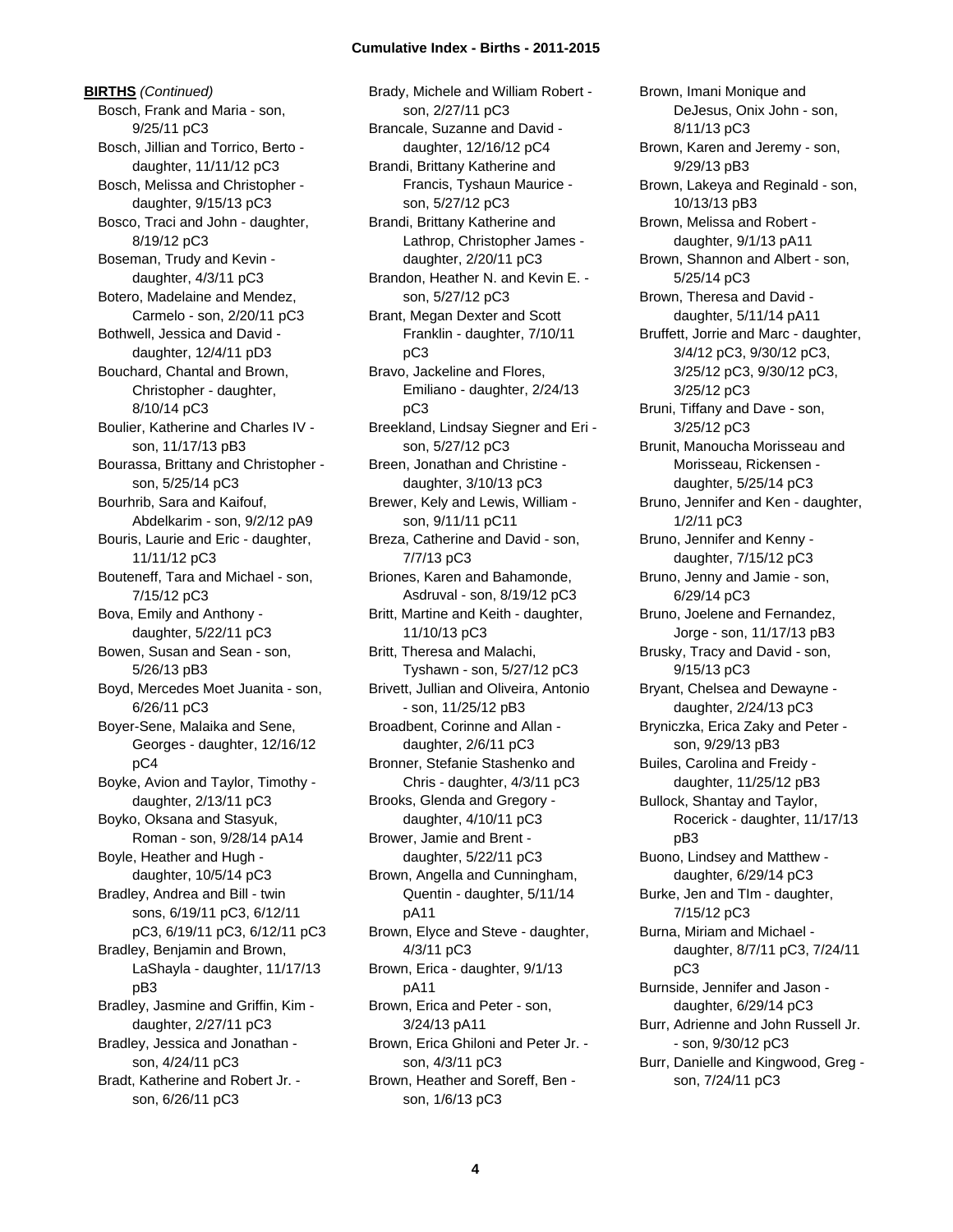**BIRTHS** *(Continued)*

Bosch, Frank and Maria - son, 9/25/11 pC3
Bosch, Jillian and Torrico, Berto - daughter, 11/11/12 pC3
Bosch, Melissa and Christopher - daughter, 9/15/13 pC3
Bosco, Traci and John - daughter, 8/19/12 pC3
Boseman, Trudy and Kevin - daughter, 4/3/11 pC3
Botero, Madelaine and Mendez, Carmelo - son, 2/20/11 pC3
Bothwell, Jessica and David - daughter, 12/4/11 pD3
Bouchard, Chantal and Brown, Christopher - daughter, 8/10/14 pC3
Boulier, Katherine and Charles IV - son, 11/17/13 pB3
Bourassa, Brittany and Christopher - son, 5/25/14 pC3
Bourhrib, Sara and Kaifouf, Abdelkarim - son, 9/2/12 pA9
Bouris, Laurie and Eric - daughter, 11/11/12 pC3
Bouteneff, Tara and Michael - son, 7/15/12 pC3
Bova, Emily and Anthony - daughter, 5/22/11 pC3
Bowen, Susan and Sean - son, 5/26/13 pB3
Boyd, Mercedes Moet Juanita - son, 6/26/11 pC3
Boyer-Sene, Malaika and Sene, Georges - daughter, 12/16/12 pC4
Boyke, Avion and Taylor, Timothy - daughter, 2/13/11 pC3
Boyko, Oksana and Stasyuk, Roman - son, 9/28/14 pA14
Boyle, Heather and Hugh - daughter, 10/5/14 pC3
Bradley, Andrea and Bill - twin sons, 6/19/11 pC3, 6/12/11 pC3, 6/19/11 pC3, 6/12/11 pC3
Bradley, Benjamin and Brown, LaShayla - daughter, 11/17/13 pB3
Bradley, Jasmine and Griffin, Kim - daughter, 2/27/11 pC3
Bradley, Jessica and Jonathan - son, 4/24/11 pC3
Bradt, Katherine and Robert Jr. - son, 6/26/11 pC3
Brady, Michele and William Robert - son, 2/27/11 pC3
Brancale, Suzanne and David - daughter, 12/16/12 pC4
Brandi, Brittany Katherine and Francis, Tyshaun Maurice - son, 5/27/12 pC3
Brandi, Brittany Katherine and Lathrop, Christopher James - daughter, 2/20/11 pC3
Brandon, Heather N. and Kevin E. - son, 5/27/12 pC3
Brant, Megan Dexter and Scott Franklin - daughter, 7/10/11 pC3
Bravo, Jackeline and Flores, Emiliano - daughter, 2/24/13 pC3
Breekland, Lindsay Siegner and Eri - son, 5/27/12 pC3
Breen, Jonathan and Christine - daughter, 3/10/13 pC3
Brewer, Kely and Lewis, William - son, 9/11/11 pC11
Breza, Catherine and David - son, 7/7/13 pC3
Briones, Karen and Bahamonde, Asdruval - son, 8/19/12 pC3
Britt, Martine and Keith - daughter, 11/10/13 pC3
Britt, Theresa and Malachi, Tyshawn - son, 5/27/12 pC3
Brivett, Jullian and Oliveira, Antonio - son, 11/25/12 pB3
Broadbent, Corinne and Allan - daughter, 2/6/11 pC3
Bronner, Stefanie Stashenko and Chris - daughter, 4/3/11 pC3
Brooks, Glenda and Gregory - daughter, 4/10/11 pC3
Brower, Jamie and Brent - daughter, 5/22/11 pC3
Brown, Angella and Cunningham, Quentin - daughter, 5/11/14 pA11
Brown, Elyce and Steve - daughter, 4/3/11 pC3
Brown, Erica - daughter, 9/1/13 pA11
Brown, Erica and Peter - son, 3/24/13 pA11
Brown, Erica Ghiloni and Peter Jr. - son, 4/3/11 pC3
Brown, Heather and Soreff, Ben - son, 1/6/13 pC3
Brown, Imani Monique and DeJesus, Onix John - son, 8/11/13 pC3
Brown, Karen and Jeremy - son, 9/29/13 pB3
Brown, Lakeya and Reginald - son, 10/13/13 pB3
Brown, Melissa and Robert - daughter, 9/1/13 pA11
Brown, Shannon and Albert - son, 5/25/14 pC3
Brown, Theresa and David - daughter, 5/11/14 pA11
Bruffett, Jorrie and Marc - daughter, 3/4/12 pC3, 9/30/12 pC3, 3/25/12 pC3, 9/30/12 pC3, 3/25/12 pC3
Bruni, Tiffany and Dave - son, 3/25/12 pC3
Brunit, Manoucha Morisseau and Morisseau, Rickensen - daughter, 5/25/14 pC3
Bruno, Jennifer and Ken - daughter, 1/2/11 pC3
Bruno, Jennifer and Kenny - daughter, 7/15/12 pC3
Bruno, Jenny and Jamie - son, 6/29/14 pC3
Bruno, Joelene and Fernandez, Jorge - son, 11/17/13 pB3
Brusky, Tracy and David - son, 9/15/13 pC3
Bryant, Chelsea and Dewayne - daughter, 2/24/13 pC3
Bryniczka, Erica Zaky and Peter - son, 9/29/13 pB3
Builes, Carolina and Freidy - daughter, 11/25/12 pB3
Bullock, Shantay and Taylor, Rocerick - daughter, 11/17/13 pB3
Buono, Lindsey and Matthew - daughter, 6/29/14 pC3
Burke, Jen and TIm - daughter, 7/15/12 pC3
Burna, Miriam and Michael - daughter, 8/7/11 pC3, 7/24/11 pC3
Burnside, Jennifer and Jason - daughter, 6/29/14 pC3
Burr, Adrienne and John Russell Jr. - son, 9/30/12 pC3
Burr, Danielle and Kingwood, Greg - son, 7/24/11 pC3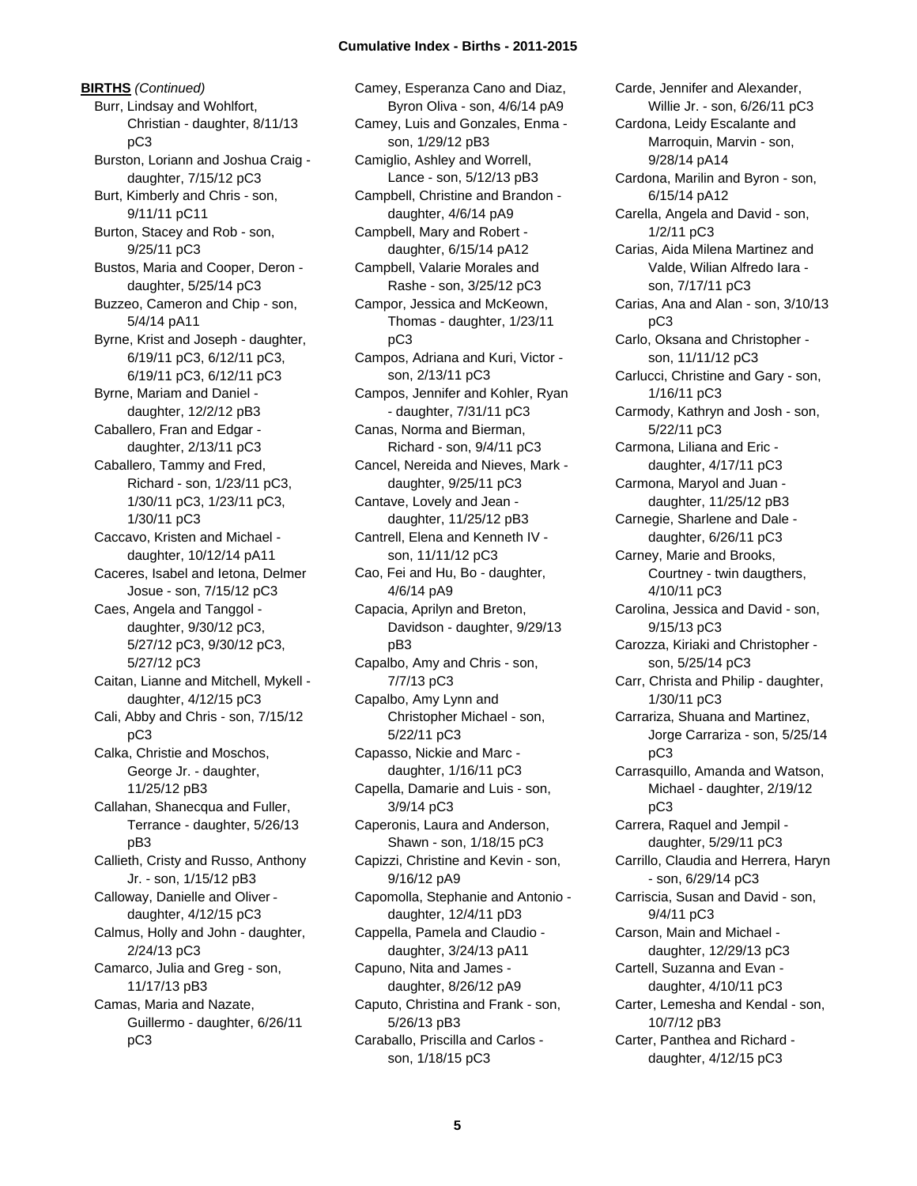**BIRTHS** *(Continued)*

Burr, Lindsay and Wohlfort, Christian - daughter, 8/11/13 pC3

Burston, Loriann and Joshua Craig - daughter, 7/15/12 pC3

Burt, Kimberly and Chris - son, 9/11/11 pC11

Burton, Stacey and Rob - son, 9/25/11 pC3

Bustos, Maria and Cooper, Deron - daughter, 5/25/14 pC3

Buzzeo, Cameron and Chip - son, 5/4/14 pA11

Byrne, Krist and Joseph - daughter, 6/19/11 pC3, 6/12/11 pC3, 6/19/11 pC3, 6/12/11 pC3

Byrne, Mariam and Daniel - daughter, 12/2/12 pB3

Caballero, Fran and Edgar - daughter, 2/13/11 pC3

Caballero, Tammy and Fred, Richard - son, 1/23/11 pC3, 1/30/11 pC3, 1/23/11 pC3, 1/30/11 pC3

Caccavo, Kristen and Michael - daughter, 10/12/14 pA11

Caceres, Isabel and Ietona, Delmer Josue - son, 7/15/12 pC3

Caes, Angela and Tanggol - daughter, 9/30/12 pC3, 5/27/12 pC3, 9/30/12 pC3, 5/27/12 pC3

Caitan, Lianne and Mitchell, Mykell - daughter, 4/12/15 pC3

Cali, Abby and Chris - son, 7/15/12 pC3

Calka, Christie and Moschos, George Jr. - daughter, 11/25/12 pB3

Callahan, Shanecqua and Fuller, Terrance - daughter, 5/26/13 pB3

Callieth, Cristy and Russo, Anthony Jr. - son, 1/15/12 pB3

Calloway, Danielle and Oliver - daughter, 4/12/15 pC3

Calmus, Holly and John - daughter, 2/24/13 pC3

Camarco, Julia and Greg - son, 11/17/13 pB3

Camas, Maria and Nazate, Guillermo - daughter, 6/26/11 pC3

Camey, Esperanza Cano and Diaz, Byron Oliva - son, 4/6/14 pA9

Camey, Luis and Gonzales, Enma - son, 1/29/12 pB3

Camiglio, Ashley and Worrell, Lance - son, 5/12/13 pB3

Campbell, Christine and Brandon - daughter, 4/6/14 pA9

Campbell, Mary and Robert - daughter, 6/15/14 pA12

Campbell, Valarie Morales and Rashe - son, 3/25/12 pC3

Campor, Jessica and McKeown, Thomas - daughter, 1/23/11 pC3

Campos, Adriana and Kuri, Victor - son, 2/13/11 pC3

Campos, Jennifer and Kohler, Ryan - daughter, 7/31/11 pC3

Canas, Norma and Bierman, Richard - son, 9/4/11 pC3

Cancel, Nereida and Nieves, Mark - daughter, 9/25/11 pC3

Cantave, Lovely and Jean - daughter, 11/25/12 pB3

Cantrell, Elena and Kenneth IV - son, 11/11/12 pC3

Cao, Fei and Hu, Bo - daughter, 4/6/14 pA9

Capacia, Aprilyn and Breton, Davidson - daughter, 9/29/13 pB3

Capalbo, Amy and Chris - son, 7/7/13 pC3

Capalbo, Amy Lynn and Christopher Michael - son, 5/22/11 pC3

Capasso, Nickie and Marc - daughter, 1/16/11 pC3

Capella, Damarie and Luis - son, 3/9/14 pC3

Caperonis, Laura and Anderson, Shawn - son, 1/18/15 pC3

Capizzi, Christine and Kevin - son, 9/16/12 pA9

Capomolla, Stephanie and Antonio - daughter, 12/4/11 pD3

Cappella, Pamela and Claudio - daughter, 3/24/13 pA11

Capuno, Nita and James - daughter, 8/26/12 pA9

Caputo, Christina and Frank - son, 5/26/13 pB3

Caraballo, Priscilla and Carlos - son, 1/18/15 pC3

Carde, Jennifer and Alexander, Willie Jr. - son, 6/26/11 pC3

Cardona, Leidy Escalante and Marroquin, Marvin - son, 9/28/14 pA14

Cardona, Marilin and Byron - son, 6/15/14 pA12

Carella, Angela and David - son, 1/2/11 pC3

Carias, Aida Milena Martinez and Valde, Wilian Alfredo Iara - son, 7/17/11 pC3

Carias, Ana and Alan - son, 3/10/13 pC3

Carlo, Oksana and Christopher - son, 11/11/12 pC3

Carlucci, Christine and Gary - son, 1/16/11 pC3

Carmody, Kathryn and Josh - son, 5/22/11 pC3

Carmona, Liliana and Eric - daughter, 4/17/11 pC3

Carmona, Maryol and Juan - daughter, 11/25/12 pB3

Carnegie, Sharlene and Dale - daughter, 6/26/11 pC3

Carney, Marie and Brooks, Courtney - twin daugthers, 4/10/11 pC3

Carolina, Jessica and David - son, 9/15/13 pC3

Carozza, Kiriaki and Christopher - son, 5/25/14 pC3

Carr, Christa and Philip - daughter, 1/30/11 pC3

Carrariza, Shuana and Martinez, Jorge Carrariza - son, 5/25/14 pC3

Carrasquillo, Amanda and Watson, Michael - daughter, 2/19/12 pC3

Carrera, Raquel and Jempil - daughter, 5/29/11 pC3

Carrillo, Claudia and Herrera, Haryn - son, 6/29/14 pC3

Carriscia, Susan and David - son, 9/4/11 pC3

Carson, Main and Michael - daughter, 12/29/13 pC3

Cartell, Suzanna and Evan - daughter, 4/10/11 pC3

Carter, Lemesha and Kendal - son, 10/7/12 pB3

Carter, Panthea and Richard - daughter, 4/12/15 pC3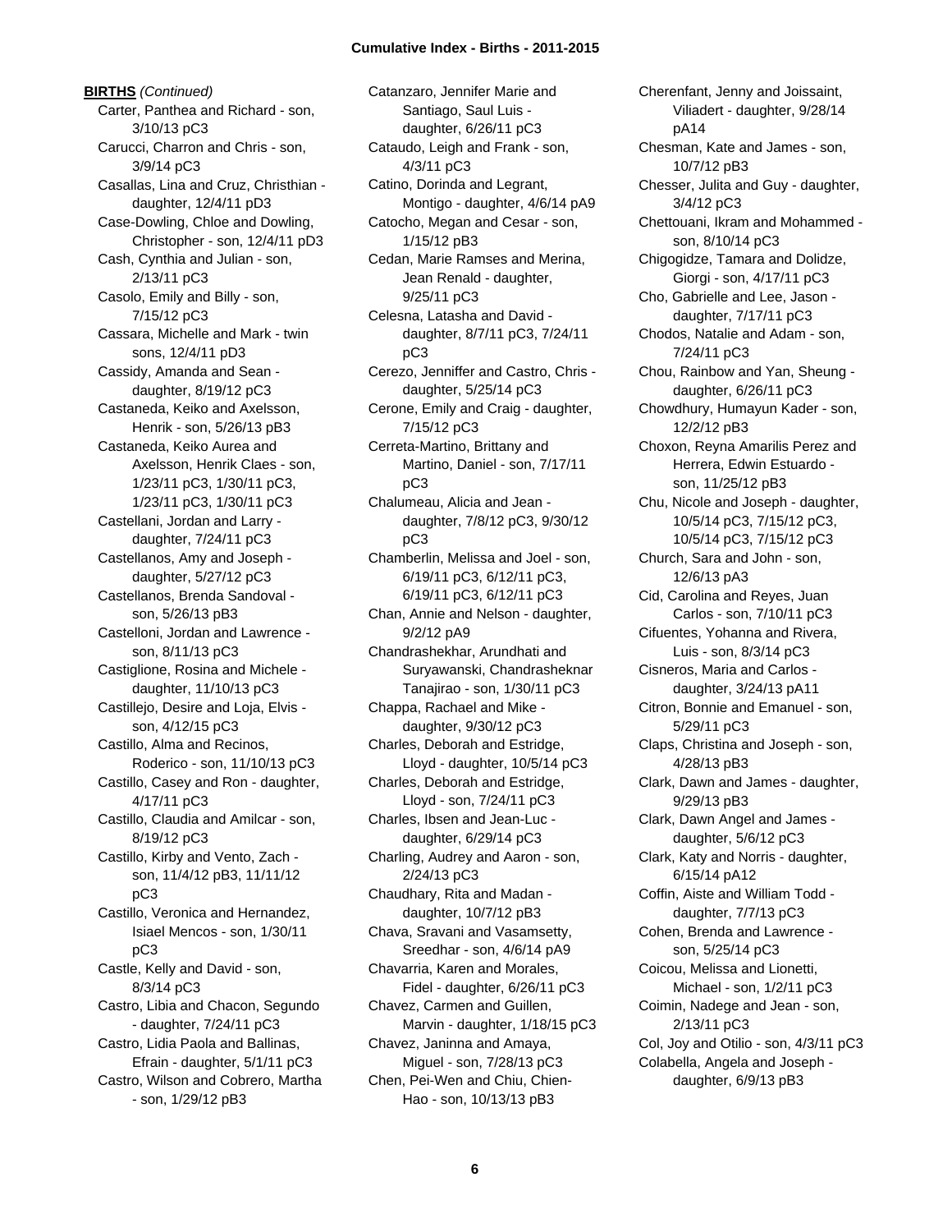**BIRTHS** *(Continued)*

Carter, Panthea and Richard - son, 3/10/13 pC3
Carucci, Charron and Chris - son, 3/9/14 pC3
Casallas, Lina and Cruz, Christhian - daughter, 12/4/11 pD3
Case-Dowling, Chloe and Dowling, Christopher - son, 12/4/11 pD3
Cash, Cynthia and Julian - son, 2/13/11 pC3
Casolo, Emily and Billy - son, 7/15/12 pC3
Cassara, Michelle and Mark - twin sons, 12/4/11 pD3
Cassidy, Amanda and Sean - daughter, 8/19/12 pC3
Castaneda, Keiko and Axelsson, Henrik - son, 5/26/13 pB3
Castaneda, Keiko Aurea and Axelsson, Henrik Claes - son, 1/23/11 pC3, 1/30/11 pC3, 1/23/11 pC3, 1/30/11 pC3
Castellani, Jordan and Larry - daughter, 7/24/11 pC3
Castellanos, Amy and Joseph - daughter, 5/27/12 pC3
Castellanos, Brenda Sandoval - son, 5/26/13 pB3
Castelloni, Jordan and Lawrence - son, 8/11/13 pC3
Castiglione, Rosina and Michele - daughter, 11/10/13 pC3
Castillejo, Desire and Loja, Elvis - son, 4/12/15 pC3
Castillo, Alma and Recinos, Roderico - son, 11/10/13 pC3
Castillo, Casey and Ron - daughter, 4/17/11 pC3
Castillo, Claudia and Amilcar - son, 8/19/12 pC3
Castillo, Kirby and Vento, Zach - son, 11/4/12 pB3, 11/11/12 pC3
Castillo, Veronica and Hernandez, Isiael Mencos - son, 1/30/11 pC3
Castle, Kelly and David - son, 8/3/14 pC3
Castro, Libia and Chacon, Segundo - daughter, 7/24/11 pC3
Castro, Lidia Paola and Ballinas, Efrain - daughter, 5/1/11 pC3
Castro, Wilson and Cobrero, Martha - son, 1/29/12 pB3
Catanzaro, Jennifer Marie and Santiago, Saul Luis - daughter, 6/26/11 pC3
Cataudo, Leigh and Frank - son, 4/3/11 pC3
Catino, Dorinda and Legrant, Montigo - daughter, 4/6/14 pA9
Catocho, Megan and Cesar - son, 1/15/12 pB3
Cedan, Marie Ramses and Merina, Jean Renald - daughter, 9/25/11 pC3
Celesna, Latasha and David - daughter, 8/7/11 pC3, 7/24/11 pC3
Cerezo, Jenniffer and Castro, Chris - daughter, 5/25/14 pC3
Cerone, Emily and Craig - daughter, 7/15/12 pC3
Cerreta-Martino, Brittany and Martino, Daniel - son, 7/17/11 pC3
Chalumeau, Alicia and Jean - daughter, 7/8/12 pC3, 9/30/12 pC3
Chamberlin, Melissa and Joel - son, 6/19/11 pC3, 6/12/11 pC3, 6/19/11 pC3, 6/12/11 pC3
Chan, Annie and Nelson - daughter, 9/2/12 pA9
Chandrashekhar, Arundhati and Suryawanski, Chandrasheknar Tanajirao - son, 1/30/11 pC3
Chappa, Rachael and Mike - daughter, 9/30/12 pC3
Charles, Deborah and Estridge, Lloyd - daughter, 10/5/14 pC3
Charles, Deborah and Estridge, Lloyd - son, 7/24/11 pC3
Charles, Ibsen and Jean-Luc - daughter, 6/29/14 pC3
Charling, Audrey and Aaron - son, 2/24/13 pC3
Chaudhary, Rita and Madan - daughter, 10/7/12 pB3
Chava, Sravani and Vasamsetty, Sreedhar - son, 4/6/14 pA9
Chavarria, Karen and Morales, Fidel - daughter, 6/26/11 pC3
Chavez, Carmen and Guillen, Marvin - daughter, 1/18/15 pC3
Chavez, Janinna and Amaya, Miguel - son, 7/28/13 pC3
Chen, Pei-Wen and Chiu, Chien-Hao - son, 10/13/13 pB3
Cherenfant, Jenny and Joissaint, Viliadert - daughter, 9/28/14 pA14
Chesman, Kate and James - son, 10/7/12 pB3
Chesser, Julita and Guy - daughter, 3/4/12 pC3
Chettouani, Ikram and Mohammed - son, 8/10/14 pC3
Chigogidze, Tamara and Dolidze, Giorgi - son, 4/17/11 pC3
Cho, Gabrielle and Lee, Jason - daughter, 7/17/11 pC3
Chodos, Natalie and Adam - son, 7/24/11 pC3
Chou, Rainbow and Yan, Sheung - daughter, 6/26/11 pC3
Chowdhury, Humayun Kader - son, 12/2/12 pB3
Choxon, Reyna Amarilis Perez and Herrera, Edwin Estuardo - son, 11/25/12 pB3
Chu, Nicole and Joseph - daughter, 10/5/14 pC3, 7/15/12 pC3, 10/5/14 pC3, 7/15/12 pC3
Church, Sara and John - son, 12/6/13 pA3
Cid, Carolina and Reyes, Juan Carlos - son, 7/10/11 pC3
Cifuentes, Yohanna and Rivera, Luis - son, 8/3/14 pC3
Cisneros, Maria and Carlos - daughter, 3/24/13 pA11
Citron, Bonnie and Emanuel - son, 5/29/11 pC3
Claps, Christina and Joseph - son, 4/28/13 pB3
Clark, Dawn and James - daughter, 9/29/13 pB3
Clark, Dawn Angel and James - daughter, 5/6/12 pC3
Clark, Katy and Norris - daughter, 6/15/14 pA12
Coffin, Aiste and William Todd - daughter, 7/7/13 pC3
Cohen, Brenda and Lawrence - son, 5/25/14 pC3
Coicou, Melissa and Lionetti, Michael - son, 1/2/11 pC3
Coimin, Nadege and Jean - son, 2/13/11 pC3
Col, Joy and Otilio - son, 4/3/11 pC3
Colabella, Angela and Joseph - daughter, 6/9/13 pB3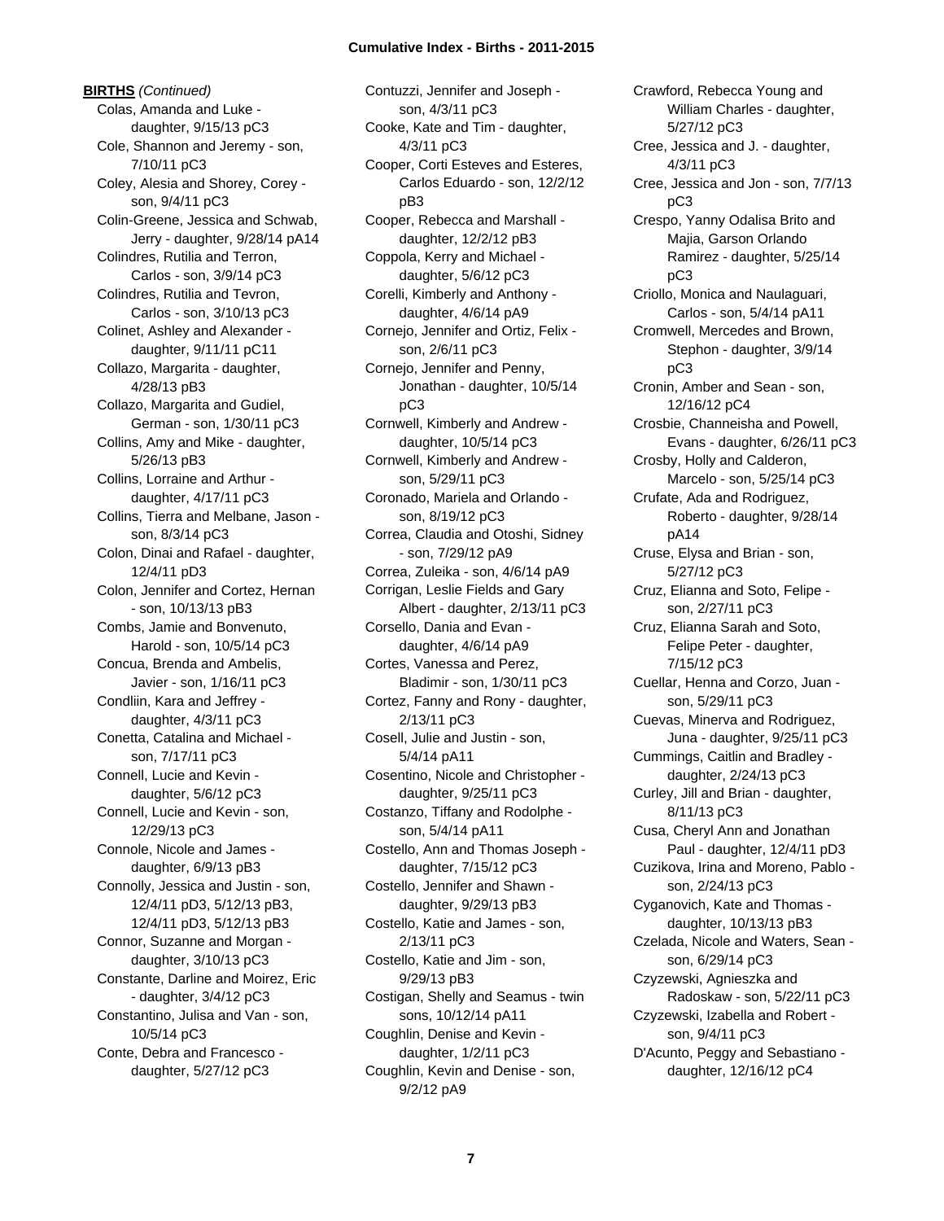**BIRTHS** *(Continued)*

Colas, Amanda and Luke - daughter, 9/15/13 pC3

Cole, Shannon and Jeremy - son, 7/10/11 pC3

Coley, Alesia and Shorey, Corey - son, 9/4/11 pC3

Colin-Greene, Jessica and Schwab, Jerry - daughter, 9/28/14 pA14

Colindres, Rutilia and Terron, Carlos - son, 3/9/14 pC3

Colindres, Rutilia and Tevron, Carlos - son, 3/10/13 pC3

Colinet, Ashley and Alexander - daughter, 9/11/11 pC11

Collazo, Margarita - daughter, 4/28/13 pB3

Collazo, Margarita and Gudiel, German - son, 1/30/11 pC3

Collins, Amy and Mike - daughter, 5/26/13 pB3

Collins, Lorraine and Arthur - daughter, 4/17/11 pC3

Collins, Tierra and Melbane, Jason - son, 8/3/14 pC3

Colon, Dinai and Rafael - daughter, 12/4/11 pD3

Colon, Jennifer and Cortez, Hernan - son, 10/13/13 pB3

Combs, Jamie and Bonvenuto, Harold - son, 10/5/14 pC3

Concua, Brenda and Ambelis, Javier - son, 1/16/11 pC3

Condliin, Kara and Jeffrey - daughter, 4/3/11 pC3

Conetta, Catalina and Michael - son, 7/17/11 pC3

Connell, Lucie and Kevin - daughter, 5/6/12 pC3

Connell, Lucie and Kevin - son, 12/29/13 pC3

Connole, Nicole and James - daughter, 6/9/13 pB3

Connolly, Jessica and Justin - son, 12/4/11 pD3, 5/12/13 pB3, 12/4/11 pD3, 5/12/13 pB3

Connor, Suzanne and Morgan - daughter, 3/10/13 pC3

Constante, Darline and Moirez, Eric - daughter, 3/4/12 pC3

Constantino, Julisa and Van - son, 10/5/14 pC3

Conte, Debra and Francesco - daughter, 5/27/12 pC3

Contuzzi, Jennifer and Joseph - son, 4/3/11 pC3

Cooke, Kate and Tim - daughter, 4/3/11 pC3

Cooper, Corti Esteves and Esteres, Carlos Eduardo - son, 12/2/12 pB3

Cooper, Rebecca and Marshall - daughter, 12/2/12 pB3

Coppola, Kerry and Michael - daughter, 5/6/12 pC3

Corelli, Kimberly and Anthony - daughter, 4/6/14 pA9

Cornejo, Jennifer and Ortiz, Felix - son, 2/6/11 pC3

Cornejo, Jennifer and Penny, Jonathan - daughter, 10/5/14 pC3

Cornwell, Kimberly and Andrew - daughter, 10/5/14 pC3

Cornwell, Kimberly and Andrew - son, 5/29/11 pC3

Coronado, Mariela and Orlando - son, 8/19/12 pC3

Correa, Claudia and Otoshi, Sidney - son, 7/29/12 pA9

Correa, Zuleika - son, 4/6/14 pA9

Corrigan, Leslie Fields and Gary Albert - daughter, 2/13/11 pC3

Corsello, Dania and Evan - daughter, 4/6/14 pA9

Cortes, Vanessa and Perez, Bladimir - son, 1/30/11 pC3

Cortez, Fanny and Rony - daughter, 2/13/11 pC3

Cosell, Julie and Justin - son, 5/4/14 pA11

Cosentino, Nicole and Christopher - daughter, 9/25/11 pC3

Costanzo, Tiffany and Rodolphe - son, 5/4/14 pA11

Costello, Ann and Thomas Joseph - daughter, 7/15/12 pC3

Costello, Jennifer and Shawn - daughter, 9/29/13 pB3

Costello, Katie and James - son, 2/13/11 pC3

Costello, Katie and Jim - son, 9/29/13 pB3

Costigan, Shelly and Seamus - twin sons, 10/12/14 pA11

Coughlin, Denise and Kevin - daughter, 1/2/11 pC3

Coughlin, Kevin and Denise - son, 9/2/12 pA9

Crawford, Rebecca Young and William Charles - daughter, 5/27/12 pC3

Cree, Jessica and J. - daughter, 4/3/11 pC3

Cree, Jessica and Jon - son, 7/7/13 pC3

Crespo, Yanny Odalisa Brito and Majia, Garson Orlando Ramirez - daughter, 5/25/14 pC3

Criollo, Monica and Naulaguari, Carlos - son, 5/4/14 pA11

Cromwell, Mercedes and Brown, Stephon - daughter, 3/9/14 pC3

Cronin, Amber and Sean - son, 12/16/12 pC4

Crosbie, Channeisha and Powell, Evans - daughter, 6/26/11 pC3

Crosby, Holly and Calderon, Marcelo - son, 5/25/14 pC3

Crufate, Ada and Rodriguez, Roberto - daughter, 9/28/14 pA14

Cruse, Elysa and Brian - son, 5/27/12 pC3

Cruz, Elianna and Soto, Felipe - son, 2/27/11 pC3

Cruz, Elianna Sarah and Soto, Felipe Peter - daughter, 7/15/12 pC3

Cuellar, Henna and Corzo, Juan - son, 5/29/11 pC3

Cuevas, Minerva and Rodriguez, Juna - daughter, 9/25/11 pC3

Cummings, Caitlin and Bradley - daughter, 2/24/13 pC3

Curley, Jill and Brian - daughter, 8/11/13 pC3

Cusa, Cheryl Ann and Jonathan Paul - daughter, 12/4/11 pD3

Cuzikova, Irina and Moreno, Pablo - son, 2/24/13 pC3

Cyganovich, Kate and Thomas - daughter, 10/13/13 pB3

Czelada, Nicole and Waters, Sean - son, 6/29/14 pC3

Czyzewski, Agnieszka and Radoskaw - son, 5/22/11 pC3

Czyzewski, Izabella and Robert - son, 9/4/11 pC3

D'Acunto, Peggy and Sebastiano - daughter, 12/16/12 pC4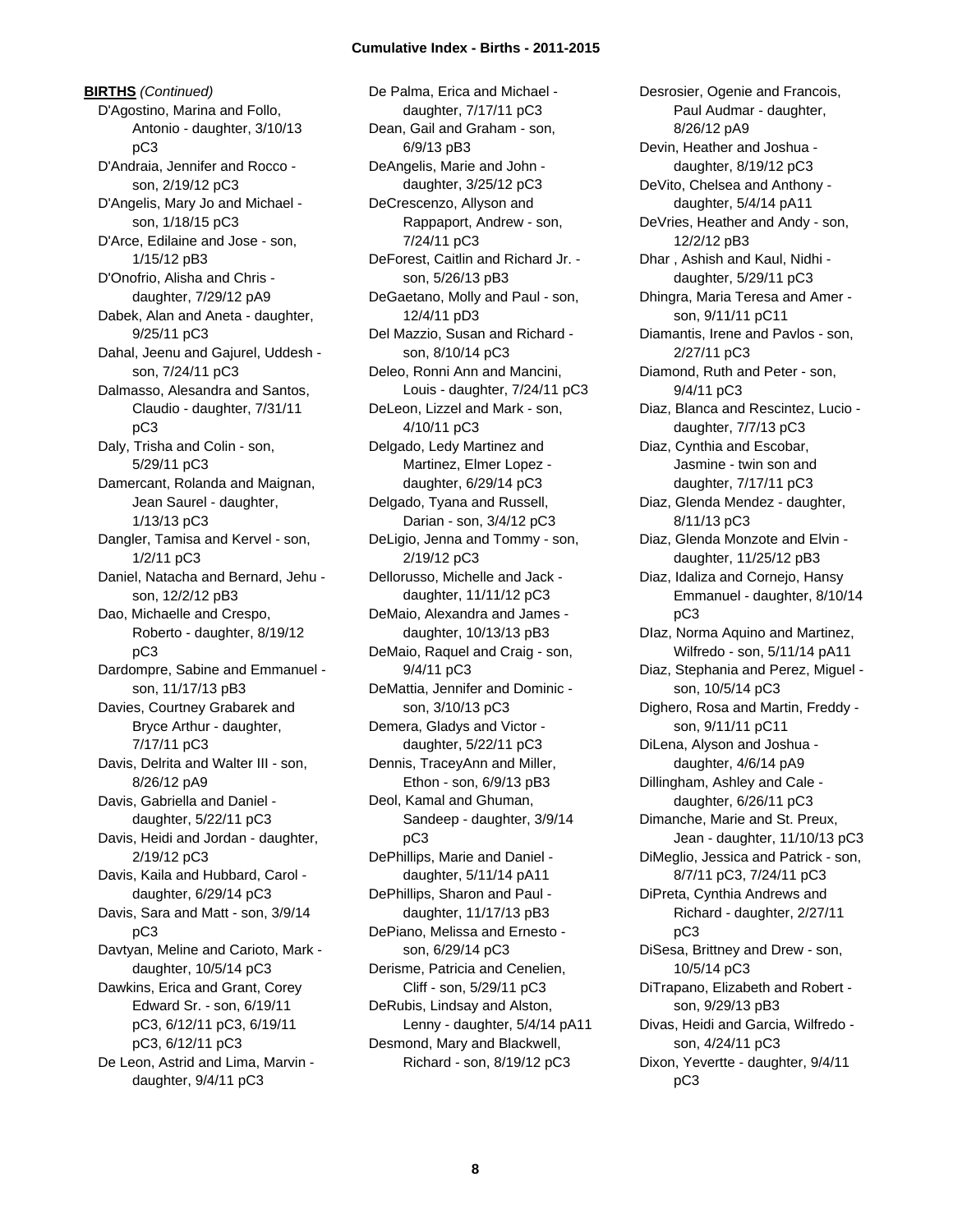**BIRTHS** *(Continued)*

D'Agostino, Marina and Follo, Antonio - daughter, 3/10/13 pC3
D'Andraia, Jennifer and Rocco - son, 2/19/12 pC3
D'Angelis, Mary Jo and Michael - son, 1/18/15 pC3
D'Arce, Edilaine and Jose - son, 1/15/12 pB3
D'Onofrio, Alisha and Chris - daughter, 7/29/12 pA9
Dabek, Alan and Aneta - daughter, 9/25/11 pC3
Dahal, Jeenu and Gajurel, Uddesh - son, 7/24/11 pC3
Dalmasso, Alesandra and Santos, Claudio - daughter, 7/31/11 pC3
Daly, Trisha and Colin - son, 5/29/11 pC3
Damercant, Rolanda and Maignan, Jean Saurel - daughter, 1/13/13 pC3
Dangler, Tamisa and Kervel - son, 1/2/11 pC3
Daniel, Natacha and Bernard, Jehu - son, 12/2/12 pB3
Dao, Michaelle and Crespo, Roberto - daughter, 8/19/12 pC3
Dardompre, Sabine and Emmanuel - son, 11/17/13 pB3
Davies, Courtney Grabarek and Bryce Arthur - daughter, 7/17/11 pC3
Davis, Delrita and Walter III - son, 8/26/12 pA9
Davis, Gabriella and Daniel - daughter, 5/22/11 pC3
Davis, Heidi and Jordan - daughter, 2/19/12 pC3
Davis, Kaila and Hubbard, Carol - daughter, 6/29/14 pC3
Davis, Sara and Matt - son, 3/9/14 pC3
Davtyan, Meline and Carioto, Mark - daughter, 10/5/14 pC3
Dawkins, Erica and Grant, Corey Edward Sr. - son, 6/19/11 pC3, 6/12/11 pC3, 6/19/11 pC3, 6/12/11 pC3
De Leon, Astrid and Lima, Marvin - daughter, 9/4/11 pC3
De Palma, Erica and Michael - daughter, 7/17/11 pC3
Dean, Gail and Graham - son, 6/9/13 pB3
DeAngelis, Marie and John - daughter, 3/25/12 pC3
DeCrescenzo, Allyson and Rappaport, Andrew - son, 7/24/11 pC3
DeForest, Caitlin and Richard Jr. - son, 5/26/13 pB3
DeGaetano, Molly and Paul - son, 12/4/11 pD3
Del Mazzio, Susan and Richard - son, 8/10/14 pC3
Deleo, Ronni Ann and Mancini, Louis - daughter, 7/24/11 pC3
DeLeon, Lizzel and Mark - son, 4/10/11 pC3
Delgado, Ledy Martinez and Martinez, Elmer Lopez - daughter, 6/29/14 pC3
Delgado, Tyana and Russell, Darian - son, 3/4/12 pC3
DeLigio, Jenna and Tommy - son, 2/19/12 pC3
Dellorusso, Michelle and Jack - daughter, 11/11/12 pC3
DeMaio, Alexandra and James - daughter, 10/13/13 pB3
DeMaio, Raquel and Craig - son, 9/4/11 pC3
DeMattia, Jennifer and Dominic - son, 3/10/13 pC3
Demera, Gladys and Victor - daughter, 5/22/11 pC3
Dennis, TraceyAnn and Miller, Ethon - son, 6/9/13 pB3
Deol, Kamal and Ghuman, Sandeep - daughter, 3/9/14 pC3
DePhillips, Marie and Daniel - daughter, 5/11/14 pA11
DePhillips, Sharon and Paul - daughter, 11/17/13 pB3
DePiano, Melissa and Ernesto - son, 6/29/14 pC3
Derisme, Patricia and Cenelien, Cliff - son, 5/29/11 pC3
DeRubis, Lindsay and Alston, Lenny - daughter, 5/4/14 pA11
Desmond, Mary and Blackwell, Richard - son, 8/19/12 pC3
Desrosier, Ogenie and Francois, Paul Audmar - daughter, 8/26/12 pA9
Devin, Heather and Joshua - daughter, 8/19/12 pC3
DeVito, Chelsea and Anthony - daughter, 5/4/14 pA11
DeVries, Heather and Andy - son, 12/2/12 pB3
Dhar , Ashish and Kaul, Nidhi - daughter, 5/29/11 pC3
Dhingra, Maria Teresa and Amer - son, 9/11/11 pC11
Diamantis, Irene and Pavlos - son, 2/27/11 pC3
Diamond, Ruth and Peter - son, 9/4/11 pC3
Diaz, Blanca and Rescintez, Lucio - daughter, 7/7/13 pC3
Diaz, Cynthia and Escobar, Jasmine - twin son and daughter, 7/17/11 pC3
Diaz, Glenda Mendez - daughter, 8/11/13 pC3
Diaz, Glenda Monzote and Elvin - daughter, 11/25/12 pB3
Diaz, Idaliza and Cornejo, Hansy Emmanuel - daughter, 8/10/14 pC3
DIaz, Norma Aquino and Martinez, Wilfredo - son, 5/11/14 pA11
Diaz, Stephania and Perez, Miguel - son, 10/5/14 pC3
Dighero, Rosa and Martin, Freddy - son, 9/11/11 pC11
DiLena, Alyson and Joshua - daughter, 4/6/14 pA9
Dillingham, Ashley and Cale - daughter, 6/26/11 pC3
Dimanche, Marie and St. Preux, Jean - daughter, 11/10/13 pC3
DiMeglio, Jessica and Patrick - son, 8/7/11 pC3, 7/24/11 pC3
DiPreta, Cynthia Andrews and Richard - daughter, 2/27/11 pC3
DiSesa, Brittney and Drew - son, 10/5/14 pC3
DiTrapano, Elizabeth and Robert - son, 9/29/13 pB3
Divas, Heidi and Garcia, Wilfredo - son, 4/24/11 pC3
Dixon, Yevertte - daughter, 9/4/11 pC3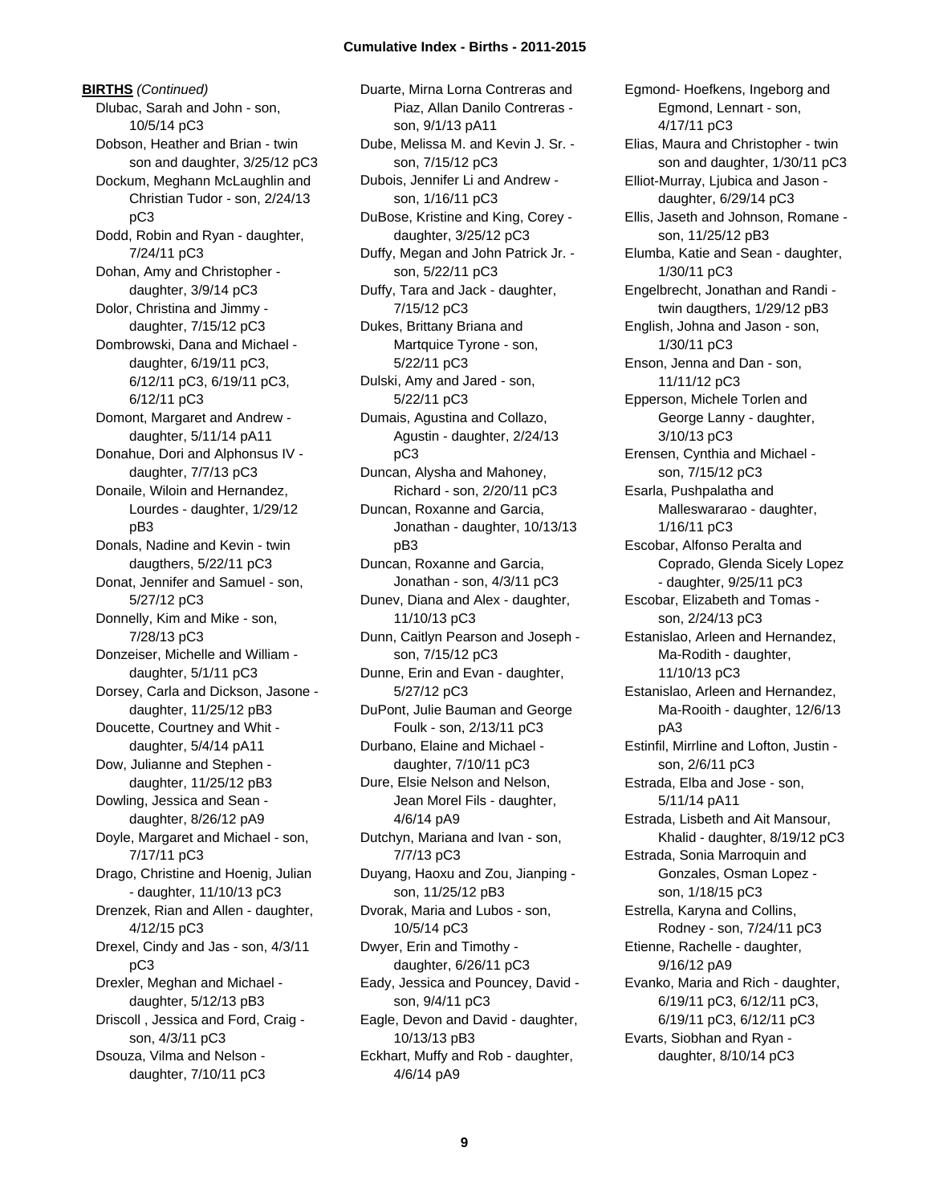**BIRTHS** *(Continued)*

Dlubac, Sarah and John - son, 10/5/14 pC3
Dobson, Heather and Brian - twin son and daughter, 3/25/12 pC3
Dockum, Meghann McLaughlin and Christian Tudor - son, 2/24/13 pC3
Dodd, Robin and Ryan - daughter, 7/24/11 pC3
Dohan, Amy and Christopher - daughter, 3/9/14 pC3
Dolor, Christina and Jimmy - daughter, 7/15/12 pC3
Dombrowski, Dana and Michael - daughter, 6/19/11 pC3, 6/12/11 pC3, 6/19/11 pC3, 6/12/11 pC3
Domont, Margaret and Andrew - daughter, 5/11/14 pA11
Donahue, Dori and Alphonsus IV - daughter, 7/7/13 pC3
Donaile, Wiloin and Hernandez, Lourdes - daughter, 1/29/12 pB3
Donals, Nadine and Kevin - twin daugthers, 5/22/11 pC3
Donat, Jennifer and Samuel - son, 5/27/12 pC3
Donnelly, Kim and Mike - son, 7/28/13 pC3
Donzeiser, Michelle and William - daughter, 5/1/11 pC3
Dorsey, Carla and Dickson, Jasone - daughter, 11/25/12 pB3
Doucette, Courtney and Whit - daughter, 5/4/14 pA11
Dow, Julianne and Stephen - daughter, 11/25/12 pB3
Dowling, Jessica and Sean - daughter, 8/26/12 pA9
Doyle, Margaret and Michael - son, 7/17/11 pC3
Drago, Christine and Hoenig, Julian - daughter, 11/10/13 pC3
Drenzek, Rian and Allen - daughter, 4/12/15 pC3
Drexel, Cindy and Jas - son, 4/3/11 pC3
Drexler, Meghan and Michael - daughter, 5/12/13 pB3
Driscoll , Jessica and Ford, Craig - son, 4/3/11 pC3
Dsouza, Vilma and Nelson - daughter, 7/10/11 pC3
Duarte, Mirna Lorna Contreras and Piaz, Allan Danilo Contreras - son, 9/1/13 pA11
Dube, Melissa M. and Kevin J. Sr. - son, 7/15/12 pC3
Dubois, Jennifer Li and Andrew - son, 1/16/11 pC3
DuBose, Kristine and King, Corey - daughter, 3/25/12 pC3
Duffy, Megan and John Patrick Jr. - son, 5/22/11 pC3
Duffy, Tara and Jack - daughter, 7/15/12 pC3
Dukes, Brittany Briana and Martquice Tyrone - son, 5/22/11 pC3
Dulski, Amy and Jared - son, 5/22/11 pC3
Dumais, Agustina and Collazo, Agustin - daughter, 2/24/13 pC3
Duncan, Alysha and Mahoney, Richard - son, 2/20/11 pC3
Duncan, Roxanne and Garcia, Jonathan - daughter, 10/13/13 pB3
Duncan, Roxanne and Garcia, Jonathan - son, 4/3/11 pC3
Dunev, Diana and Alex - daughter, 11/10/13 pC3
Dunn, Caitlyn Pearson and Joseph - son, 7/15/12 pC3
Dunne, Erin and Evan - daughter, 5/27/12 pC3
DuPont, Julie Bauman and George Foulk - son, 2/13/11 pC3
Durbano, Elaine and Michael - daughter, 7/10/11 pC3
Dure, Elsie Nelson and Nelson, Jean Morel Fils - daughter, 4/6/14 pA9
Dutchyn, Mariana and Ivan - son, 7/7/13 pC3
Duyang, Haoxu and Zou, Jianping - son, 11/25/12 pB3
Dvorak, Maria and Lubos - son, 10/5/14 pC3
Dwyer, Erin and Timothy - daughter, 6/26/11 pC3
Eady, Jessica and Pouncey, David - son, 9/4/11 pC3
Eagle, Devon and David - daughter, 10/13/13 pB3
Eckhart, Muffy and Rob - daughter, 4/6/14 pA9
Egmond- Hoefkens, Ingeborg and Egmond, Lennart - son, 4/17/11 pC3
Elias, Maura and Christopher - twin son and daughter, 1/30/11 pC3
Elliot-Murray, Ljubica and Jason - daughter, 6/29/14 pC3
Ellis, Jaseth and Johnson, Romane - son, 11/25/12 pB3
Elumba, Katie and Sean - daughter, 1/30/11 pC3
Engelbrecht, Jonathan and Randi - twin daugthers, 1/29/12 pB3
English, Johna and Jason - son, 1/30/11 pC3
Enson, Jenna and Dan - son, 11/11/12 pC3
Epperson, Michele Torlen and George Lanny - daughter, 3/10/13 pC3
Erensen, Cynthia and Michael - son, 7/15/12 pC3
Esarla, Pushpalatha and Malleswararao - daughter, 1/16/11 pC3
Escobar, Alfonso Peralta and Coprado, Glenda Sicely Lopez - daughter, 9/25/11 pC3
Escobar, Elizabeth and Tomas - son, 2/24/13 pC3
Estanislao, Arleen and Hernandez, Ma-Rodith - daughter, 11/10/13 pC3
Estanislao, Arleen and Hernandez, Ma-Rooith - daughter, 12/6/13 pA3
Estinfil, Mirrline and Lofton, Justin - son, 2/6/11 pC3
Estrada, Elba and Jose - son, 5/11/14 pA11
Estrada, Lisbeth and Ait Mansour, Khalid - daughter, 8/19/12 pC3
Estrada, Sonia Marroquin and Gonzales, Osman Lopez - son, 1/18/15 pC3
Estrella, Karyna and Collins, Rodney - son, 7/24/11 pC3
Etienne, Rachelle - daughter, 9/16/12 pA9
Evanko, Maria and Rich - daughter, 6/19/11 pC3, 6/12/11 pC3, 6/19/11 pC3, 6/12/11 pC3
Evarts, Siobhan and Ryan - daughter, 8/10/14 pC3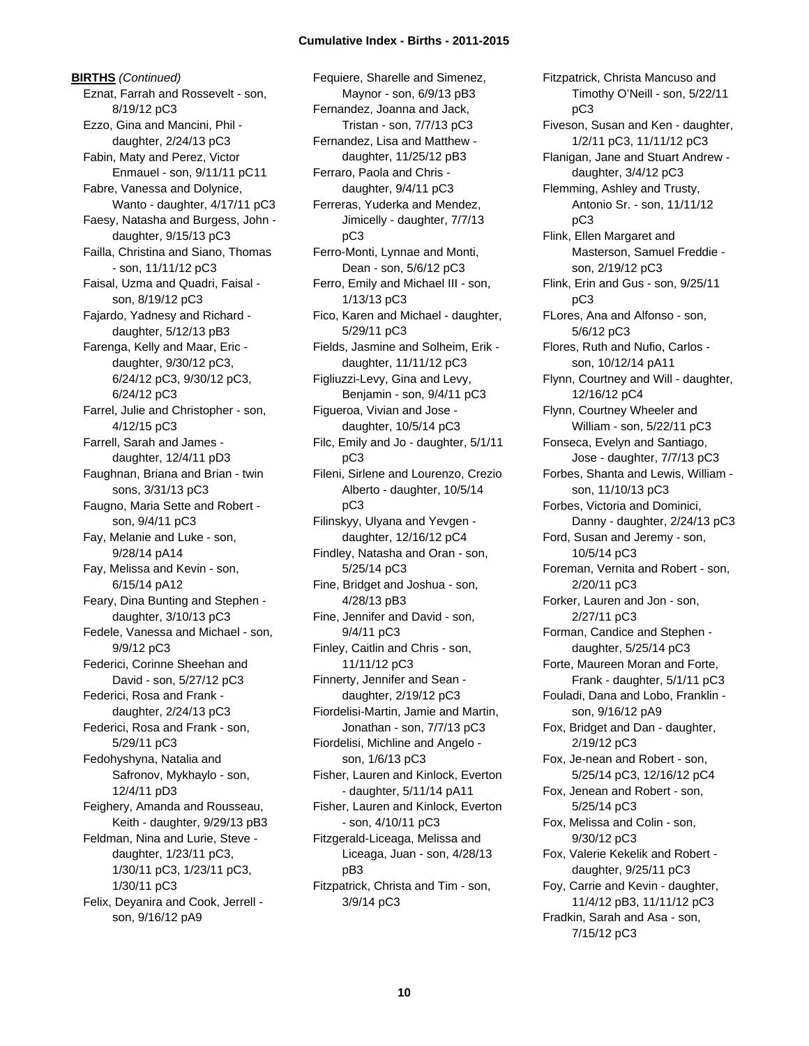**BIRTHS** *(Continued)*

Eznat, Farrah and Rossevelt - son, 8/19/12 pC3
Ezzo, Gina and Mancini, Phil - daughter, 2/24/13 pC3
Fabin, Maty and Perez, Victor Enmauel - son, 9/11/11 pC11
Fabre, Vanessa and Dolynice, Wanto - daughter, 4/17/11 pC3
Faesy, Natasha and Burgess, John - daughter, 9/15/13 pC3
Failla, Christina and Siano, Thomas - son, 11/11/12 pC3
Faisal, Uzma and Quadri, Faisal - son, 8/19/12 pC3
Fajardo, Yadnesy and Richard - daughter, 5/12/13 pB3
Farenga, Kelly and Maar, Eric - daughter, 9/30/12 pC3, 6/24/12 pC3, 9/30/12 pC3, 6/24/12 pC3
Farrel, Julie and Christopher - son, 4/12/15 pC3
Farrell, Sarah and James - daughter, 12/4/11 pD3
Faughnan, Briana and Brian - twin sons, 3/31/13 pC3
Faugno, Maria Sette and Robert - son, 9/4/11 pC3
Fay, Melanie and Luke - son, 9/28/14 pA14
Fay, Melissa and Kevin - son, 6/15/14 pA12
Feary, Dina Bunting and Stephen - daughter, 3/10/13 pC3
Fedele, Vanessa and Michael - son, 9/9/12 pC3
Federici, Corinne Sheehan and David - son, 5/27/12 pC3
Federici, Rosa and Frank - daughter, 2/24/13 pC3
Federici, Rosa and Frank - son, 5/29/11 pC3
Fedohyshyna, Natalia and Safronov, Mykhaylo - son, 12/4/11 pD3
Feighery, Amanda and Rousseau, Keith - daughter, 9/29/13 pB3
Feldman, Nina and Lurie, Steve - daughter, 1/23/11 pC3, 1/30/11 pC3, 1/23/11 pC3, 1/30/11 pC3
Felix, Deyanira and Cook, Jerrell - son, 9/16/12 pA9
Fequiere, Sharelle and Simenez, Maynor - son, 6/9/13 pB3
Fernandez, Joanna and Jack, Tristan - son, 7/7/13 pC3
Fernandez, Lisa and Matthew - daughter, 11/25/12 pB3
Ferraro, Paola and Chris - daughter, 9/4/11 pC3
Ferreras, Yuderka and Mendez, Jimicelly - daughter, 7/7/13 pC3
Ferro-Monti, Lynnae and Monti, Dean - son, 5/6/12 pC3
Ferro, Emily and Michael III - son, 1/13/13 pC3
Fico, Karen and Michael - daughter, 5/29/11 pC3
Fields, Jasmine and Solheim, Erik - daughter, 11/11/12 pC3
Figliuzzi-Levy, Gina and Levy, Benjamin - son, 9/4/11 pC3
Figueroa, Vivian and Jose - daughter, 10/5/14 pC3
Filc, Emily and Jo - daughter, 5/1/11 pC3
Fileni, Sirlene and Lourenzo, Crezio Alberto - daughter, 10/5/14 pC3
Filinskyy, Ulyana and Yevgen - daughter, 12/16/12 pC4
Findley, Natasha and Oran - son, 5/25/14 pC3
Fine, Bridget and Joshua - son, 4/28/13 pB3
Fine, Jennifer and David - son, 9/4/11 pC3
Finley, Caitlin and Chris - son, 11/11/12 pC3
Finnerty, Jennifer and Sean - daughter, 2/19/12 pC3
Fiordelisi-Martin, Jamie and Martin, Jonathan - son, 7/7/13 pC3
Fiordelisi, Michline and Angelo - son, 1/6/13 pC3
Fisher, Lauren and Kinlock, Everton - daughter, 5/11/14 pA11
Fisher, Lauren and Kinlock, Everton - son, 4/10/11 pC3
Fitzgerald-Liceaga, Melissa and Liceaga, Juan - son, 4/28/13 pB3
Fitzpatrick, Christa and Tim - son, 3/9/14 pC3
Fitzpatrick, Christa Mancuso and Timothy O'Neill - son, 5/22/11 pC3
Fiveson, Susan and Ken - daughter, 1/2/11 pC3, 11/11/12 pC3
Flanigan, Jane and Stuart Andrew - daughter, 3/4/12 pC3
Flemming, Ashley and Trusty, Antonio Sr. - son, 11/11/12 pC3
Flink, Ellen Margaret and Masterson, Samuel Freddie - son, 2/19/12 pC3
Flink, Erin and Gus - son, 9/25/11 pC3
FLores, Ana and Alfonso - son, 5/6/12 pC3
Flores, Ruth and Nufio, Carlos - son, 10/12/14 pA11
Flynn, Courtney and Will - daughter, 12/16/12 pC4
Flynn, Courtney Wheeler and William - son, 5/22/11 pC3
Fonseca, Evelyn and Santiago, Jose - daughter, 7/7/13 pC3
Forbes, Shanta and Lewis, William - son, 11/10/13 pC3
Forbes, Victoria and Dominici, Danny - daughter, 2/24/13 pC3
Ford, Susan and Jeremy - son, 10/5/14 pC3
Foreman, Vernita and Robert - son, 2/20/11 pC3
Forker, Lauren and Jon - son, 2/27/11 pC3
Forman, Candice and Stephen - daughter, 5/25/14 pC3
Forte, Maureen Moran and Forte, Frank - daughter, 5/1/11 pC3
Fouladi, Dana and Lobo, Franklin - son, 9/16/12 pA9
Fox, Bridget and Dan - daughter, 2/19/12 pC3
Fox, Je-nean and Robert - son, 5/25/14 pC3, 12/16/12 pC4
Fox, Jenean and Robert - son, 5/25/14 pC3
Fox, Melissa and Colin - son, 9/30/12 pC3
Fox, Valerie Kekelik and Robert - daughter, 9/25/11 pC3
Foy, Carrie and Kevin - daughter, 11/4/12 pB3, 11/11/12 pC3
Fradkin, Sarah and Asa - son, 7/15/12 pC3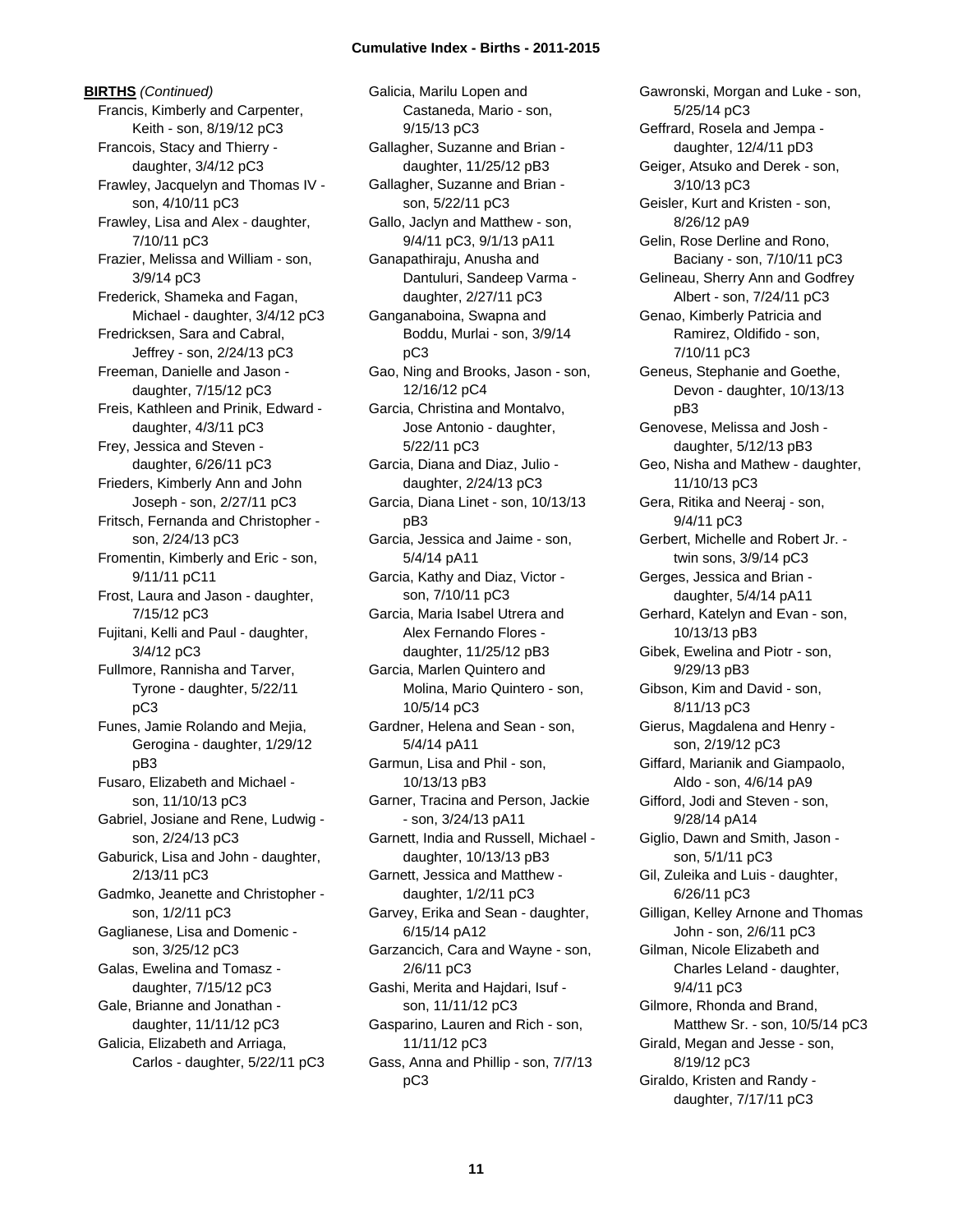**BIRTHS** *(Continued)*

Francis, Kimberly and Carpenter, Keith - son, 8/19/12 pC3
Francois, Stacy and Thierry - daughter, 3/4/12 pC3
Frawley, Jacquelyn and Thomas IV - son, 4/10/11 pC3
Frawley, Lisa and Alex - daughter, 7/10/11 pC3
Frazier, Melissa and William - son, 3/9/14 pC3
Frederick, Shameka and Fagan, Michael - daughter, 3/4/12 pC3
Fredricksen, Sara and Cabral, Jeffrey - son, 2/24/13 pC3
Freeman, Danielle and Jason - daughter, 7/15/12 pC3
Freis, Kathleen and Prinik, Edward - daughter, 4/3/11 pC3
Frey, Jessica and Steven - daughter, 6/26/11 pC3
Frieders, Kimberly Ann and John Joseph - son, 2/27/11 pC3
Fritsch, Fernanda and Christopher - son, 2/24/13 pC3
Fromentin, Kimberly and Eric - son, 9/11/11 pC11
Frost, Laura and Jason - daughter, 7/15/12 pC3
Fujitani, Kelli and Paul - daughter, 3/4/12 pC3
Fullmore, Rannisha and Tarver, Tyrone - daughter, 5/22/11 pC3
Funes, Jamie Rolando and Mejia, Gerogina - daughter, 1/29/12 pB3
Fusaro, Elizabeth and Michael - son, 11/10/13 pC3
Gabriel, Josiane and Rene, Ludwig - son, 2/24/13 pC3
Gaburick, Lisa and John - daughter, 2/13/11 pC3
Gadmko, Jeanette and Christopher - son, 1/2/11 pC3
Gaglianese, Lisa and Domenic - son, 3/25/12 pC3
Galas, Ewelina and Tomasz - daughter, 7/15/12 pC3
Gale, Brianne and Jonathan - daughter, 11/11/12 pC3
Galicia, Elizabeth and Arriaga, Carlos - daughter, 5/22/11 pC3
Galicia, Marilu Lopen and Castaneda, Mario - son, 9/15/13 pC3
Gallagher, Suzanne and Brian - daughter, 11/25/12 pB3
Gallagher, Suzanne and Brian - son, 5/22/11 pC3
Gallo, Jaclyn and Matthew - son, 9/4/11 pC3, 9/1/13 pA11
Ganapathiraju, Anusha and Dantuluri, Sandeep Varma - daughter, 2/27/11 pC3
Ganganaboina, Swapna and Boddu, Murlai - son, 3/9/14 pC3
Gao, Ning and Brooks, Jason - son, 12/16/12 pC4
Garcia, Christina and Montalvo, Jose Antonio - daughter, 5/22/11 pC3
Garcia, Diana and Diaz, Julio - daughter, 2/24/13 pC3
Garcia, Diana Linet - son, 10/13/13 pB3
Garcia, Jessica and Jaime - son, 5/4/14 pA11
Garcia, Kathy and Diaz, Victor - son, 7/10/11 pC3
Garcia, Maria Isabel Utrera and Alex Fernando Flores - daughter, 11/25/12 pB3
Garcia, Marlen Quintero and Molina, Mario Quintero - son, 10/5/14 pC3
Gardner, Helena and Sean - son, 5/4/14 pA11
Garmun, Lisa and Phil - son, 10/13/13 pB3
Garner, Tracina and Person, Jackie - son, 3/24/13 pA11
Garnett, India and Russell, Michael - daughter, 10/13/13 pB3
Garnett, Jessica and Matthew - daughter, 1/2/11 pC3
Garvey, Erika and Sean - daughter, 6/15/14 pA12
Garzancich, Cara and Wayne - son, 2/6/11 pC3
Gashi, Merita and Hajdari, Isuf - son, 11/11/12 pC3
Gasparino, Lauren and Rich - son, 11/11/12 pC3
Gass, Anna and Phillip - son, 7/7/13 pC3
Gawronski, Morgan and Luke - son, 5/25/14 pC3
Geffrard, Rosela and Jempa - daughter, 12/4/11 pD3
Geiger, Atsuko and Derek - son, 3/10/13 pC3
Geisler, Kurt and Kristen - son, 8/26/12 pA9
Gelin, Rose Derline and Rono, Baciany - son, 7/10/11 pC3
Gelineau, Sherry Ann and Godfrey Albert - son, 7/24/11 pC3
Genao, Kimberly Patricia and Ramirez, Oldifido - son, 7/10/11 pC3
Geneus, Stephanie and Goethe, Devon - daughter, 10/13/13 pB3
Genovese, Melissa and Josh - daughter, 5/12/13 pB3
Geo, Nisha and Mathew - daughter, 11/10/13 pC3
Gera, Ritika and Neeraj - son, 9/4/11 pC3
Gerbert, Michelle and Robert Jr. - twin sons, 3/9/14 pC3
Gerges, Jessica and Brian - daughter, 5/4/14 pA11
Gerhard, Katelyn and Evan - son, 10/13/13 pB3
Gibek, Ewelina and Piotr - son, 9/29/13 pB3
Gibson, Kim and David - son, 8/11/13 pC3
Gierus, Magdalena and Henry - son, 2/19/12 pC3
Giffard, Marianik and Giampaolo, Aldo - son, 4/6/14 pA9
Gifford, Jodi and Steven - son, 9/28/14 pA14
Giglio, Dawn and Smith, Jason - son, 5/1/11 pC3
Gil, Zuleika and Luis - daughter, 6/26/11 pC3
Gilligan, Kelley Arnone and Thomas John - son, 2/6/11 pC3
Gilman, Nicole Elizabeth and Charles Leland - daughter, 9/4/11 pC3
Gilmore, Rhonda and Brand, Matthew Sr. - son, 10/5/14 pC3
Girald, Megan and Jesse - son, 8/19/12 pC3
Giraldo, Kristen and Randy - daughter, 7/17/11 pC3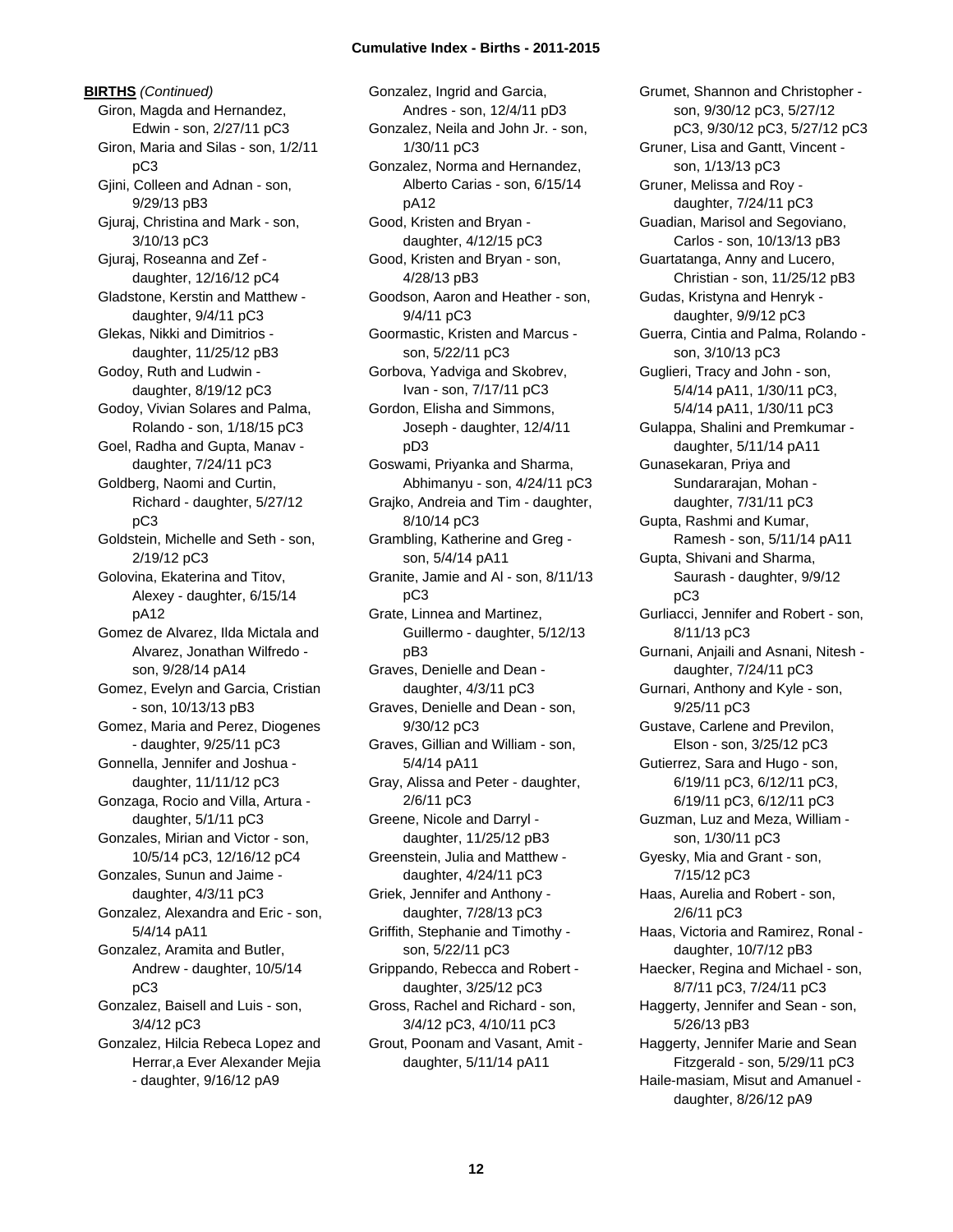**BIRTHS** *(Continued)*

Giron, Magda and Hernandez, Edwin - son, 2/27/11 pC3
Giron, Maria and Silas - son, 1/2/11 pC3
Gjini, Colleen and Adnan - son, 9/29/13 pB3
Gjuraj, Christina and Mark - son, 3/10/13 pC3
Gjuraj, Roseanna and Zef - daughter, 12/16/12 pC4
Gladstone, Kerstin and Matthew - daughter, 9/4/11 pC3
Glekas, Nikki and Dimitrios - daughter, 11/25/12 pB3
Godoy, Ruth and Ludwin - daughter, 8/19/12 pC3
Godoy, Vivian Solares and Palma, Rolando - son, 1/18/15 pC3
Goel, Radha and Gupta, Manav - daughter, 7/24/11 pC3
Goldberg, Naomi and Curtin, Richard - daughter, 5/27/12 pC3
Goldstein, Michelle and Seth - son, 2/19/12 pC3
Golovina, Ekaterina and Titov, Alexey - daughter, 6/15/14 pA12
Gomez de Alvarez, Ilda Mictala and Alvarez, Jonathan Wilfredo - son, 9/28/14 pA14
Gomez, Evelyn and Garcia, Cristian - son, 10/13/13 pB3
Gomez, Maria and Perez, Diogenes - daughter, 9/25/11 pC3
Gonnella, Jennifer and Joshua - daughter, 11/11/12 pC3
Gonzaga, Rocio and Villa, Artura - daughter, 5/1/11 pC3
Gonzales, Mirian and Victor - son, 10/5/14 pC3, 12/16/12 pC4
Gonzales, Sunun and Jaime - daughter, 4/3/11 pC3
Gonzalez, Alexandra and Eric - son, 5/4/14 pA11
Gonzalez, Aramita and Butler, Andrew - daughter, 10/5/14 pC3
Gonzalez, Baisell and Luis - son, 3/4/12 pC3
Gonzalez, Hilcia Rebeca Lopez and Herrar,a Ever Alexander Mejia - daughter, 9/16/12 pA9
Gonzalez, Ingrid and Garcia, Andres - son, 12/4/11 pD3
Gonzalez, Neila and John Jr. - son, 1/30/11 pC3
Gonzalez, Norma and Hernandez, Alberto Carias - son, 6/15/14 pA12
Good, Kristen and Bryan - daughter, 4/12/15 pC3
Good, Kristen and Bryan - son, 4/28/13 pB3
Goodson, Aaron and Heather - son, 9/4/11 pC3
Goormastic, Kristen and Marcus - son, 5/22/11 pC3
Gorbova, Yadviga and Skobrev, Ivan - son, 7/17/11 pC3
Gordon, Elisha and Simmons, Joseph - daughter, 12/4/11 pD3
Goswami, Priyanka and Sharma, Abhimanyu - son, 4/24/11 pC3
Grajko, Andreia and Tim - daughter, 8/10/14 pC3
Grambling, Katherine and Greg - son, 5/4/14 pA11
Granite, Jamie and Al - son, 8/11/13 pC3
Grate, Linnea and Martinez, Guillermo - daughter, 5/12/13 pB3
Graves, Denielle and Dean - daughter, 4/3/11 pC3
Graves, Denielle and Dean - son, 9/30/12 pC3
Graves, Gillian and William - son, 5/4/14 pA11
Gray, Alissa and Peter - daughter, 2/6/11 pC3
Greene, Nicole and Darryl - daughter, 11/25/12 pB3
Greenstein, Julia and Matthew - daughter, 4/24/11 pC3
Griek, Jennifer and Anthony - daughter, 7/28/13 pC3
Griffith, Stephanie and Timothy - son, 5/22/11 pC3
Grippando, Rebecca and Robert - daughter, 3/25/12 pC3
Gross, Rachel and Richard - son, 3/4/12 pC3, 4/10/11 pC3
Grout, Poonam and Vasant, Amit - daughter, 5/11/14 pA11
Grumet, Shannon and Christopher - son, 9/30/12 pC3, 5/27/12 pC3, 9/30/12 pC3, 5/27/12 pC3
Gruner, Lisa and Gantt, Vincent - son, 1/13/13 pC3
Gruner, Melissa and Roy - daughter, 7/24/11 pC3
Guadian, Marisol and Segoviano, Carlos - son, 10/13/13 pB3
Guartatanga, Anny and Lucero, Christian - son, 11/25/12 pB3
Gudas, Kristyna and Henryk - daughter, 9/9/12 pC3
Guerra, Cintia and Palma, Rolando - son, 3/10/13 pC3
Guglieri, Tracy and John - son, 5/4/14 pA11, 1/30/11 pC3, 5/4/14 pA11, 1/30/11 pC3
Gulappa, Shalini and Premkumar - daughter, 5/11/14 pA11
Gunasekaran, Priya and Sundararajan, Mohan - daughter, 7/31/11 pC3
Gupta, Rashmi and Kumar, Ramesh - son, 5/11/14 pA11
Gupta, Shivani and Sharma, Saurash - daughter, 9/9/12 pC3
Gurliacci, Jennifer and Robert - son, 8/11/13 pC3
Gurnani, Anjaili and Asnani, Nitesh - daughter, 7/24/11 pC3
Gurnari, Anthony and Kyle - son, 9/25/11 pC3
Gustave, Carlene and Previlon, Elson - son, 3/25/12 pC3
Gutierrez, Sara and Hugo - son, 6/19/11 pC3, 6/12/11 pC3, 6/19/11 pC3, 6/12/11 pC3
Guzman, Luz and Meza, William - son, 1/30/11 pC3
Gyesky, Mia and Grant - son, 7/15/12 pC3
Haas, Aurelia and Robert - son, 2/6/11 pC3
Haas, Victoria and Ramirez, Ronal - daughter, 10/7/12 pB3
Haecker, Regina and Michael - son, 8/7/11 pC3, 7/24/11 pC3
Haggerty, Jennifer and Sean - son, 5/26/13 pB3
Haggerty, Jennifer Marie and Sean Fitzgerald - son, 5/29/11 pC3
Haile-masiam, Misut and Amanuel - daughter, 8/26/12 pA9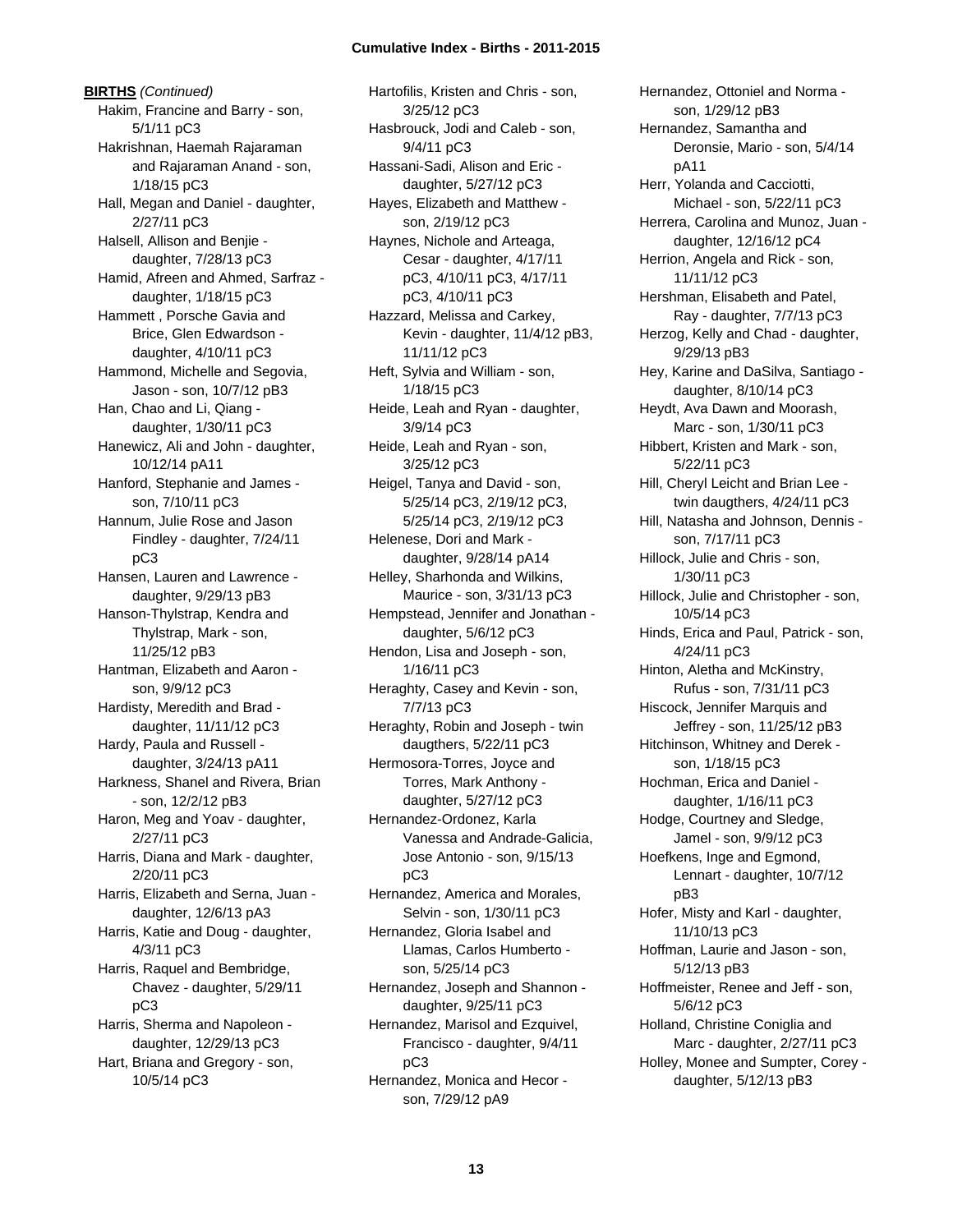**BIRTHS** *(Continued)*

Hakim, Francine and Barry - son, 5/1/11 pC3
Hakrishnan, Haemah Rajaraman and Rajaraman Anand - son, 1/18/15 pC3
Hall, Megan and Daniel - daughter, 2/27/11 pC3
Halsell, Allison and Benjie - daughter, 7/28/13 pC3
Hamid, Afreen and Ahmed, Sarfraz - daughter, 1/18/15 pC3
Hammett , Porsche Gavia and Brice, Glen Edwardson - daughter, 4/10/11 pC3
Hammond, Michelle and Segovia, Jason - son, 10/7/12 pB3
Han, Chao and Li, Qiang - daughter, 1/30/11 pC3
Hanewicz, Ali and John - daughter, 10/12/14 pA11
Hanford, Stephanie and James - son, 7/10/11 pC3
Hannum, Julie Rose and Jason Findley - daughter, 7/24/11 pC3
Hansen, Lauren and Lawrence - daughter, 9/29/13 pB3
Hanson-Thylstrap, Kendra and Thylstrap, Mark - son, 11/25/12 pB3
Hantman, Elizabeth and Aaron - son, 9/9/12 pC3
Hardisty, Meredith and Brad - daughter, 11/11/12 pC3
Hardy, Paula and Russell - daughter, 3/24/13 pA11
Harkness, Shanel and Rivera, Brian - son, 12/2/12 pB3
Haron, Meg and Yoav - daughter, 2/27/11 pC3
Harris, Diana and Mark - daughter, 2/20/11 pC3
Harris, Elizabeth and Serna, Juan - daughter, 12/6/13 pA3
Harris, Katie and Doug - daughter, 4/3/11 pC3
Harris, Raquel and Bembridge, Chavez - daughter, 5/29/11 pC3
Harris, Sherma and Napoleon - daughter, 12/29/13 pC3
Hart, Briana and Gregory - son, 10/5/14 pC3
Hartofilis, Kristen and Chris - son, 3/25/12 pC3
Hasbrouck, Jodi and Caleb - son, 9/4/11 pC3
Hassani-Sadi, Alison and Eric - daughter, 5/27/12 pC3
Hayes, Elizabeth and Matthew - son, 2/19/12 pC3
Haynes, Nichole and Arteaga, Cesar - daughter, 4/17/11 pC3, 4/10/11 pC3, 4/17/11 pC3, 4/10/11 pC3
Hazzard, Melissa and Carkey, Kevin - daughter, 11/4/12 pB3, 11/11/12 pC3
Heft, Sylvia and William - son, 1/18/15 pC3
Heide, Leah and Ryan - daughter, 3/9/14 pC3
Heide, Leah and Ryan - son, 3/25/12 pC3
Heigel, Tanya and David - son, 5/25/14 pC3, 2/19/12 pC3, 5/25/14 pC3, 2/19/12 pC3
Helenese, Dori and Mark - daughter, 9/28/14 pA14
Helley, Sharhonda and Wilkins, Maurice - son, 3/31/13 pC3
Hempstead, Jennifer and Jonathan - daughter, 5/6/12 pC3
Hendon, Lisa and Joseph - son, 1/16/11 pC3
Heraghty, Casey and Kevin - son, 7/7/13 pC3
Heraghty, Robin and Joseph - twin daugthers, 5/22/11 pC3
Hermosora-Torres, Joyce and Torres, Mark Anthony - daughter, 5/27/12 pC3
Hernandez-Ordonez, Karla Vanessa and Andrade-Galicia, Jose Antonio - son, 9/15/13 pC3
Hernandez, America and Morales, Selvin - son, 1/30/11 pC3
Hernandez, Gloria Isabel and Llamas, Carlos Humberto - son, 5/25/14 pC3
Hernandez, Joseph and Shannon - daughter, 9/25/11 pC3
Hernandez, Marisol and Ezquivel, Francisco - daughter, 9/4/11 pC3
Hernandez, Monica and Hecor - son, 7/29/12 pA9
Hernandez, Ottoniel and Norma - son, 1/29/12 pB3
Hernandez, Samantha and Deronsie, Mario - son, 5/4/14 pA11
Herr, Yolanda and Cacciotti, Michael - son, 5/22/11 pC3
Herrera, Carolina and Munoz, Juan - daughter, 12/16/12 pC4
Herrion, Angela and Rick - son, 11/11/12 pC3
Hershman, Elisabeth and Patel, Ray - daughter, 7/7/13 pC3
Herzog, Kelly and Chad - daughter, 9/29/13 pB3
Hey, Karine and DaSilva, Santiago - daughter, 8/10/14 pC3
Heydt, Ava Dawn and Moorash, Marc - son, 1/30/11 pC3
Hibbert, Kristen and Mark - son, 5/22/11 pC3
Hill, Cheryl Leicht and Brian Lee - twin daugthers, 4/24/11 pC3
Hill, Natasha and Johnson, Dennis - son, 7/17/11 pC3
Hillock, Julie and Chris - son, 1/30/11 pC3
Hillock, Julie and Christopher - son, 10/5/14 pC3
Hinds, Erica and Paul, Patrick - son, 4/24/11 pC3
Hinton, Aletha and McKinstry, Rufus - son, 7/31/11 pC3
Hiscock, Jennifer Marquis and Jeffrey - son, 11/25/12 pB3
Hitchinson, Whitney and Derek - son, 1/18/15 pC3
Hochman, Erica and Daniel - daughter, 1/16/11 pC3
Hodge, Courtney and Sledge, Jamel - son, 9/9/12 pC3
Hoefkens, Inge and Egmond, Lennart - daughter, 10/7/12 pB3
Hofer, Misty and Karl - daughter, 11/10/13 pC3
Hoffman, Laurie and Jason - son, 5/12/13 pB3
Hoffmeister, Renee and Jeff - son, 5/6/12 pC3
Holland, Christine Coniglia and Marc - daughter, 2/27/11 pC3
Holley, Monee and Sumpter, Corey - daughter, 5/12/13 pB3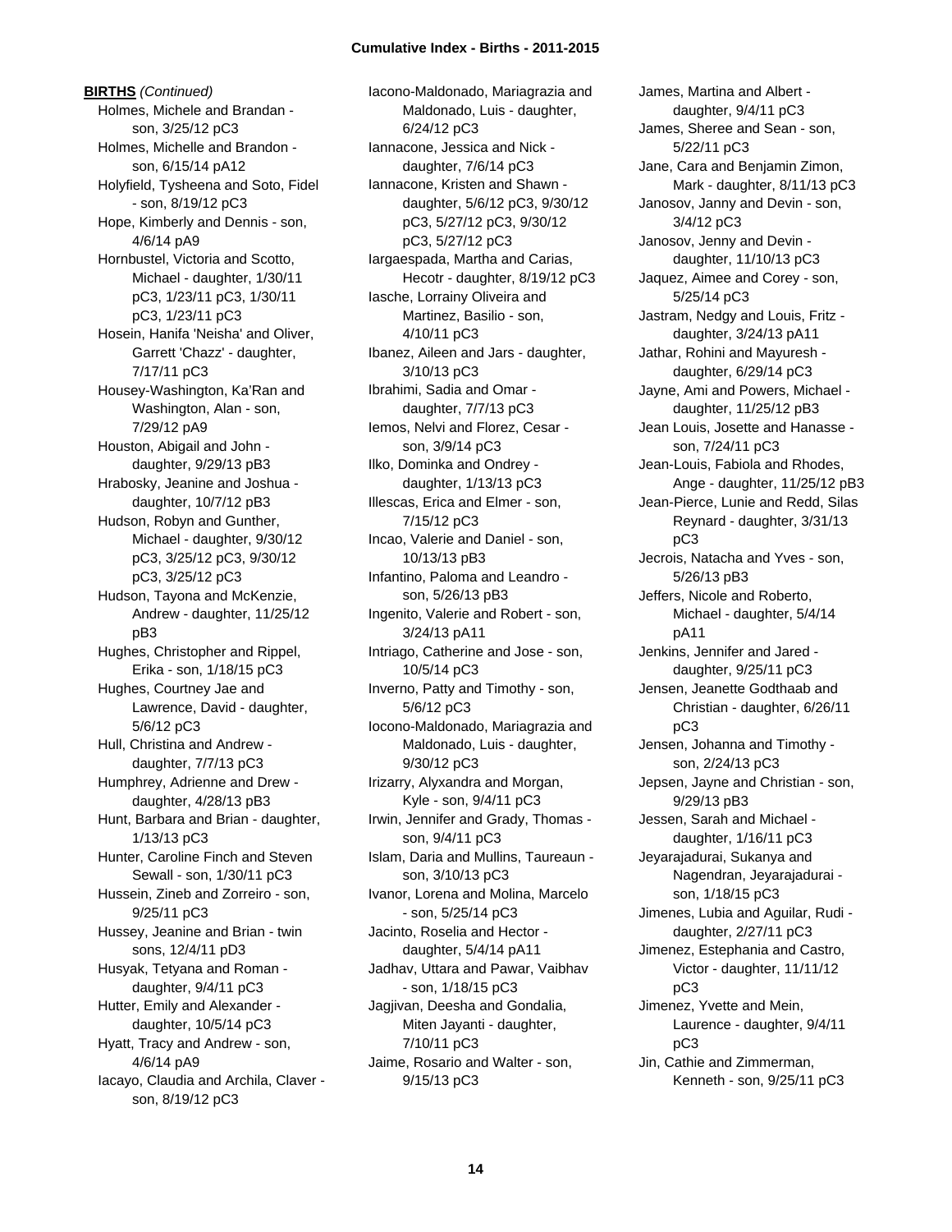**BIRTHS** *(Continued)*

Holmes, Michele and Brandan - son, 3/25/12 pC3

Holmes, Michelle and Brandon - son, 6/15/14 pA12

Holyfield, Tysheena and Soto, Fidel - son, 8/19/12 pC3

Hope, Kimberly and Dennis - son, 4/6/14 pA9

Hornbustel, Victoria and Scotto, Michael - daughter, 1/30/11 pC3, 1/23/11 pC3, 1/30/11 pC3, 1/23/11 pC3

Hosein, Hanifa 'Neisha' and Oliver, Garrett 'Chazz' - daughter, 7/17/11 pC3

Housey-Washington, Ka'Ran and Washington, Alan - son, 7/29/12 pA9

Houston, Abigail and John - daughter, 9/29/13 pB3

Hrabosky, Jeanine and Joshua - daughter, 10/7/12 pB3

Hudson, Robyn and Gunther, Michael - daughter, 9/30/12 pC3, 3/25/12 pC3, 9/30/12 pC3, 3/25/12 pC3

Hudson, Tayona and McKenzie, Andrew - daughter, 11/25/12 pB3

Hughes, Christopher and Rippel, Erika - son, 1/18/15 pC3

Hughes, Courtney Jae and Lawrence, David - daughter, 5/6/12 pC3

Hull, Christina and Andrew - daughter, 7/7/13 pC3

Humphrey, Adrienne and Drew - daughter, 4/28/13 pB3

Hunt, Barbara and Brian - daughter, 1/13/13 pC3

Hunter, Caroline Finch and Steven Sewall - son, 1/30/11 pC3

Hussein, Zineb and Zorreiro - son, 9/25/11 pC3

Hussey, Jeanine and Brian - twin sons, 12/4/11 pD3

Husyak, Tetyana and Roman - daughter, 9/4/11 pC3

Hutter, Emily and Alexander - daughter, 10/5/14 pC3

Hyatt, Tracy and Andrew - son, 4/6/14 pA9

Iacayo, Claudia and Archila, Claver - son, 8/19/12 pC3

Iacono-Maldonado, Mariagrazia and Maldonado, Luis - daughter, 6/24/12 pC3

Iannacone, Jessica and Nick - daughter, 7/6/14 pC3

Iannacone, Kristen and Shawn - daughter, 5/6/12 pC3, 9/30/12 pC3, 5/27/12 pC3, 9/30/12 pC3, 5/27/12 pC3

Iargaespada, Martha and Carias, Hecotr - daughter, 8/19/12 pC3

Iasche, Lorrainy Oliveira and Martinez, Basilio - son, 4/10/11 pC3

Ibanez, Aileen and Jars - daughter, 3/10/13 pC3

Ibrahimi, Sadia and Omar - daughter, 7/7/13 pC3

Iemos, Nelvi and Florez, Cesar - son, 3/9/14 pC3

Ilko, Dominka and Ondrey - daughter, 1/13/13 pC3

Illescas, Erica and Elmer - son, 7/15/12 pC3

Incao, Valerie and Daniel - son, 10/13/13 pB3

Infantino, Paloma and Leandro - son, 5/26/13 pB3

Ingenito, Valerie and Robert - son, 3/24/13 pA11

Intriago, Catherine and Jose - son, 10/5/14 pC3

Inverno, Patty and Timothy - son, 5/6/12 pC3

Iocono-Maldonado, Mariagrazia and Maldonado, Luis - daughter, 9/30/12 pC3

Irizarry, Alyxandra and Morgan, Kyle - son, 9/4/11 pC3

Irwin, Jennifer and Grady, Thomas - son, 9/4/11 pC3

Islam, Daria and Mullins, Taureaun - son, 3/10/13 pC3

Ivanor, Lorena and Molina, Marcelo - son, 5/25/14 pC3

Jacinto, Roselia and Hector - daughter, 5/4/14 pA11

Jadhav, Uttara and Pawar, Vaibhav - son, 1/18/15 pC3

Jagjivan, Deesha and Gondalia, Miten Jayanti - daughter, 7/10/11 pC3

Jaime, Rosario and Walter - son, 9/15/13 pC3

James, Martina and Albert - daughter, 9/4/11 pC3

James, Sheree and Sean - son, 5/22/11 pC3

Jane, Cara and Benjamin Zimon, Mark - daughter, 8/11/13 pC3

Janosov, Janny and Devin - son, 3/4/12 pC3

Janosov, Jenny and Devin - daughter, 11/10/13 pC3

Jaquez, Aimee and Corey - son, 5/25/14 pC3

Jastram, Nedgy and Louis, Fritz - daughter, 3/24/13 pA11

Jathar, Rohini and Mayuresh - daughter, 6/29/14 pC3

Jayne, Ami and Powers, Michael - daughter, 11/25/12 pB3

Jean Louis, Josette and Hanasse - son, 7/24/11 pC3

Jean-Louis, Fabiola and Rhodes, Ange - daughter, 11/25/12 pB3

Jean-Pierce, Lunie and Redd, Silas Reynard - daughter, 3/31/13 pC3

Jecrois, Natacha and Yves - son, 5/26/13 pB3

Jeffers, Nicole and Roberto, Michael - daughter, 5/4/14 pA11

Jenkins, Jennifer and Jared - daughter, 9/25/11 pC3

Jensen, Jeanette Godthaab and Christian - daughter, 6/26/11 pC3

Jensen, Johanna and Timothy - son, 2/24/13 pC3

Jepsen, Jayne and Christian - son, 9/29/13 pB3

Jessen, Sarah and Michael - daughter, 1/16/11 pC3

Jeyarajadurai, Sukanya and Nagendran, Jeyarajadurai - son, 1/18/15 pC3

Jimenes, Lubia and Aguilar, Rudi - daughter, 2/27/11 pC3

Jimenez, Estephania and Castro, Victor - daughter, 11/11/12 pC3

Jimenez, Yvette and Mein, Laurence - daughter, 9/4/11 pC3

Jin, Cathie and Zimmerman, Kenneth - son, 9/25/11 pC3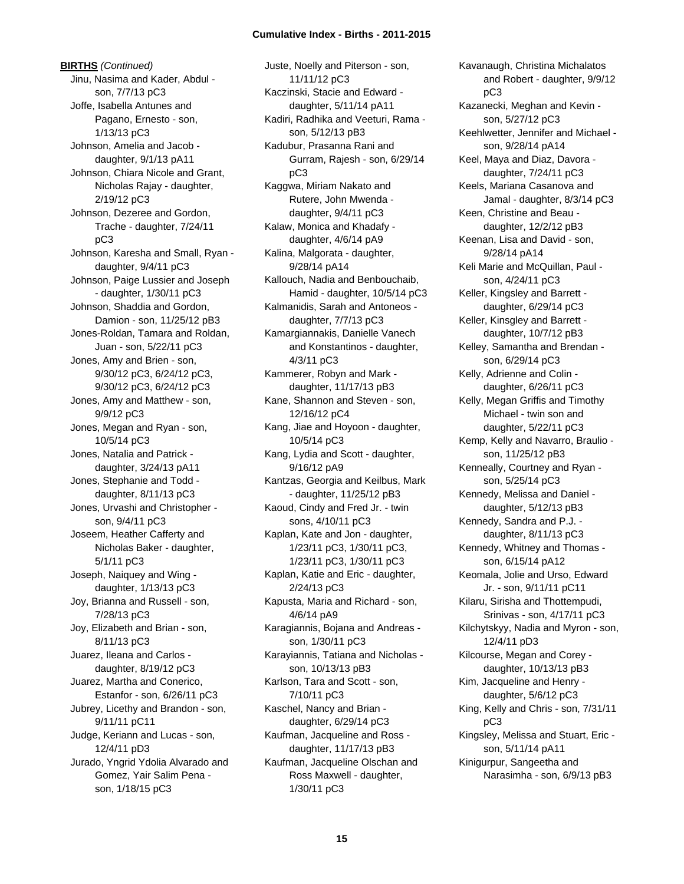**BIRTHS** *(Continued)*

Jinu, Nasima and Kader, Abdul - son, 7/7/13 pC3
Joffe, Isabella Antunes and Pagano, Ernesto - son, 1/13/13 pC3
Johnson, Amelia and Jacob - daughter, 9/1/13 pA11
Johnson, Chiara Nicole and Grant, Nicholas Rajay - daughter, 2/19/12 pC3
Johnson, Dezeree and Gordon, Trache - daughter, 7/24/11 pC3
Johnson, Karesha and Small, Ryan - daughter, 9/4/11 pC3
Johnson, Paige Lussier and Joseph - daughter, 1/30/11 pC3
Johnson, Shaddia and Gordon, Damion - son, 11/25/12 pB3
Jones-Roldan, Tamara and Roldan, Juan - son, 5/22/11 pC3
Jones, Amy and Brien - son, 9/30/12 pC3, 6/24/12 pC3, 9/30/12 pC3, 6/24/12 pC3
Jones, Amy and Matthew - son, 9/9/12 pC3
Jones, Megan and Ryan - son, 10/5/14 pC3
Jones, Natalia and Patrick - daughter, 3/24/13 pA11
Jones, Stephanie and Todd - daughter, 8/11/13 pC3
Jones, Urvashi and Christopher - son, 9/4/11 pC3
Joseem, Heather Cafferty and Nicholas Baker - daughter, 5/1/11 pC3
Joseph, Naiquey and Wing - daughter, 1/13/13 pC3
Joy, Brianna and Russell - son, 7/28/13 pC3
Joy, Elizabeth and Brian - son, 8/11/13 pC3
Juarez, Ileana and Carlos - daughter, 8/19/12 pC3
Juarez, Martha and Conerico, Estanfor - son, 6/26/11 pC3
Jubrey, Licethy and Brandon - son, 9/11/11 pC11
Judge, Keriann and Lucas - son, 12/4/11 pD3
Jurado, Yngrid Ydolia Alvarado and Gomez, Yair Salim Pena - son, 1/18/15 pC3
Juste, Noelly and Piterson - son, 11/11/12 pC3
Kaczinski, Stacie and Edward - daughter, 5/11/14 pA11
Kadiri, Radhika and Veeturi, Rama - son, 5/12/13 pB3
Kadubur, Prasanna Rani and Gurram, Rajesh - son, 6/29/14 pC3
Kaggwa, Miriam Nakato and Rutere, John Mwenda - daughter, 9/4/11 pC3
Kalaw, Monica and Khadafy - daughter, 4/6/14 pA9
Kalina, Malgorata - daughter, 9/28/14 pA14
Kallouch, Nadia and Benbouchaib, Hamid - daughter, 10/5/14 pC3
Kalmanidis, Sarah and Antoneos - daughter, 7/7/13 pC3
Kamargiannakis, Danielle Vanech and Konstantinos - daughter, 4/3/11 pC3
Kammerer, Robyn and Mark - daughter, 11/17/13 pB3
Kane, Shannon and Steven - son, 12/16/12 pC4
Kang, Jiae and Hoyoon - daughter, 10/5/14 pC3
Kang, Lydia and Scott - daughter, 9/16/12 pA9
Kantzas, Georgia and Keilbus, Mark - daughter, 11/25/12 pB3
Kaoud, Cindy and Fred Jr. - twin sons, 4/10/11 pC3
Kaplan, Kate and Jon - daughter, 1/23/11 pC3, 1/30/11 pC3, 1/23/11 pC3, 1/30/11 pC3
Kaplan, Katie and Eric - daughter, 2/24/13 pC3
Kapusta, Maria and Richard - son, 4/6/14 pA9
Karagiannis, Bojana and Andreas - son, 1/30/11 pC3
Karayiannis, Tatiana and Nicholas - son, 10/13/13 pB3
Karlson, Tara and Scott - son, 7/10/11 pC3
Kaschel, Nancy and Brian - daughter, 6/29/14 pC3
Kaufman, Jacqueline and Ross - daughter, 11/17/13 pB3
Kaufman, Jacqueline Olschan and Ross Maxwell - daughter, 1/30/11 pC3
Kavanaugh, Christina Michalatos and Robert - daughter, 9/9/12 pC3
Kazanecki, Meghan and Kevin - son, 5/27/12 pC3
Keehlwetter, Jennifer and Michael - son, 9/28/14 pA14
Keel, Maya and Diaz, Davora - daughter, 7/24/11 pC3
Keels, Mariana Casanova and Jamal - daughter, 8/3/14 pC3
Keen, Christine and Beau - daughter, 12/2/12 pB3
Keenan, Lisa and David - son, 9/28/14 pA14
Keli Marie and McQuillan, Paul - son, 4/24/11 pC3
Keller, Kingsley and Barrett - daughter, 6/29/14 pC3
Keller, Kinsgley and Barrett - daughter, 10/7/12 pB3
Kelley, Samantha and Brendan - son, 6/29/14 pC3
Kelly, Adrienne and Colin - daughter, 6/26/11 pC3
Kelly, Megan Griffis and Timothy Michael - twin son and daughter, 5/22/11 pC3
Kemp, Kelly and Navarro, Braulio - son, 11/25/12 pB3
Kenneally, Courtney and Ryan - son, 5/25/14 pC3
Kennedy, Melissa and Daniel - daughter, 5/12/13 pB3
Kennedy, Sandra and P.J. - daughter, 8/11/13 pC3
Kennedy, Whitney and Thomas - son, 6/15/14 pA12
Keomala, Jolie and Urso, Edward Jr. - son, 9/11/11 pC11
Kilaru, Sirisha and Thottempudi, Srinivas - son, 4/17/11 pC3
Kilchytskyy, Nadia and Myron - son, 12/4/11 pD3
Kilcourse, Megan and Corey - daughter, 10/13/13 pB3
Kim, Jacqueline and Henry - daughter, 5/6/12 pC3
King, Kelly and Chris - son, 7/31/11 pC3
Kingsley, Melissa and Stuart, Eric - son, 5/11/14 pA11
Kinigurpur, Sangeetha and Narasimha - son, 6/9/13 pB3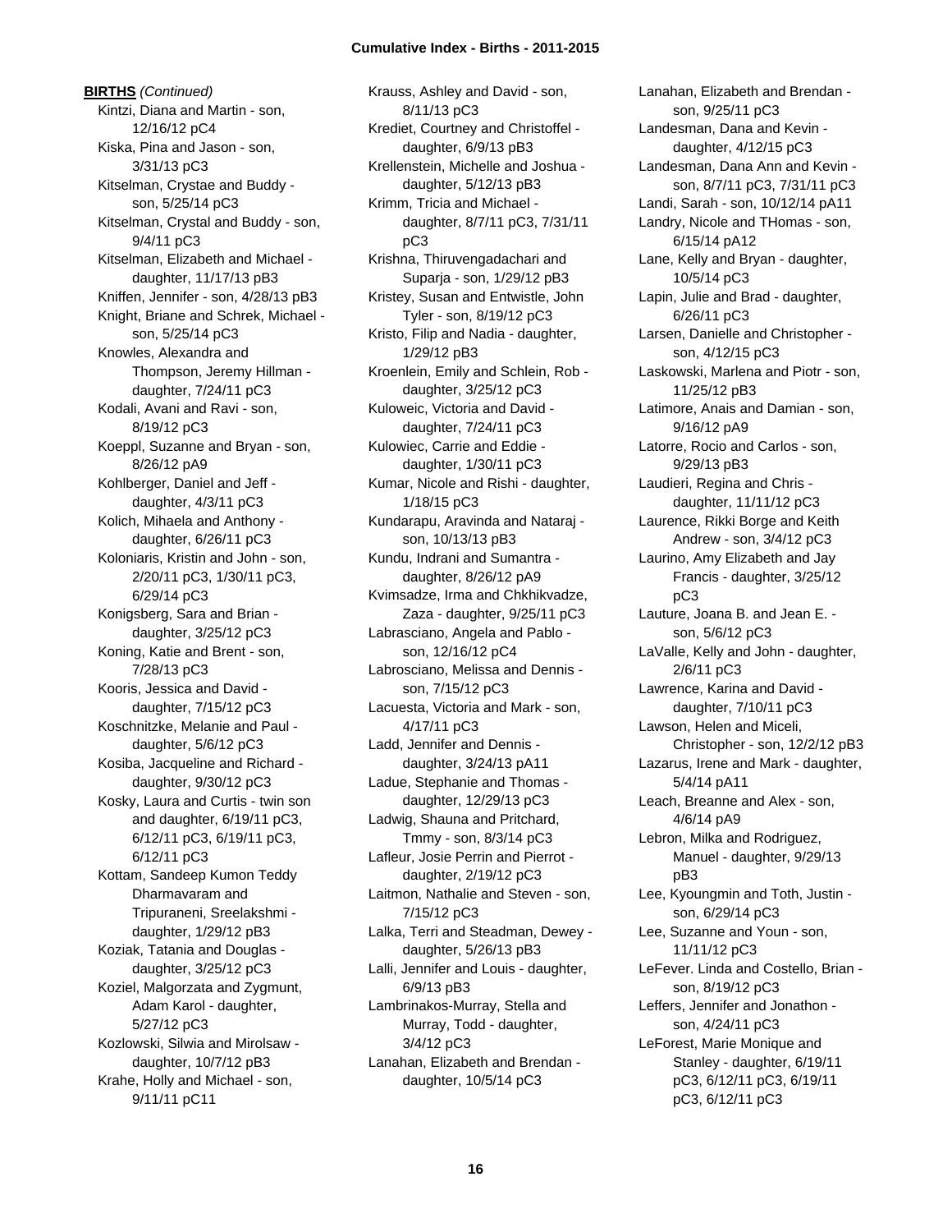**BIRTHS** *(Continued)*

Kintzi, Diana and Martin - son, 12/16/12 pC4
Kiska, Pina and Jason - son, 3/31/13 pC3
Kitselman, Crystae and Buddy - son, 5/25/14 pC3
Kitselman, Crystal and Buddy - son, 9/4/11 pC3
Kitselman, Elizabeth and Michael - daughter, 11/17/13 pB3
Kniffen, Jennifer - son, 4/28/13 pB3
Knight, Briane and Schrek, Michael - son, 5/25/14 pC3
Knowles, Alexandra and Thompson, Jeremy Hillman - daughter, 7/24/11 pC3
Kodali, Avani and Ravi - son, 8/19/12 pC3
Koeppl, Suzanne and Bryan - son, 8/26/12 pA9
Kohlberger, Daniel and Jeff - daughter, 4/3/11 pC3
Kolich, Mihaela and Anthony - daughter, 6/26/11 pC3
Koloniaris, Kristin and John - son, 2/20/11 pC3, 1/30/11 pC3, 6/29/14 pC3
Konigsberg, Sara and Brian - daughter, 3/25/12 pC3
Koning, Katie and Brent - son, 7/28/13 pC3
Kooris, Jessica and David - daughter, 7/15/12 pC3
Koschnitzke, Melanie and Paul - daughter, 5/6/12 pC3
Kosiba, Jacqueline and Richard - daughter, 9/30/12 pC3
Kosky, Laura and Curtis - twin son and daughter, 6/19/11 pC3, 6/12/11 pC3, 6/19/11 pC3, 6/12/11 pC3
Kottam, Sandeep Kumon Teddy Dharmavaram and Tripuraneni, Sreelakshmi - daughter, 1/29/12 pB3
Koziak, Tatania and Douglas - daughter, 3/25/12 pC3
Koziel, Malgorzata and Zygmunt, Adam Karol - daughter, 5/27/12 pC3
Kozlowski, Silwia and Mirolsaw - daughter, 10/7/12 pB3
Krahe, Holly and Michael - son, 9/11/11 pC11
Krauss, Ashley and David - son, 8/11/13 pC3
Krediet, Courtney and Christoffel - daughter, 6/9/13 pB3
Krellenstein, Michelle and Joshua - daughter, 5/12/13 pB3
Krimm, Tricia and Michael - daughter, 8/7/11 pC3, 7/31/11 pC3
Krishna, Thiruvengadachari and Suparja - son, 1/29/12 pB3
Kristey, Susan and Entwistle, John Tyler - son, 8/19/12 pC3
Kristo, Filip and Nadia - daughter, 1/29/12 pB3
Kroenlein, Emily and Schlein, Rob - daughter, 3/25/12 pC3
Kuloweic, Victoria and David - daughter, 7/24/11 pC3
Kulowiec, Carrie and Eddie - daughter, 1/30/11 pC3
Kumar, Nicole and Rishi - daughter, 1/18/15 pC3
Kundarapu, Aravinda and Nataraj - son, 10/13/13 pB3
Kundu, Indrani and Sumantra - daughter, 8/26/12 pA9
Kvimsadze, Irma and Chkhikvadze, Zaza - daughter, 9/25/11 pC3
Labrasciano, Angela and Pablo - son, 12/16/12 pC4
Labrosciano, Melissa and Dennis - son, 7/15/12 pC3
Lacuesta, Victoria and Mark - son, 4/17/11 pC3
Ladd, Jennifer and Dennis - daughter, 3/24/13 pA11
Ladue, Stephanie and Thomas - daughter, 12/29/13 pC3
Ladwig, Shauna and Pritchard, Tmmy - son, 8/3/14 pC3
Lafleur, Josie Perrin and Pierrot - daughter, 2/19/12 pC3
Laitmon, Nathalie and Steven - son, 7/15/12 pC3
Lalka, Terri and Steadman, Dewey - daughter, 5/26/13 pB3
Lalli, Jennifer and Louis - daughter, 6/9/13 pB3
Lambrinakos-Murray, Stella and Murray, Todd - daughter, 3/4/12 pC3
Lanahan, Elizabeth and Brendan - daughter, 10/5/14 pC3
Lanahan, Elizabeth and Brendan - son, 9/25/11 pC3
Landesman, Dana and Kevin - daughter, 4/12/15 pC3
Landesman, Dana Ann and Kevin - son, 8/7/11 pC3, 7/31/11 pC3
Landi, Sarah - son, 10/12/14 pA11
Landry, Nicole and THomas - son, 6/15/14 pA12
Lane, Kelly and Bryan - daughter, 10/5/14 pC3
Lapin, Julie and Brad - daughter, 6/26/11 pC3
Larsen, Danielle and Christopher - son, 4/12/15 pC3
Laskowski, Marlena and Piotr - son, 11/25/12 pB3
Latimore, Anais and Damian - son, 9/16/12 pA9
Latorre, Rocio and Carlos - son, 9/29/13 pB3
Laudieri, Regina and Chris - daughter, 11/11/12 pC3
Laurence, Rikki Borge and Keith Andrew - son, 3/4/12 pC3
Laurino, Amy Elizabeth and Jay Francis - daughter, 3/25/12 pC3
Lauture, Joana B. and Jean E. - son, 5/6/12 pC3
LaValle, Kelly and John - daughter, 2/6/11 pC3
Lawrence, Karina and David - daughter, 7/10/11 pC3
Lawson, Helen and Miceli, Christopher - son, 12/2/12 pB3
Lazarus, Irene and Mark - daughter, 5/4/14 pA11
Leach, Breanne and Alex - son, 4/6/14 pA9
Lebron, Milka and Rodriguez, Manuel - daughter, 9/29/13 pB3
Lee, Kyoungmin and Toth, Justin - son, 6/29/14 pC3
Lee, Suzanne and Youn - son, 11/11/12 pC3
LeFever. Linda and Costello, Brian - son, 8/19/12 pC3
Leffers, Jennifer and Jonathon - son, 4/24/11 pC3
LeForest, Marie Monique and Stanley - daughter, 6/19/11 pC3, 6/12/11 pC3, 6/19/11 pC3, 6/12/11 pC3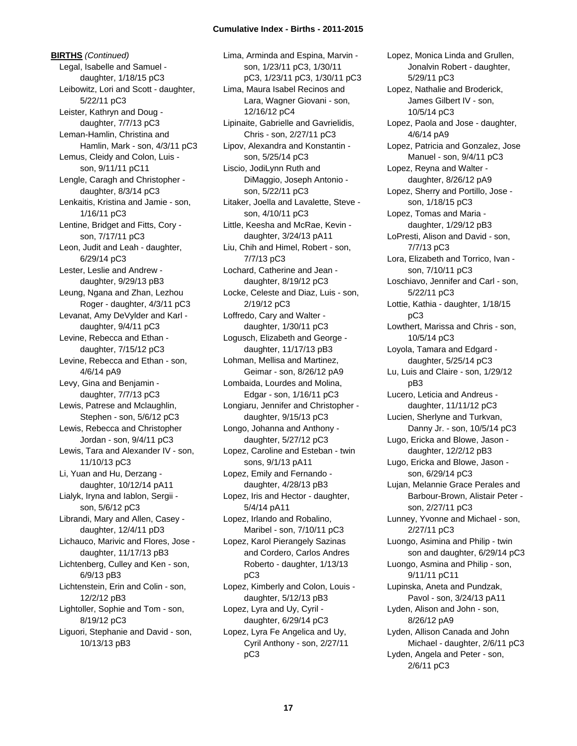**BIRTHS** *(Continued)*

Legal, Isabelle and Samuel - daughter, 1/18/15 pC3
Leibowitz, Lori and Scott - daughter, 5/22/11 pC3
Leister, Kathryn and Doug - daughter, 7/7/13 pC3
Leman-Hamlin, Christina and Hamlin, Mark - son, 4/3/11 pC3
Lemus, Cleidy and Colon, Luis - son, 9/11/11 pC11
Lengle, Caragh and Christopher - daughter, 8/3/14 pC3
Lenkaitis, Kristina and Jamie - son, 1/16/11 pC3
Lentine, Bridget and Fitts, Cory - son, 7/17/11 pC3
Leon, Judit and Leah - daughter, 6/29/14 pC3
Lester, Leslie and Andrew - daughter, 9/29/13 pB3
Leung, Ngana and Zhan, Lezhou Roger - daughter, 4/3/11 pC3
Levanat, Amy DeVylder and Karl - daughter, 9/4/11 pC3
Levine, Rebecca and Ethan - daughter, 7/15/12 pC3
Levine, Rebecca and Ethan - son, 4/6/14 pA9
Levy, Gina and Benjamin - daughter, 7/7/13 pC3
Lewis, Patrese and Mclaughlin, Stephen - son, 5/6/12 pC3
Lewis, Rebecca and Christopher Jordan - son, 9/4/11 pC3
Lewis, Tara and Alexander IV - son, 11/10/13 pC3
Li, Yuan and Hu, Derzang - daughter, 10/12/14 pA11
Lialyk, Iryna and Iablon, Sergii - son, 5/6/12 pC3
Librandi, Mary and Allen, Casey - daughter, 12/4/11 pD3
Lichauco, Marivic and Flores, Jose - daughter, 11/17/13 pB3
Lichtenberg, Culley and Ken - son, 6/9/13 pB3
Lichtenstein, Erin and Colin - son, 12/2/12 pB3
Lightoller, Sophie and Tom - son, 8/19/12 pC3
Liguori, Stephanie and David - son, 10/13/13 pB3
Lima, Arminda and Espina, Marvin - son, 1/23/11 pC3, 1/30/11 pC3, 1/23/11 pC3, 1/30/11 pC3
Lima, Maura Isabel Recinos and Lara, Wagner Giovani - son, 12/16/12 pC4
Lipinaite, Gabrielle and Gavrielidis, Chris - son, 2/27/11 pC3
Lipov, Alexandra and Konstantin - son, 5/25/14 pC3
Liscio, JodiLynn Ruth and DiMaggio, Joseph Antonio - son, 5/22/11 pC3
Litaker, Joella and Lavalette, Steve - son, 4/10/11 pC3
Little, Keesha and McRae, Kevin - daughter, 3/24/13 pA11
Liu, Chih and Himel, Robert - son, 7/7/13 pC3
Lochard, Catherine and Jean - daughter, 8/19/12 pC3
Locke, Celeste and Diaz, Luis - son, 2/19/12 pC3
Loffredo, Cary and Walter - daughter, 1/30/11 pC3
Logusch, Elizabeth and George - daughter, 11/17/13 pB3
Lohman, Mellisa and Martinez, Geimar - son, 8/26/12 pA9
Lombaida, Lourdes and Molina, Edgar - son, 1/16/11 pC3
Longiaru, Jennifer and Christopher - daughter, 9/15/13 pC3
Longo, Johanna and Anthony - daughter, 5/27/12 pC3
Lopez, Caroline and Esteban - twin sons, 9/1/13 pA11
Lopez, Emily and Fernando - daughter, 4/28/13 pB3
Lopez, Iris and Hector - daughter, 5/4/14 pA11
Lopez, Irlando and Robalino, Maribel - son, 7/10/11 pC3
Lopez, Karol Pierangely Sazinas and Cordero, Carlos Andres Roberto - daughter, 1/13/13 pC3
Lopez, Kimberly and Colon, Louis - daughter, 5/12/13 pB3
Lopez, Lyra and Uy, Cyril - daughter, 6/29/14 pC3
Lopez, Lyra Fe Angelica and Uy, Cyril Anthony - son, 2/27/11 pC3
Lopez, Monica Linda and Grullen, Jonalvin Robert - daughter, 5/29/11 pC3
Lopez, Nathalie and Broderick, James Gilbert IV - son, 10/5/14 pC3
Lopez, Paola and Jose - daughter, 4/6/14 pA9
Lopez, Patricia and Gonzalez, Jose Manuel - son, 9/4/11 pC3
Lopez, Reyna and Walter - daughter, 8/26/12 pA9
Lopez, Sherry and Portillo, Jose - son, 1/18/15 pC3
Lopez, Tomas and Maria - daughter, 1/29/12 pB3
LoPresti, Alison and David - son, 7/7/13 pC3
Lora, Elizabeth and Torrico, Ivan - son, 7/10/11 pC3
Loschiavo, Jennifer and Carl - son, 5/22/11 pC3
Lottie, Kathia - daughter, 1/18/15 pC3
Lowthert, Marissa and Chris - son, 10/5/14 pC3
Loyola, Tamara and Edgard - daughter, 5/25/14 pC3
Lu, Luis and Claire - son, 1/29/12 pB3
Lucero, Leticia and Andreus - daughter, 11/11/12 pC3
Lucien, Sherlyne and Turkvan, Danny Jr. - son, 10/5/14 pC3
Lugo, Ericka and Blowe, Jason - daughter, 12/2/12 pB3
Lugo, Ericka and Blowe, Jason - son, 6/29/14 pC3
Lujan, Melannie Grace Perales and Barbour-Brown, Alistair Peter - son, 2/27/11 pC3
Lunney, Yvonne and Michael - son, 2/27/11 pC3
Luongo, Asimina and Philip - twin son and daughter, 6/29/14 pC3
Luongo, Asmina and Philip - son, 9/11/11 pC11
Lupinska, Aneta and Pundzak, Pavol - son, 3/24/13 pA11
Lyden, Alison and John - son, 8/26/12 pA9
Lyden, Allison Canada and John Michael - daughter, 2/6/11 pC3
Lyden, Angela and Peter - son, 2/6/11 pC3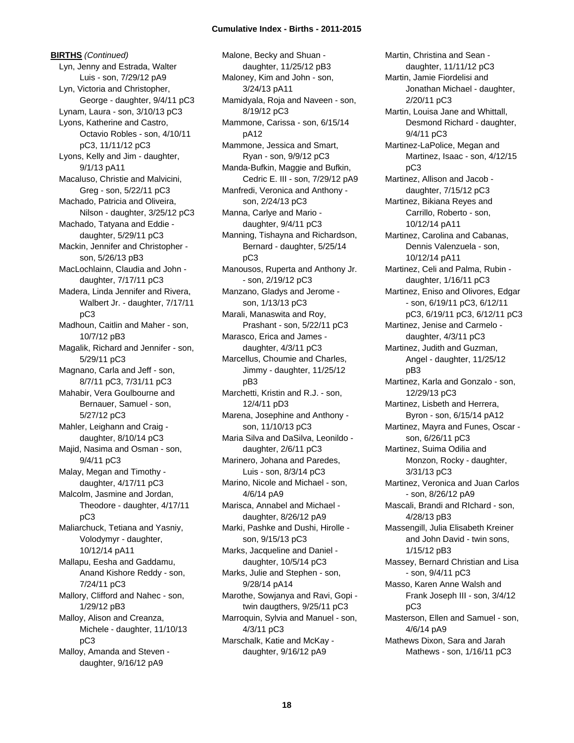**BIRTHS** *(Continued)*

Lyn, Jenny and Estrada, Walter Luis - son, 7/29/12 pA9
Lyn, Victoria and Christopher, George - daughter, 9/4/11 pC3
Lynam, Laura - son, 3/10/13 pC3
Lyons, Katherine and Castro, Octavio Robles - son, 4/10/11 pC3, 11/11/12 pC3
Lyons, Kelly and Jim - daughter, 9/1/13 pA11
Macaluso, Christie and Malvicini, Greg - son, 5/22/11 pC3
Machado, Patricia and Oliveira, Nilson - daughter, 3/25/12 pC3
Machado, Tatyana and Eddie - daughter, 5/29/11 pC3
Mackin, Jennifer and Christopher - son, 5/26/13 pB3
MacLochlainn, Claudia and John - daughter, 7/17/11 pC3
Madera, Linda Jennifer and Rivera, Walbert Jr. - daughter, 7/17/11 pC3
Madhoun, Caitlin and Maher - son, 10/7/12 pB3
Magalik, Richard and Jennifer - son, 5/29/11 pC3
Magnano, Carla and Jeff - son, 8/7/11 pC3, 7/31/11 pC3
Mahabir, Vera Goulbourne and Bernauer, Samuel - son, 5/27/12 pC3
Mahler, Leighann and Craig - daughter, 8/10/14 pC3
Majid, Nasima and Osman - son, 9/4/11 pC3
Malay, Megan and Timothy - daughter, 4/17/11 pC3
Malcolm, Jasmine and Jordan, Theodore - daughter, 4/17/11 pC3
Maliarchuck, Tetiana and Yasniy, Volodymyr - daughter, 10/12/14 pA11
Mallapu, Eesha and Gaddamu, Anand Kishore Reddy - son, 7/24/11 pC3
Mallory, Clifford and Nahec - son, 1/29/12 pB3
Malloy, Alison and Creanza, Michele - daughter, 11/10/13 pC3
Malloy, Amanda and Steven - daughter, 9/16/12 pA9
Malone, Becky and Shuan - daughter, 11/25/12 pB3
Maloney, Kim and John - son, 3/24/13 pA11
Mamidyala, Roja and Naveen - son, 8/19/12 pC3
Mammone, Carissa - son, 6/15/14 pA12
Mammone, Jessica and Smart, Ryan - son, 9/9/12 pC3
Manda-Bufkin, Maggie and Bufkin, Cedric E. III - son, 7/29/12 pA9
Manfredi, Veronica and Anthony - son, 2/24/13 pC3
Manna, Carlye and Mario - daughter, 9/4/11 pC3
Manning, Tishayna and Richardson, Bernard - daughter, 5/25/14 pC3
Manousos, Ruperta and Anthony Jr. - son, 2/19/12 pC3
Manzano, Gladys and Jerome - son, 1/13/13 pC3
Marali, Manaswita and Roy, Prashant - son, 5/22/11 pC3
Marasco, Erica and James - daughter, 4/3/11 pC3
Marcellus, Choumie and Charles, Jimmy - daughter, 11/25/12 pB3
Marchetti, Kristin and R.J. - son, 12/4/11 pD3
Marena, Josephine and Anthony - son, 11/10/13 pC3
Maria Silva and DaSilva, Leonildo - daughter, 2/6/11 pC3
Marinero, Johana and Paredes, Luis - son, 8/3/14 pC3
Marino, Nicole and Michael - son, 4/6/14 pA9
Marisca, Annabel and Michael - daughter, 8/26/12 pA9
Marki, Pashke and Dushi, Hirolle - son, 9/15/13 pC3
Marks, Jacqueline and Daniel - daughter, 10/5/14 pC3
Marks, Julie and Stephen - son, 9/28/14 pA14
Marothe, Sowjanya and Ravi, Gopi - twin daugthers, 9/25/11 pC3
Marroquin, Sylvia and Manuel - son, 4/3/11 pC3
Marschalk, Katie and McKay - daughter, 9/16/12 pA9
Martin, Christina and Sean - daughter, 11/11/12 pC3
Martin, Jamie Fiordelisi and Jonathan Michael - daughter, 2/20/11 pC3
Martin, Louisa Jane and Whittall, Desmond Richard - daughter, 9/4/11 pC3
Martinez-LaPolice, Megan and Martinez, Isaac - son, 4/12/15 pC3
Martinez, Allison and Jacob - daughter, 7/15/12 pC3
Martinez, Bikiana Reyes and Carrillo, Roberto - son, 10/12/14 pA11
Martinez, Carolina and Cabanas, Dennis Valenzuela - son, 10/12/14 pA11
Martinez, Celi and Palma, Rubin - daughter, 1/16/11 pC3
Martinez, Eniso and Olivores, Edgar - son, 6/19/11 pC3, 6/12/11 pC3, 6/19/11 pC3, 6/12/11 pC3
Martinez, Jenise and Carmelo - daughter, 4/3/11 pC3
Martinez, Judith and Guzman, Angel - daughter, 11/25/12 pB3
Martinez, Karla and Gonzalo - son, 12/29/13 pC3
Martinez, Lisbeth and Herrera, Byron - son, 6/15/14 pA12
Martinez, Mayra and Funes, Oscar - son, 6/26/11 pC3
Martinez, Suima Odilia and Monzon, Rocky - daughter, 3/31/13 pC3
Martinez, Veronica and Juan Carlos - son, 8/26/12 pA9
Mascali, Brandi and RIchard - son, 4/28/13 pB3
Massengill, Julia Elisabeth Kreiner and John David - twin sons, 1/15/12 pB3
Massey, Bernard Christian and Lisa - son, 9/4/11 pC3
Masso, Karen Anne Walsh and Frank Joseph III - son, 3/4/12 pC3
Masterson, Ellen and Samuel - son, 4/6/14 pA9
Mathews Dixon, Sara and Jarah Mathews - son, 1/16/11 pC3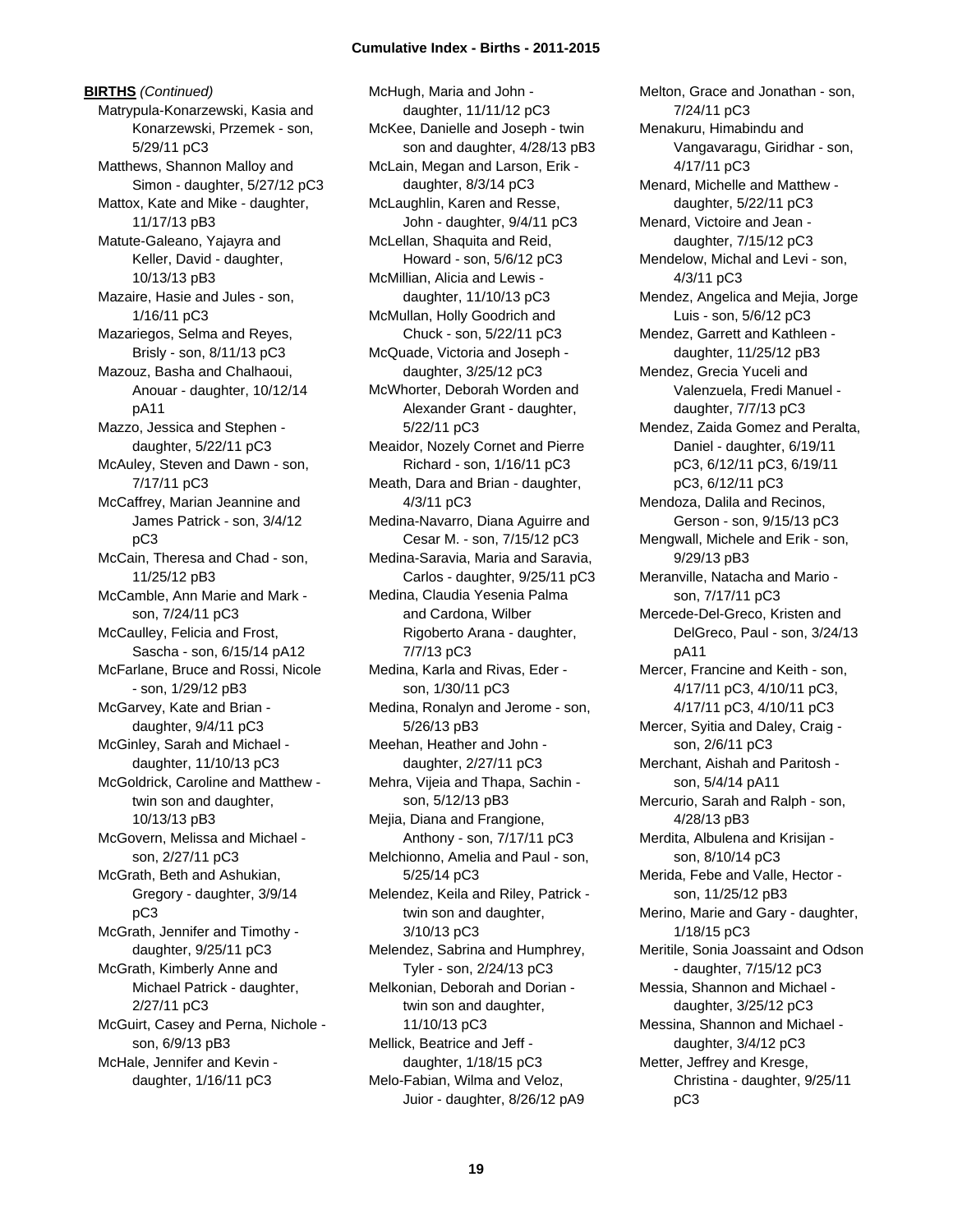**BIRTHS** *(Continued)*

Matrypula-Konarzewski, Kasia and Konarzewski, Przemek - son, 5/29/11 pC3

Matthews, Shannon Malloy and Simon - daughter, 5/27/12 pC3

Mattox, Kate and Mike - daughter, 11/17/13 pB3

Matute-Galeano, Yajayra and Keller, David - daughter, 10/13/13 pB3

Mazaire, Hasie and Jules - son, 1/16/11 pC3

Mazariegos, Selma and Reyes, Brisly - son, 8/11/13 pC3

Mazouz, Basha and Chalhaoui, Anouar - daughter, 10/12/14 pA11

Mazzo, Jessica and Stephen - daughter, 5/22/11 pC3

McAuley, Steven and Dawn - son, 7/17/11 pC3

McCaffrey, Marian Jeannine and James Patrick - son, 3/4/12 pC3

McCain, Theresa and Chad - son, 11/25/12 pB3

McCamble, Ann Marie and Mark - son, 7/24/11 pC3

McCaulley, Felicia and Frost, Sascha - son, 6/15/14 pA12

McFarlane, Bruce and Rossi, Nicole - son, 1/29/12 pB3

McGarvey, Kate and Brian - daughter, 9/4/11 pC3

McGinley, Sarah and Michael - daughter, 11/10/13 pC3

McGoldrick, Caroline and Matthew - twin son and daughter, 10/13/13 pB3

McGovern, Melissa and Michael - son, 2/27/11 pC3

McGrath, Beth and Ashukian, Gregory - daughter, 3/9/14 pC3

McGrath, Jennifer and Timothy - daughter, 9/25/11 pC3

McGrath, Kimberly Anne and Michael Patrick - daughter, 2/27/11 pC3

McGuirt, Casey and Perna, Nichole - son, 6/9/13 pB3

McHale, Jennifer and Kevin - daughter, 1/16/11 pC3

McHugh, Maria and John - daughter, 11/11/12 pC3

McKee, Danielle and Joseph - twin son and daughter, 4/28/13 pB3

McLain, Megan and Larson, Erik - daughter, 8/3/14 pC3

McLaughlin, Karen and Resse, John - daughter, 9/4/11 pC3

McLellan, Shaquita and Reid, Howard - son, 5/6/12 pC3

McMillian, Alicia and Lewis - daughter, 11/10/13 pC3

McMullan, Holly Goodrich and Chuck - son, 5/22/11 pC3

McQuade, Victoria and Joseph - daughter, 3/25/12 pC3

McWhorter, Deborah Worden and Alexander Grant - daughter, 5/22/11 pC3

Meaidor, Nozely Cornet and Pierre Richard - son, 1/16/11 pC3

Meath, Dara and Brian - daughter, 4/3/11 pC3

Medina-Navarro, Diana Aguirre and Cesar M. - son, 7/15/12 pC3

Medina-Saravia, Maria and Saravia, Carlos - daughter, 9/25/11 pC3

Medina, Claudia Yesenia Palma and Cardona, Wilber Rigoberto Arana - daughter, 7/7/13 pC3

Medina, Karla and Rivas, Eder - son, 1/30/11 pC3

Medina, Ronalyn and Jerome - son, 5/26/13 pB3

Meehan, Heather and John - daughter, 2/27/11 pC3

Mehra, Vijeia and Thapa, Sachin - son, 5/12/13 pB3

Mejia, Diana and Frangione, Anthony - son, 7/17/11 pC3

Melchionno, Amelia and Paul - son, 5/25/14 pC3

Melendez, Keila and Riley, Patrick - twin son and daughter, 3/10/13 pC3

Melendez, Sabrina and Humphrey, Tyler - son, 2/24/13 pC3

Melkonian, Deborah and Dorian - twin son and daughter, 11/10/13 pC3

Mellick, Beatrice and Jeff - daughter, 1/18/15 pC3

Melo-Fabian, Wilma and Veloz, Juior - daughter, 8/26/12 pA9

Melton, Grace and Jonathan - son, 7/24/11 pC3

Menakuru, Himabindu and Vangavaragu, Giridhar - son, 4/17/11 pC3

Menard, Michelle and Matthew - daughter, 5/22/11 pC3

Menard, Victoire and Jean - daughter, 7/15/12 pC3

Mendelow, Michal and Levi - son, 4/3/11 pC3

Mendez, Angelica and Mejia, Jorge Luis - son, 5/6/12 pC3

Mendez, Garrett and Kathleen - daughter, 11/25/12 pB3

Mendez, Grecia Yuceli and Valenzuela, Fredi Manuel - daughter, 7/7/13 pC3

Mendez, Zaida Gomez and Peralta, Daniel - daughter, 6/19/11 pC3, 6/12/11 pC3, 6/19/11 pC3, 6/12/11 pC3

Mendoza, Dalila and Recinos, Gerson - son, 9/15/13 pC3

Mengwall, Michele and Erik - son, 9/29/13 pB3

Meranville, Natacha and Mario - son, 7/17/11 pC3

Mercede-Del-Greco, Kristen and DelGreco, Paul - son, 3/24/13 pA11

Mercer, Francine and Keith - son, 4/17/11 pC3, 4/10/11 pC3, 4/17/11 pC3, 4/10/11 pC3

Mercer, Syitia and Daley, Craig - son, 2/6/11 pC3

Merchant, Aishah and Paritosh - son, 5/4/14 pA11

Mercurio, Sarah and Ralph - son, 4/28/13 pB3

Merdita, Albulena and Krisijan - son, 8/10/14 pC3

Merida, Febe and Valle, Hector - son, 11/25/12 pB3

Merino, Marie and Gary - daughter, 1/18/15 pC3

Meritile, Sonia Joassaint and Odson - daughter, 7/15/12 pC3

Messia, Shannon and Michael - daughter, 3/25/12 pC3

Messina, Shannon and Michael - daughter, 3/4/12 pC3

Metter, Jeffrey and Kresge, Christina - daughter, 9/25/11 pC3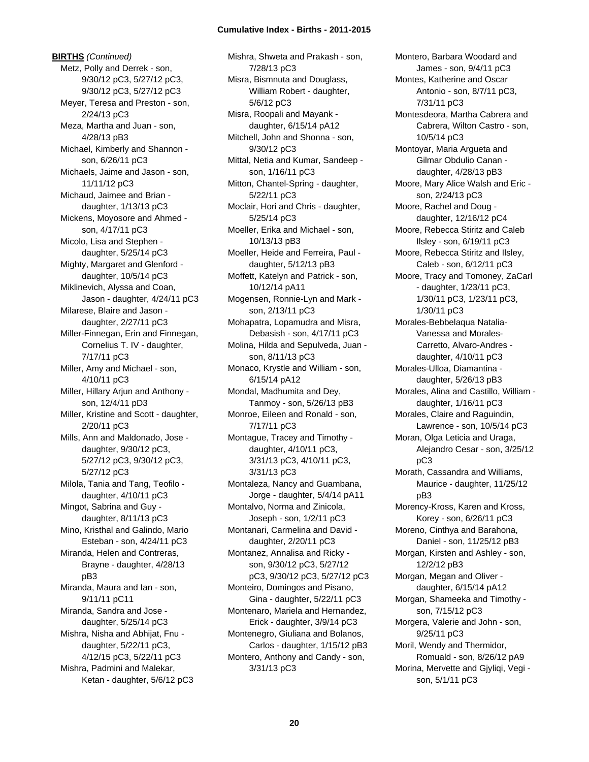**BIRTHS** *(Continued)*

Metz, Polly and Derrek - son, 9/30/12 pC3, 5/27/12 pC3, 9/30/12 pC3, 5/27/12 pC3
Meyer, Teresa and Preston - son, 2/24/13 pC3
Meza, Martha and Juan - son, 4/28/13 pB3
Michael, Kimberly and Shannon - son, 6/26/11 pC3
Michaels, Jaime and Jason - son, 11/11/12 pC3
Michaud, Jaimee and Brian - daughter, 1/13/13 pC3
Mickens, Moyosore and Ahmed - son, 4/17/11 pC3
Micolo, Lisa and Stephen - daughter, 5/25/14 pC3
Mighty, Margaret and Glenford - daughter, 10/5/14 pC3
Miklinevich, Alyssa and Coan, Jason - daughter, 4/24/11 pC3
Milarese, Blaire and Jason - daughter, 2/27/11 pC3
Miller-Finnegan, Erin and Finnegan, Cornelius T. IV - daughter, 7/17/11 pC3
Miller, Amy and Michael - son, 4/10/11 pC3
Miller, Hillary Arjun and Anthony - son, 12/4/11 pD3
Miller, Kristine and Scott - daughter, 2/20/11 pC3
Mills, Ann and Maldonado, Jose - daughter, 9/30/12 pC3, 5/27/12 pC3, 9/30/12 pC3, 5/27/12 pC3
Milola, Tania and Tang, Teofilo - daughter, 4/10/11 pC3
Mingot, Sabrina and Guy - daughter, 8/11/13 pC3
Mino, Kristhal and Galindo, Mario Esteban - son, 4/24/11 pC3
Miranda, Helen and Contreras, Brayne - daughter, 4/28/13 pB3
Miranda, Maura and Ian - son, 9/11/11 pC11
Miranda, Sandra and Jose - daughter, 5/25/14 pC3
Mishra, Nisha and Abhijat, Fnu - daughter, 5/22/11 pC3, 4/12/15 pC3, 5/22/11 pC3
Mishra, Padmini and Malekar, Ketan - daughter, 5/6/12 pC3
Mishra, Shweta and Prakash - son, 7/28/13 pC3
Misra, Bismnuta and Douglass, William Robert - daughter, 5/6/12 pC3
Misra, Roopali and Mayank - daughter, 6/15/14 pA12
Mitchell, John and Shonna - son, 9/30/12 pC3
Mittal, Netia and Kumar, Sandeep - son, 1/16/11 pC3
Mitton, Chantel-Spring - daughter, 5/22/11 pC3
Moclair, Hori and Chris - daughter, 5/25/14 pC3
Moeller, Erika and Michael - son, 10/13/13 pB3
Moeller, Heide and Ferreira, Paul - daughter, 5/12/13 pB3
Moffett, Katelyn and Patrick - son, 10/12/14 pA11
Mogensen, Ronnie-Lyn and Mark - son, 2/13/11 pC3
Mohapatra, Lopamudra and Misra, Debasish - son, 4/17/11 pC3
Molina, Hilda and Sepulveda, Juan - son, 8/11/13 pC3
Monaco, Krystle and William - son, 6/15/14 pA12
Mondal, Madhumita and Dey, Tanmoy - son, 5/26/13 pB3
Monroe, Eileen and Ronald - son, 7/17/11 pC3
Montague, Tracey and Timothy - daughter, 4/10/11 pC3, 3/31/13 pC3, 4/10/11 pC3, 3/31/13 pC3
Montaleza, Nancy and Guambana, Jorge - daughter, 5/4/14 pA11
Montalvo, Norma and Zinicola, Joseph - son, 1/2/11 pC3
Montanari, Carmelina and David - daughter, 2/20/11 pC3
Montanez, Annalisa and Ricky - son, 9/30/12 pC3, 5/27/12 pC3, 9/30/12 pC3, 5/27/12 pC3
Monteiro, Domingos and Pisano, Gina - daughter, 5/22/11 pC3
Montenaro, Mariela and Hernandez, Erick - daughter, 3/9/14 pC3
Montenegro, Giuliana and Bolanos, Carlos - daughter, 1/15/12 pB3
Montero, Anthony and Candy - son, 3/31/13 pC3
Montero, Barbara Woodard and James - son, 9/4/11 pC3
Montes, Katherine and Oscar Antonio - son, 8/7/11 pC3, 7/31/11 pC3
Montesdeora, Martha Cabrera and Cabrera, Wilton Castro - son, 10/5/14 pC3
Montoyar, Maria Argueta and Gilmar Obdulio Canan - daughter, 4/28/13 pB3
Moore, Mary Alice Walsh and Eric - son, 2/24/13 pC3
Moore, Rachel and Doug - daughter, 12/16/12 pC4
Moore, Rebecca Stiritz and Caleb Ilsley - son, 6/19/11 pC3
Moore, Rebecca Stiritz and Ilsley, Caleb - son, 6/12/11 pC3
Moore, Tracy and Tomoney, ZaCarl - daughter, 1/23/11 pC3, 1/30/11 pC3, 1/23/11 pC3, 1/30/11 pC3
Morales-Bebbelaqua Natalia-Vanessa and Morales-Carretto, Alvaro-Andres - daughter, 4/10/11 pC3
Morales-Ulloa, Diamantina - daughter, 5/26/13 pB3
Morales, Alina and Castillo, William - daughter, 1/16/11 pC3
Morales, Claire and Raguindin, Lawrence - son, 10/5/14 pC3
Moran, Olga Leticia and Uraga, Alejandro Cesar - son, 3/25/12 pC3
Morath, Cassandra and Williams, Maurice - daughter, 11/25/12 pB3
Morency-Kross, Karen and Kross, Korey - son, 6/26/11 pC3
Moreno, Cinthya and Barahona, Daniel - son, 11/25/12 pB3
Morgan, Kirsten and Ashley - son, 12/2/12 pB3
Morgan, Megan and Oliver - daughter, 6/15/14 pA12
Morgan, Shameeka and Timothy - son, 7/15/12 pC3
Morgera, Valerie and John - son, 9/25/11 pC3
Moril, Wendy and Thermidor, Romuald - son, 8/26/12 pA9
Morina, Mervette and Gjyliqi, Vegi - son, 5/1/11 pC3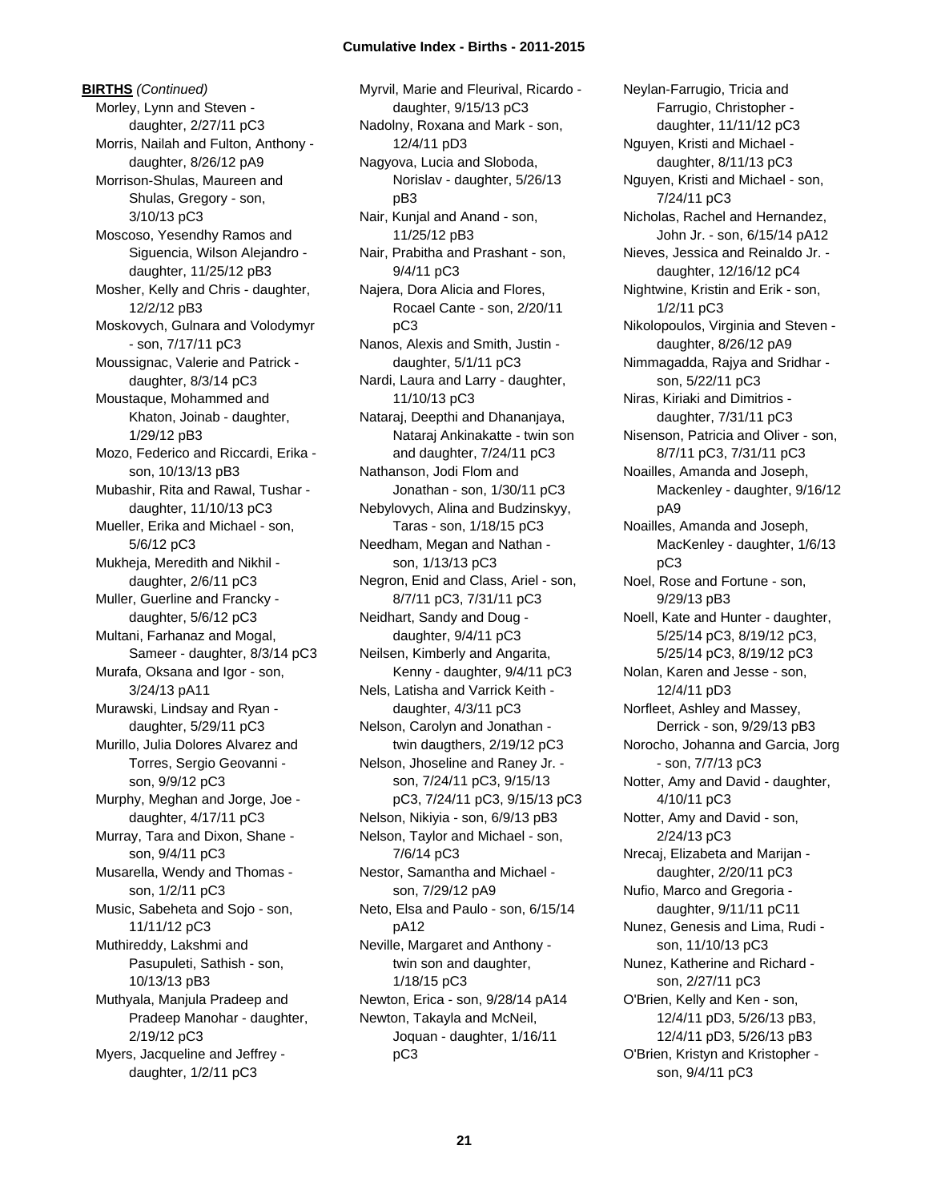**BIRTHS** *(Continued)*

Morley, Lynn and Steven - daughter, 2/27/11 pC3
Morris, Nailah and Fulton, Anthony - daughter, 8/26/12 pA9
Morrison-Shulas, Maureen and Shulas, Gregory - son, 3/10/13 pC3
Moscoso, Yesendhy Ramos and Siguencia, Wilson Alejandro - daughter, 11/25/12 pB3
Mosher, Kelly and Chris - daughter, 12/2/12 pB3
Moskovych, Gulnara and Volodymyr - son, 7/17/11 pC3
Moussignac, Valerie and Patrick - daughter, 8/3/14 pC3
Moustaque, Mohammed and Khaton, Joinab - daughter, 1/29/12 pB3
Mozo, Federico and Riccardi, Erika - son, 10/13/13 pB3
Mubashir, Rita and Rawal, Tushar - daughter, 11/10/13 pC3
Mueller, Erika and Michael - son, 5/6/12 pC3
Mukheja, Meredith and Nikhil - daughter, 2/6/11 pC3
Muller, Guerline and Francky - daughter, 5/6/12 pC3
Multani, Farhanaz and Mogal, Sameer - daughter, 8/3/14 pC3
Murafa, Oksana and Igor - son, 3/24/13 pA11
Murawski, Lindsay and Ryan - daughter, 5/29/11 pC3
Murillo, Julia Dolores Alvarez and Torres, Sergio Geovanni - son, 9/9/12 pC3
Murphy, Meghan and Jorge, Joe - daughter, 4/17/11 pC3
Murray, Tara and Dixon, Shane - son, 9/4/11 pC3
Musarella, Wendy and Thomas - son, 1/2/11 pC3
Music, Sabeheta and Sojo - son, 11/11/12 pC3
Muthireddy, Lakshmi and Pasupuleti, Sathish - son, 10/13/13 pB3
Muthyala, Manjula Pradeep and Pradeep Manohar - daughter, 2/19/12 pC3
Myers, Jacqueline and Jeffrey - daughter, 1/2/11 pC3
Myrvil, Marie and Fleurival, Ricardo - daughter, 9/15/13 pC3
Nadolny, Roxana and Mark - son, 12/4/11 pD3
Nagyova, Lucia and Sloboda, Norislav - daughter, 5/26/13 pB3
Nair, Kunjal and Anand - son, 11/25/12 pB3
Nair, Prabitha and Prashant - son, 9/4/11 pC3
Najera, Dora Alicia and Flores, Rocael Cante - son, 2/20/11 pC3
Nanos, Alexis and Smith, Justin - daughter, 5/1/11 pC3
Nardi, Laura and Larry - daughter, 11/10/13 pC3
Nataraj, Deepthi and Dhananjaya, Nataraj Ankinakatte - twin son and daughter, 7/24/11 pC3
Nathanson, Jodi Flom and Jonathan - son, 1/30/11 pC3
Nebylovych, Alina and Budzinskyy, Taras - son, 1/18/15 pC3
Needham, Megan and Nathan - son, 1/13/13 pC3
Negron, Enid and Class, Ariel - son, 8/7/11 pC3, 7/31/11 pC3
Neidhart, Sandy and Doug - daughter, 9/4/11 pC3
Neilsen, Kimberly and Angarita, Kenny - daughter, 9/4/11 pC3
Nels, Latisha and Varrick Keith - daughter, 4/3/11 pC3
Nelson, Carolyn and Jonathan - twin daugthers, 2/19/12 pC3
Nelson, Jhoseline and Raney Jr. - son, 7/24/11 pC3, 9/15/13 pC3, 7/24/11 pC3, 9/15/13 pC3
Nelson, Nikiyia - son, 6/9/13 pB3
Nelson, Taylor and Michael - son, 7/6/14 pC3
Nestor, Samantha and Michael - son, 7/29/12 pA9
Neto, Elsa and Paulo - son, 6/15/14 pA12
Neville, Margaret and Anthony - twin son and daughter, 1/18/15 pC3
Newton, Erica - son, 9/28/14 pA14
Newton, Takayla and McNeil, Joquan - daughter, 1/16/11 pC3
Neylan-Farrugio, Tricia and Farrugio, Christopher - daughter, 11/11/12 pC3
Nguyen, Kristi and Michael - daughter, 8/11/13 pC3
Nguyen, Kristi and Michael - son, 7/24/11 pC3
Nicholas, Rachel and Hernandez, John Jr. - son, 6/15/14 pA12
Nieves, Jessica and Reinaldo Jr. - daughter, 12/16/12 pC4
Nightwine, Kristin and Erik - son, 1/2/11 pC3
Nikolopoulos, Virginia and Steven - daughter, 8/26/12 pA9
Nimmagadda, Rajya and Sridhar - son, 5/22/11 pC3
Niras, Kiriaki and Dimitrios - daughter, 7/31/11 pC3
Nisenson, Patricia and Oliver - son, 8/7/11 pC3, 7/31/11 pC3
Noailles, Amanda and Joseph, Mackenley - daughter, 9/16/12 pA9
Noailles, Amanda and Joseph, MacKenley - daughter, 1/6/13 pC3
Noel, Rose and Fortune - son, 9/29/13 pB3
Noell, Kate and Hunter - daughter, 5/25/14 pC3, 8/19/12 pC3, 5/25/14 pC3, 8/19/12 pC3
Nolan, Karen and Jesse - son, 12/4/11 pD3
Norfleet, Ashley and Massey, Derrick - son, 9/29/13 pB3
Norocho, Johanna and Garcia, Jorg - son, 7/7/13 pC3
Notter, Amy and David - daughter, 4/10/11 pC3
Notter, Amy and David - son, 2/24/13 pC3
Nrecaj, Elizabeta and Marijan - daughter, 2/20/11 pC3
Nufio, Marco and Gregoria - daughter, 9/11/11 pC11
Nunez, Genesis and Lima, Rudi - son, 11/10/13 pC3
Nunez, Katherine and Richard - son, 2/27/11 pC3
O'Brien, Kelly and Ken - son, 12/4/11 pD3, 5/26/13 pB3, 12/4/11 pD3, 5/26/13 pB3
O'Brien, Kristyn and Kristopher - son, 9/4/11 pC3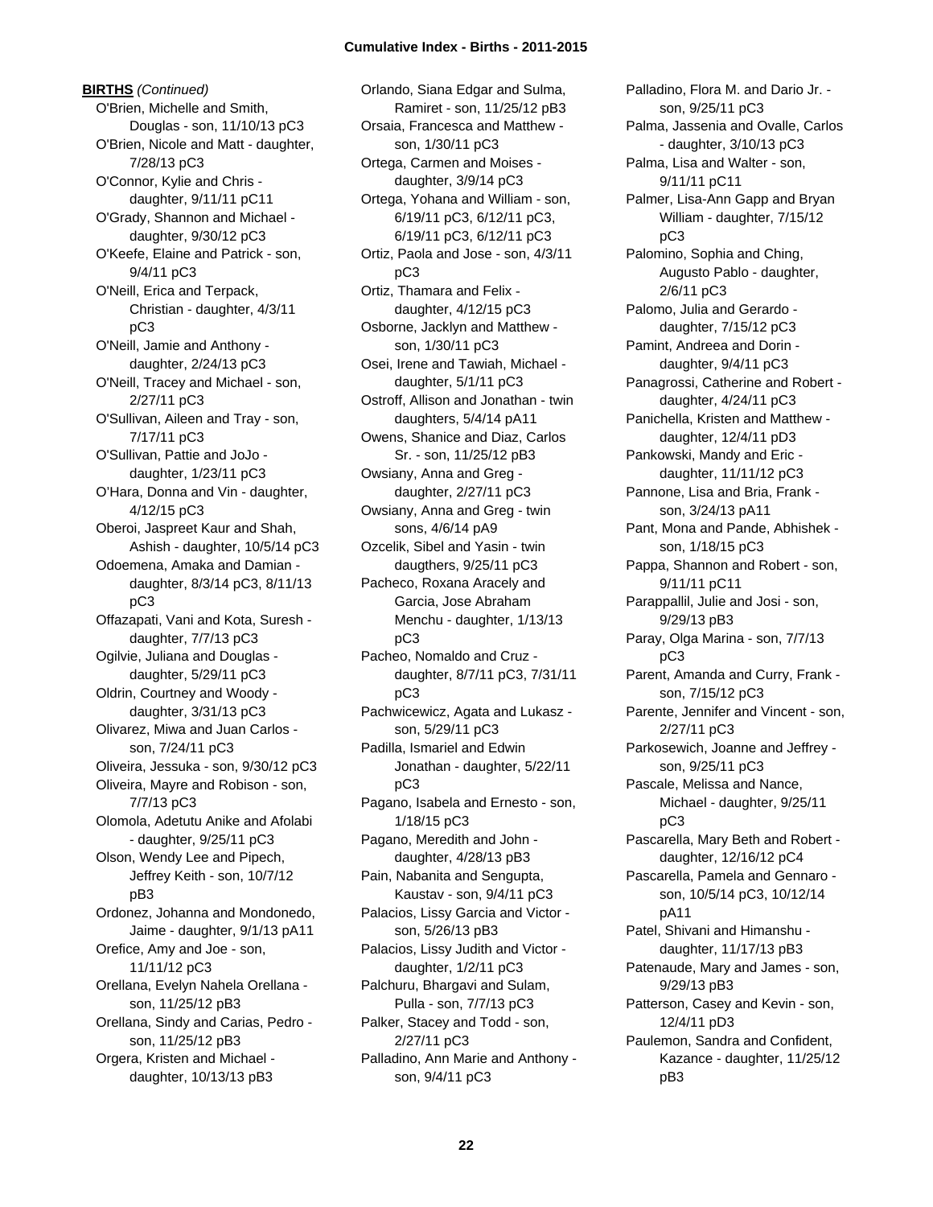**BIRTHS** *(Continued)*

O'Brien, Michelle and Smith, Douglas - son, 11/10/13 pC3
O'Brien, Nicole and Matt - daughter, 7/28/13 pC3
O'Connor, Kylie and Chris - daughter, 9/11/11 pC11
O'Grady, Shannon and Michael - daughter, 9/30/12 pC3
O'Keefe, Elaine and Patrick - son, 9/4/11 pC3
O'Neill, Erica and Terpack, Christian - daughter, 4/3/11 pC3
O'Neill, Jamie and Anthony - daughter, 2/24/13 pC3
O'Neill, Tracey and Michael - son, 2/27/11 pC3
O'Sullivan, Aileen and Tray - son, 7/17/11 pC3
O'Sullivan, Pattie and JoJo - daughter, 1/23/11 pC3
O'Hara, Donna and Vin - daughter, 4/12/15 pC3
Oberoi, Jaspreet Kaur and Shah, Ashish - daughter, 10/5/14 pC3
Odoemena, Amaka and Damian - daughter, 8/3/14 pC3, 8/11/13 pC3
Offazapati, Vani and Kota, Suresh - daughter, 7/7/13 pC3
Ogilvie, Juliana and Douglas - daughter, 5/29/11 pC3
Oldrin, Courtney and Woody - daughter, 3/31/13 pC3
Olivarez, Miwa and Juan Carlos - son, 7/24/11 pC3
Oliveira, Jessuka - son, 9/30/12 pC3
Oliveira, Mayre and Robison - son, 7/7/13 pC3
Olomola, Adetutu Anike and Afolabi - daughter, 9/25/11 pC3
Olson, Wendy Lee and Pipech, Jeffrey Keith - son, 10/7/12 pB3
Ordonez, Johanna and Mondonedo, Jaime - daughter, 9/1/13 pA11
Orefice, Amy and Joe - son, 11/11/12 pC3
Orellana, Evelyn Nahela Orellana - son, 11/25/12 pB3
Orellana, Sindy and Carias, Pedro - son, 11/25/12 pB3
Orgera, Kristen and Michael - daughter, 10/13/13 pB3
Orlando, Siana Edgar and Sulma, Ramiret - son, 11/25/12 pB3
Orsaia, Francesca and Matthew - son, 1/30/11 pC3
Ortega, Carmen and Moises - daughter, 3/9/14 pC3
Ortega, Yohana and William - son, 6/19/11 pC3, 6/12/11 pC3, 6/19/11 pC3, 6/12/11 pC3
Ortiz, Paola and Jose - son, 4/3/11 pC3
Ortiz, Thamara and Felix - daughter, 4/12/15 pC3
Osborne, Jacklyn and Matthew - son, 1/30/11 pC3
Osei, Irene and Tawiah, Michael - daughter, 5/1/11 pC3
Ostroff, Allison and Jonathan - twin daughters, 5/4/14 pA11
Owens, Shanice and Diaz, Carlos Sr. - son, 11/25/12 pB3
Owsiany, Anna and Greg - daughter, 2/27/11 pC3
Owsiany, Anna and Greg - twin sons, 4/6/14 pA9
Ozcelik, Sibel and Yasin - twin daugthers, 9/25/11 pC3
Pacheco, Roxana Aracely and Garcia, Jose Abraham Menchu - daughter, 1/13/13 pC3
Pacheo, Nomaldo and Cruz - daughter, 8/7/11 pC3, 7/31/11 pC3
Pachwicewicz, Agata and Lukasz - son, 5/29/11 pC3
Padilla, Ismariel and Edwin Jonathan - daughter, 5/22/11 pC3
Pagano, Isabela and Ernesto - son, 1/18/15 pC3
Pagano, Meredith and John - daughter, 4/28/13 pB3
Pain, Nabanita and Sengupta, Kaustav - son, 9/4/11 pC3
Palacios, Lissy Garcia and Victor - son, 5/26/13 pB3
Palacios, Lissy Judith and Victor - daughter, 1/2/11 pC3
Palchuru, Bhargavi and Sulam, Pulla - son, 7/7/13 pC3
Palker, Stacey and Todd - son, 2/27/11 pC3
Palladino, Ann Marie and Anthony - son, 9/4/11 pC3
Palladino, Flora M. and Dario Jr. - son, 9/25/11 pC3
Palma, Jassenia and Ovalle, Carlos - daughter, 3/10/13 pC3
Palma, Lisa and Walter - son, 9/11/11 pC11
Palmer, Lisa-Ann Gapp and Bryan William - daughter, 7/15/12 pC3
Palomino, Sophia and Ching, Augusto Pablo - daughter, 2/6/11 pC3
Palomo, Julia and Gerardo - daughter, 7/15/12 pC3
Pamint, Andreea and Dorin - daughter, 9/4/11 pC3
Panagrossi, Catherine and Robert - daughter, 4/24/11 pC3
Panichella, Kristen and Matthew - daughter, 12/4/11 pD3
Pankowski, Mandy and Eric - daughter, 11/11/12 pC3
Pannone, Lisa and Bria, Frank - son, 3/24/13 pA11
Pant, Mona and Pande, Abhishek - son, 1/18/15 pC3
Pappa, Shannon and Robert - son, 9/11/11 pC11
Parappallil, Julie and Josi - son, 9/29/13 pB3
Paray, Olga Marina - son, 7/7/13 pC3
Parent, Amanda and Curry, Frank - son, 7/15/12 pC3
Parente, Jennifer and Vincent - son, 2/27/11 pC3
Parkosewich, Joanne and Jeffrey - son, 9/25/11 pC3
Pascale, Melissa and Nance, Michael - daughter, 9/25/11 pC3
Pascarella, Mary Beth and Robert - daughter, 12/16/12 pC4
Pascarella, Pamela and Gennaro - son, 10/5/14 pC3, 10/12/14 pA11
Patel, Shivani and Himanshu - daughter, 11/17/13 pB3
Patenaude, Mary and James - son, 9/29/13 pB3
Patterson, Casey and Kevin - son, 12/4/11 pD3
Paulemon, Sandra and Confident, Kazance - daughter, 11/25/12 pB3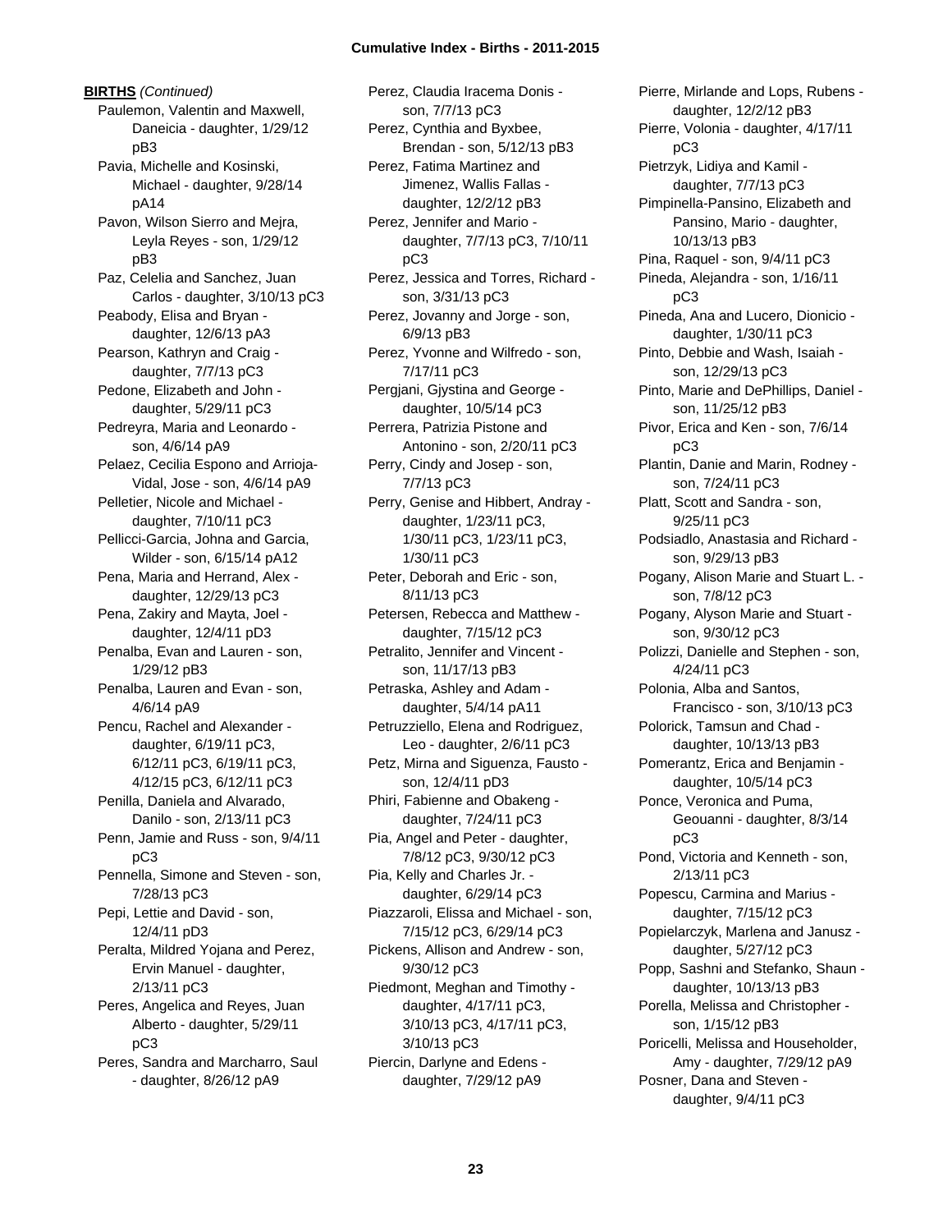**BIRTHS** *(Continued)*

Paulemon, Valentin and Maxwell, Daneicia - daughter, 1/29/12 pB3
Pavia, Michelle and Kosinski, Michael - daughter, 9/28/14 pA14
Pavon, Wilson Sierro and Mejra, Leyla Reyes - son, 1/29/12 pB3
Paz, Celelia and Sanchez, Juan Carlos - daughter, 3/10/13 pC3
Peabody, Elisa and Bryan - daughter, 12/6/13 pA3
Pearson, Kathryn and Craig - daughter, 7/7/13 pC3
Pedone, Elizabeth and John - daughter, 5/29/11 pC3
Pedreyra, Maria and Leonardo - son, 4/6/14 pA9
Pelaez, Cecilia Espono and Arrioja-Vidal, Jose - son, 4/6/14 pA9
Pelletier, Nicole and Michael - daughter, 7/10/11 pC3
Pellicci-Garcia, Johna and Garcia, Wilder - son, 6/15/14 pA12
Pena, Maria and Herrand, Alex - daughter, 12/29/13 pC3
Pena, Zakiry and Mayta, Joel - daughter, 12/4/11 pD3
Penalba, Evan and Lauren - son, 1/29/12 pB3
Penalba, Lauren and Evan - son, 4/6/14 pA9
Pencu, Rachel and Alexander - daughter, 6/19/11 pC3, 6/12/11 pC3, 6/19/11 pC3, 4/12/15 pC3, 6/12/11 pC3
Penilla, Daniela and Alvarado, Danilo - son, 2/13/11 pC3
Penn, Jamie and Russ - son, 9/4/11 pC3
Pennella, Simone and Steven - son, 7/28/13 pC3
Pepi, Lettie and David - son, 12/4/11 pD3
Peralta, Mildred Yojana and Perez, Ervin Manuel - daughter, 2/13/11 pC3
Peres, Angelica and Reyes, Juan Alberto - daughter, 5/29/11 pC3
Peres, Sandra and Marcharro, Saul - daughter, 8/26/12 pA9
Perez, Claudia Iracema Donis - son, 7/7/13 pC3
Perez, Cynthia and Byxbee, Brendan - son, 5/12/13 pB3
Perez, Fatima Martinez and Jimenez, Wallis Fallas - daughter, 12/2/12 pB3
Perez, Jennifer and Mario - daughter, 7/7/13 pC3, 7/10/11 pC3
Perez, Jessica and Torres, Richard - son, 3/31/13 pC3
Perez, Jovanny and Jorge - son, 6/9/13 pB3
Perez, Yvonne and Wilfredo - son, 7/17/11 pC3
Pergjani, Gjystina and George - daughter, 10/5/14 pC3
Perrera, Patrizia Pistone and Antonino - son, 2/20/11 pC3
Perry, Cindy and Josep - son, 7/7/13 pC3
Perry, Genise and Hibbert, Andray - daughter, 1/23/11 pC3, 1/30/11 pC3, 1/23/11 pC3, 1/30/11 pC3
Peter, Deborah and Eric - son, 8/11/13 pC3
Petersen, Rebecca and Matthew - daughter, 7/15/12 pC3
Petralito, Jennifer and Vincent - son, 11/17/13 pB3
Petraska, Ashley and Adam - daughter, 5/4/14 pA11
Petruzziello, Elena and Rodriguez, Leo - daughter, 2/6/11 pC3
Petz, Mirna and Siguenza, Fausto - son, 12/4/11 pD3
Phiri, Fabienne and Obakeng - daughter, 7/24/11 pC3
Pia, Angel and Peter - daughter, 7/8/12 pC3, 9/30/12 pC3
Pia, Kelly and Charles Jr. - daughter, 6/29/14 pC3
Piazzaroli, Elissa and Michael - son, 7/15/12 pC3, 6/29/14 pC3
Pickens, Allison and Andrew - son, 9/30/12 pC3
Piedmont, Meghan and Timothy - daughter, 4/17/11 pC3, 3/10/13 pC3, 4/17/11 pC3, 3/10/13 pC3
Piercin, Darlyne and Edens - daughter, 7/29/12 pA9
Pierre, Mirlande and Lops, Rubens - daughter, 12/2/12 pB3
Pierre, Volonia - daughter, 4/17/11 pC3
Pietrzyk, Lidiya and Kamil - daughter, 7/7/13 pC3
Pimpinella-Pansino, Elizabeth and Pansino, Mario - daughter, 10/13/13 pB3
Pina, Raquel - son, 9/4/11 pC3
Pineda, Alejandra - son, 1/16/11 pC3
Pineda, Ana and Lucero, Dionicio - daughter, 1/30/11 pC3
Pinto, Debbie and Wash, Isaiah - son, 12/29/13 pC3
Pinto, Marie and DePhillips, Daniel - son, 11/25/12 pB3
Pivor, Erica and Ken - son, 7/6/14 pC3
Plantin, Danie and Marin, Rodney - son, 7/24/11 pC3
Platt, Scott and Sandra - son, 9/25/11 pC3
Podsiadlo, Anastasia and Richard - son, 9/29/13 pB3
Pogany, Alison Marie and Stuart L. - son, 7/8/12 pC3
Pogany, Alyson Marie and Stuart - son, 9/30/12 pC3
Polizzi, Danielle and Stephen - son, 4/24/11 pC3
Polonia, Alba and Santos, Francisco - son, 3/10/13 pC3
Polorick, Tamsun and Chad - daughter, 10/13/13 pB3
Pomerantz, Erica and Benjamin - daughter, 10/5/14 pC3
Ponce, Veronica and Puma, Geouanni - daughter, 8/3/14 pC3
Pond, Victoria and Kenneth - son, 2/13/11 pC3
Popescu, Carmina and Marius - daughter, 7/15/12 pC3
Popielarczyk, Marlena and Janusz - daughter, 5/27/12 pC3
Popp, Sashni and Stefanko, Shaun - daughter, 10/13/13 pB3
Porella, Melissa and Christopher - son, 1/15/12 pB3
Poricelli, Melissa and Householder, Amy - daughter, 7/29/12 pA9
Posner, Dana and Steven - daughter, 9/4/11 pC3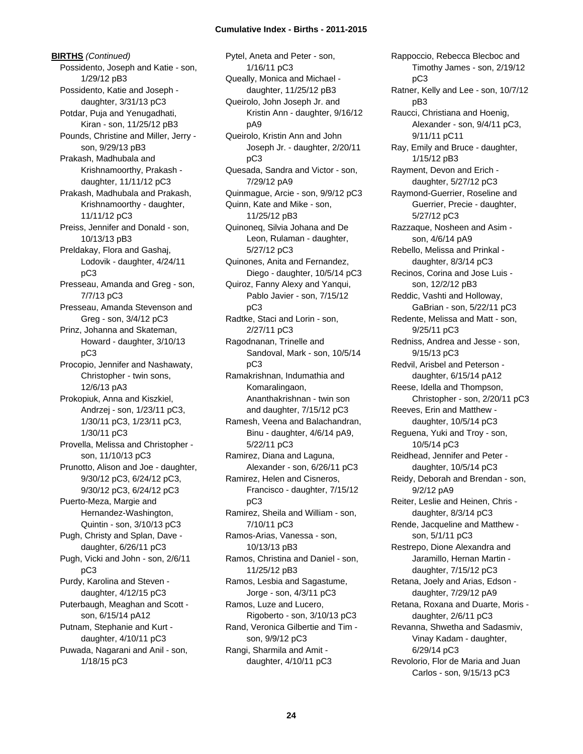**BIRTHS** *(Continued)*

Possidento, Joseph and Katie - son, 1/29/12 pB3
Possidento, Katie and Joseph - daughter, 3/31/13 pC3
Potdar, Puja and Yenugadhati, Kiran - son, 11/25/12 pB3
Pounds, Christine and Miller, Jerry - son, 9/29/13 pB3
Prakash, Madhubala and Krishnamoorthy, Prakash - daughter, 11/11/12 pC3
Prakash, Madhubala and Prakash, Krishnamoorthy - daughter, 11/11/12 pC3
Preiss, Jennifer and Donald - son, 10/13/13 pB3
Preldakay, Flora and Gashaj, Lodovik - daughter, 4/24/11 pC3
Presseau, Amanda and Greg - son, 7/7/13 pC3
Presseau, Amanda Stevenson and Greg - son, 3/4/12 pC3
Prinz, Johanna and Skateman, Howard - daughter, 3/10/13 pC3
Procopio, Jennifer and Nashawaty, Christopher - twin sons, 12/6/13 pA3
Prokopiuk, Anna and Kiszkiel, Andrzej - son, 1/23/11 pC3, 1/30/11 pC3, 1/23/11 pC3, 1/30/11 pC3
Provella, Melissa and Christopher - son, 11/10/13 pC3
Prunotto, Alison and Joe - daughter, 9/30/12 pC3, 6/24/12 pC3, 9/30/12 pC3, 6/24/12 pC3
Puerto-Meza, Margie and Hernandez-Washington, Quintin - son, 3/10/13 pC3
Pugh, Christy and Splan, Dave - daughter, 6/26/11 pC3
Pugh, Vicki and John - son, 2/6/11 pC3
Purdy, Karolina and Steven - daughter, 4/12/15 pC3
Puterbaugh, Meaghan and Scott - son, 6/15/14 pA12
Putnam, Stephanie and Kurt - daughter, 4/10/11 pC3
Puwada, Nagarani and Anil - son, 1/18/15 pC3
Pytel, Aneta and Peter - son, 1/16/11 pC3
Queally, Monica and Michael - daughter, 11/25/12 pB3
Queirolo, John Joseph Jr. and Kristin Ann - daughter, 9/16/12 pA9
Queirolo, Kristin Ann and John Joseph Jr. - daughter, 2/20/11 pC3
Quesada, Sandra and Victor - son, 7/29/12 pA9
Quinmague, Arcie - son, 9/9/12 pC3
Quinn, Kate and Mike - son, 11/25/12 pB3
Quinoneq, Silvia Johana and De Leon, Rulaman - daughter, 5/27/12 pC3
Quinones, Anita and Fernandez, Diego - daughter, 10/5/14 pC3
Quiroz, Fanny Alexy and Yanqui, Pablo Javier - son, 7/15/12 pC3
Radtke, Staci and Lorin - son, 2/27/11 pC3
Ragodnanan, Trinelle and Sandoval, Mark - son, 10/5/14 pC3
Ramakrishnan, Indumathia and Komaralingaon, Ananthakrishnan - twin son and daughter, 7/15/12 pC3
Ramesh, Veena and Balachandran, Binu - daughter, 4/6/14 pA9, 5/22/11 pC3
Ramirez, Diana and Laguna, Alexander - son, 6/26/11 pC3
Ramirez, Helen and Cisneros, Francisco - daughter, 7/15/12 pC3
Ramirez, Sheila and William - son, 7/10/11 pC3
Ramos-Arias, Vanessa - son, 10/13/13 pB3
Ramos, Christina and Daniel - son, 11/25/12 pB3
Ramos, Lesbia and Sagastume, Jorge - son, 4/3/11 pC3
Ramos, Luze and Lucero, Rigoberto - son, 3/10/13 pC3
Rand, Veronica Gilbertie and Tim - son, 9/9/12 pC3
Rangi, Sharmila and Amit - daughter, 4/10/11 pC3
Rappoccio, Rebecca Blecboc and Timothy James - son, 2/19/12 pC3
Ratner, Kelly and Lee - son, 10/7/12 pB3
Raucci, Christiana and Hoenig, Alexander - son, 9/4/11 pC3, 9/11/11 pC11
Ray, Emily and Bruce - daughter, 1/15/12 pB3
Rayment, Devon and Erich - daughter, 5/27/12 pC3
Raymond-Guerrier, Roseline and Guerrier, Precie - daughter, 5/27/12 pC3
Razzaque, Nosheen and Asim - son, 4/6/14 pA9
Rebello, Melissa and Prinkal - daughter, 8/3/14 pC3
Recinos, Corina and Jose Luis - son, 12/2/12 pB3
Reddic, Vashti and Holloway, GaBrian - son, 5/22/11 pC3
Redente, Melissa and Matt - son, 9/25/11 pC3
Redniss, Andrea and Jesse - son, 9/15/13 pC3
Redvil, Arisbel and Peterson - daughter, 6/15/14 pA12
Reese, Idella and Thompson, Christopher - son, 2/20/11 pC3
Reeves, Erin and Matthew - daughter, 10/5/14 pC3
Reguena, Yuki and Troy - son, 10/5/14 pC3
Reidhead, Jennifer and Peter - daughter, 10/5/14 pC3
Reidy, Deborah and Brendan - son, 9/2/12 pA9
Reiter, Leslie and Heinen, Chris - daughter, 8/3/14 pC3
Rende, Jacqueline and Matthew - son, 5/1/11 pC3
Restrepo, Dione Alexandra and Jaramillo, Hernan Martin - daughter, 7/15/12 pC3
Retana, Joely and Arias, Edson - daughter, 7/29/12 pA9
Retana, Roxana and Duarte, Moris - daughter, 2/6/11 pC3
Revanna, Shwetha and Sadasmiv, Vinay Kadam - daughter, 6/29/14 pC3
Revolorio, Flor de Maria and Juan Carlos - son, 9/15/13 pC3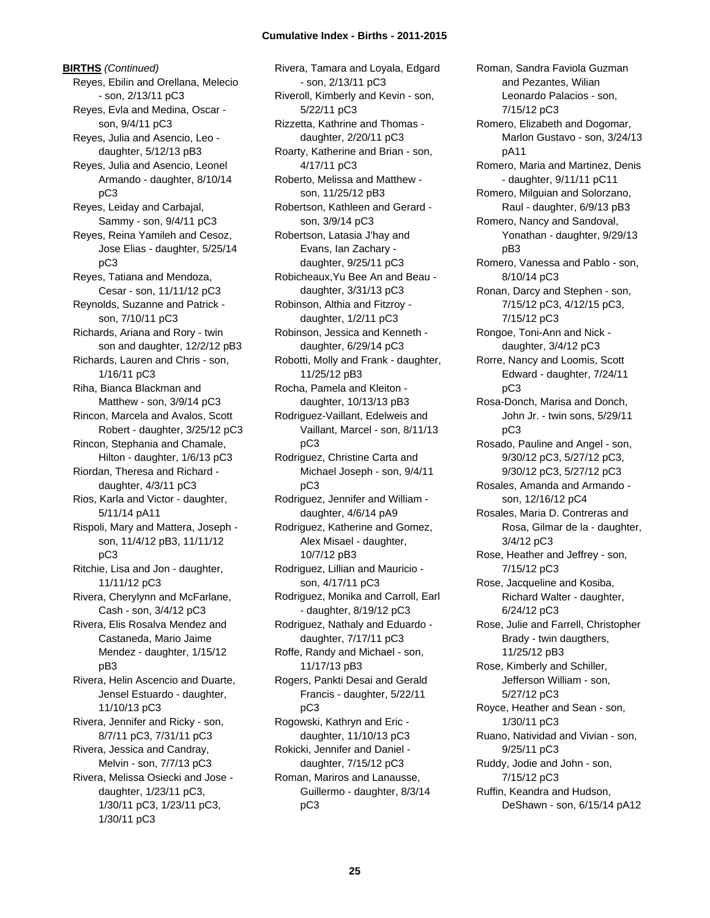**BIRTHS** *(Continued)*

Reyes, Ebilin and Orellana, Melecio - son, 2/13/11 pC3
Reyes, Evla and Medina, Oscar - son, 9/4/11 pC3
Reyes, Julia and Asencio, Leo - daughter, 5/12/13 pB3
Reyes, Julia and Asencio, Leonel Armando - daughter, 8/10/14 pC3
Reyes, Leiday and Carbajal, Sammy - son, 9/4/11 pC3
Reyes, Reina Yamileh and Cesoz, Jose Elias - daughter, 5/25/14 pC3
Reyes, Tatiana and Mendoza, Cesar - son, 11/11/12 pC3
Reynolds, Suzanne and Patrick - son, 7/10/11 pC3
Richards, Ariana and Rory - twin son and daughter, 12/2/12 pB3
Richards, Lauren and Chris - son, 1/16/11 pC3
Riha, Bianca Blackman and Matthew - son, 3/9/14 pC3
Rincon, Marcela and Avalos, Scott Robert - daughter, 3/25/12 pC3
Rincon, Stephania and Chamale, Hilton - daughter, 1/6/13 pC3
Riordan, Theresa and Richard - daughter, 4/3/11 pC3
Rios, Karla and Victor - daughter, 5/11/14 pA11
Rispoli, Mary and Mattera, Joseph - son, 11/4/12 pB3, 11/11/12 pC3
Ritchie, Lisa and Jon - daughter, 11/11/12 pC3
Rivera, Cherylynn and McFarlane, Cash - son, 3/4/12 pC3
Rivera, Elis Rosalva Mendez and Castaneda, Mario Jaime Mendez - daughter, 1/15/12 pB3
Rivera, Helin Ascencio and Duarte, Jensel Estuardo - daughter, 11/10/13 pC3
Rivera, Jennifer and Ricky - son, 8/7/11 pC3, 7/31/11 pC3
Rivera, Jessica and Candray, Melvin - son, 7/7/13 pC3
Rivera, Melissa Osiecki and Jose - daughter, 1/23/11 pC3, 1/30/11 pC3, 1/23/11 pC3, 1/30/11 pC3
Rivera, Tamara and Loyala, Edgard - son, 2/13/11 pC3
Riveroll, Kimberly and Kevin - son, 5/22/11 pC3
Rizzetta, Kathrine and Thomas - daughter, 2/20/11 pC3
Roarty, Katherine and Brian - son, 4/17/11 pC3
Roberto, Melissa and Matthew - son, 11/25/12 pB3
Robertson, Kathleen and Gerard - son, 3/9/14 pC3
Robertson, Latasia J'hay and Evans, Ian Zachary - daughter, 9/25/11 pC3
Robicheaux,Yu Bee An and Beau - daughter, 3/31/13 pC3
Robinson, Althia and Fitzroy - daughter, 1/2/11 pC3
Robinson, Jessica and Kenneth - daughter, 6/29/14 pC3
Robotti, Molly and Frank - daughter, 11/25/12 pB3
Rocha, Pamela and Kleiton - daughter, 10/13/13 pB3
Rodriguez-Vaillant, Edelweis and Vaillant, Marcel - son, 8/11/13 pC3
Rodriguez, Christine Carta and Michael Joseph - son, 9/4/11 pC3
Rodriguez, Jennifer and William - daughter, 4/6/14 pA9
Rodriguez, Katherine and Gomez, Alex Misael - daughter, 10/7/12 pB3
Rodriguez, Lillian and Mauricio - son, 4/17/11 pC3
Rodriguez, Monika and Carroll, Earl - daughter, 8/19/12 pC3
Rodriguez, Nathaly and Eduardo - daughter, 7/17/11 pC3
Roffe, Randy and Michael - son, 11/17/13 pB3
Rogers, Pankti Desai and Gerald Francis - daughter, 5/22/11 pC3
Rogowski, Kathryn and Eric - daughter, 11/10/13 pC3
Rokicki, Jennifer and Daniel - daughter, 7/15/12 pC3
Roman, Mariros and Lanausse, Guillermo - daughter, 8/3/14 pC3
Roman, Sandra Faviola Guzman and Pezantes, Wilian Leonardo Palacios - son, 7/15/12 pC3
Romero, Elizabeth and Dogomar, Marlon Gustavo - son, 3/24/13 pA11
Romero, Maria and Martinez, Denis - daughter, 9/11/11 pC11
Romero, Milguian and Solorzano, Raul - daughter, 6/9/13 pB3
Romero, Nancy and Sandoval, Yonathan - daughter, 9/29/13 pB3
Romero, Vanessa and Pablo - son, 8/10/14 pC3
Ronan, Darcy and Stephen - son, 7/15/12 pC3, 4/12/15 pC3, 7/15/12 pC3
Rongoe, Toni-Ann and Nick - daughter, 3/4/12 pC3
Rorre, Nancy and Loomis, Scott Edward - daughter, 7/24/11 pC3
Rosa-Donch, Marisa and Donch, John Jr. - twin sons, 5/29/11 pC3
Rosado, Pauline and Angel - son, 9/30/12 pC3, 5/27/12 pC3, 9/30/12 pC3, 5/27/12 pC3
Rosales, Amanda and Armando - son, 12/16/12 pC4
Rosales, Maria D. Contreras and Rosa, Gilmar de la - daughter, 3/4/12 pC3
Rose, Heather and Jeffrey - son, 7/15/12 pC3
Rose, Jacqueline and Kosiba, Richard Walter - daughter, 6/24/12 pC3
Rose, Julie and Farrell, Christopher Brady - twin daugthers, 11/25/12 pB3
Rose, Kimberly and Schiller, Jefferson William - son, 5/27/12 pC3
Royce, Heather and Sean - son, 1/30/11 pC3
Ruano, Natividad and Vivian - son, 9/25/11 pC3
Ruddy, Jodie and John - son, 7/15/12 pC3
Ruffin, Keandra and Hudson, DeShawn - son, 6/15/14 pA12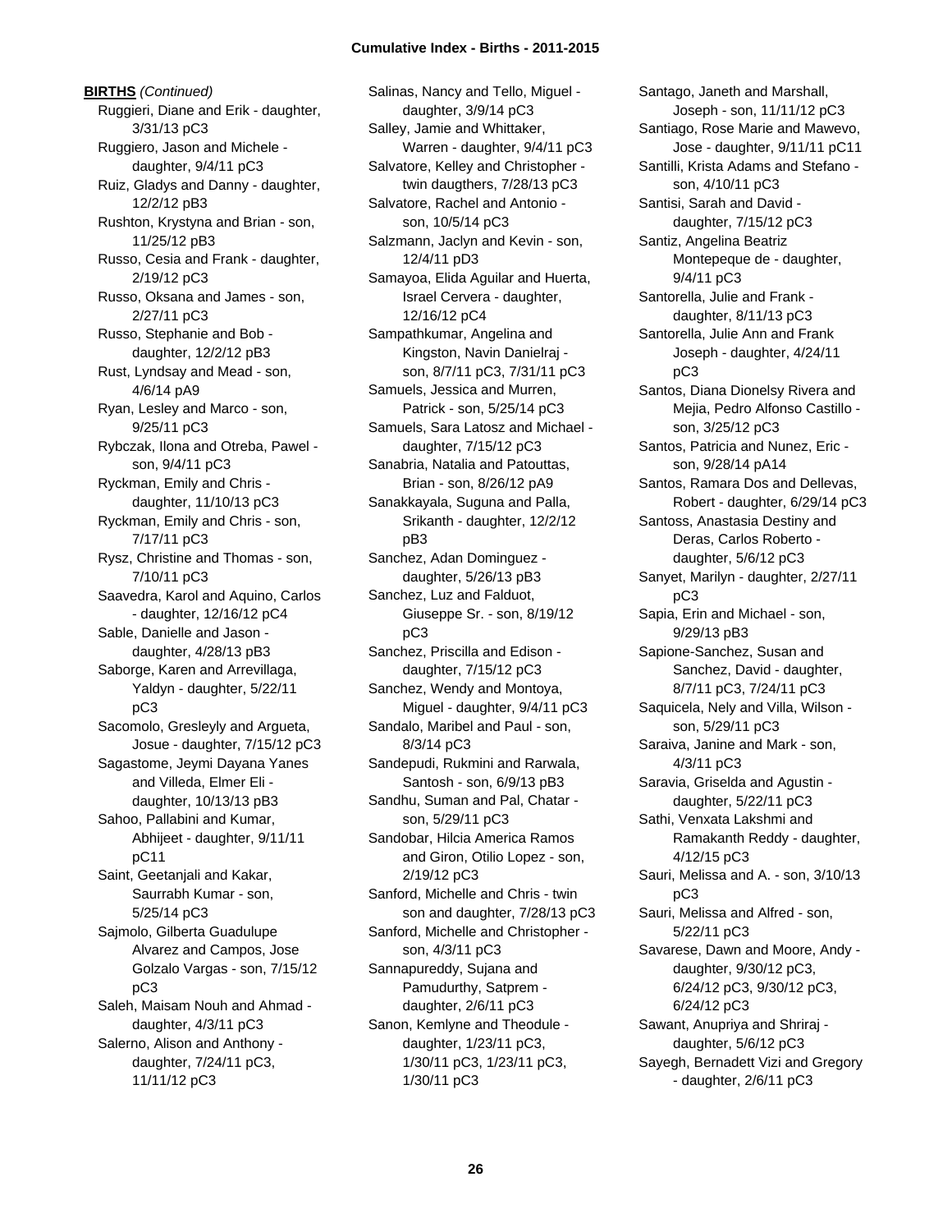**BIRTHS** *(Continued)*

Ruggieri, Diane and Erik - daughter, 3/31/13 pC3
Ruggiero, Jason and Michele - daughter, 9/4/11 pC3
Ruiz, Gladys and Danny - daughter, 12/2/12 pB3
Rushton, Krystyna and Brian - son, 11/25/12 pB3
Russo, Cesia and Frank - daughter, 2/19/12 pC3
Russo, Oksana and James - son, 2/27/11 pC3
Russo, Stephanie and Bob - daughter, 12/2/12 pB3
Rust, Lyndsay and Mead - son, 4/6/14 pA9
Ryan, Lesley and Marco - son, 9/25/11 pC3
Rybczak, Ilona and Otreba, Pawel - son, 9/4/11 pC3
Ryckman, Emily and Chris - daughter, 11/10/13 pC3
Ryckman, Emily and Chris - son, 7/17/11 pC3
Rysz, Christine and Thomas - son, 7/10/11 pC3
Saavedra, Karol and Aquino, Carlos - daughter, 12/16/12 pC4
Sable, Danielle and Jason - daughter, 4/28/13 pB3
Saborge, Karen and Arrevillaga, Yaldyn - daughter, 5/22/11 pC3
Sacomolo, Gresleyly and Argueta, Josue - daughter, 7/15/12 pC3
Sagastome, Jeymi Dayana Yanes and Villeda, Elmer Eli - daughter, 10/13/13 pB3
Sahoo, Pallabini and Kumar, Abhijeet - daughter, 9/11/11 pC11
Saint, Geetanjali and Kakar, Saurrabh Kumar - son, 5/25/14 pC3
Sajmolo, Gilberta Guadulupe Alvarez and Campos, Jose Golzalo Vargas - son, 7/15/12 pC3
Saleh, Maisam Nouh and Ahmad - daughter, 4/3/11 pC3
Salerno, Alison and Anthony - daughter, 7/24/11 pC3, 11/11/12 pC3
Salinas, Nancy and Tello, Miguel - daughter, 3/9/14 pC3
Salley, Jamie and Whittaker, Warren - daughter, 9/4/11 pC3
Salvatore, Kelley and Christopher - twin daugthers, 7/28/13 pC3
Salvatore, Rachel and Antonio - son, 10/5/14 pC3
Salzmann, Jaclyn and Kevin - son, 12/4/11 pD3
Samayoa, Elida Aguilar and Huerta, Israel Cervera - daughter, 12/16/12 pC4
Sampathkumar, Angelina and Kingston, Navin Danielraj - son, 8/7/11 pC3, 7/31/11 pC3
Samuels, Jessica and Murren, Patrick - son, 5/25/14 pC3
Samuels, Sara Latosz and Michael - daughter, 7/15/12 pC3
Sanabria, Natalia and Patouttas, Brian - son, 8/26/12 pA9
Sanakkayala, Suguna and Palla, Srikanth - daughter, 12/2/12 pB3
Sanchez, Adan Dominguez - daughter, 5/26/13 pB3
Sanchez, Luz and Falduot, Giuseppe Sr. - son, 8/19/12 pC3
Sanchez, Priscilla and Edison - daughter, 7/15/12 pC3
Sanchez, Wendy and Montoya, Miguel - daughter, 9/4/11 pC3
Sandalo, Maribel and Paul - son, 8/3/14 pC3
Sandepudi, Rukmini and Rarwala, Santosh - son, 6/9/13 pB3
Sandhu, Suman and Pal, Chatar - son, 5/29/11 pC3
Sandobar, Hilcia America Ramos and Giron, Otilio Lopez - son, 2/19/12 pC3
Sanford, Michelle and Chris - twin son and daughter, 7/28/13 pC3
Sanford, Michelle and Christopher - son, 4/3/11 pC3
Sannapureddy, Sujana and Pamudurthy, Satprem - daughter, 2/6/11 pC3
Sanon, Kemlyne and Theodule - daughter, 1/23/11 pC3, 1/30/11 pC3, 1/23/11 pC3, 1/30/11 pC3
Santago, Janeth and Marshall, Joseph - son, 11/11/12 pC3
Santiago, Rose Marie and Mawevo, Jose - daughter, 9/11/11 pC11
Santilli, Krista Adams and Stefano - son, 4/10/11 pC3
Santisi, Sarah and David - daughter, 7/15/12 pC3
Santiz, Angelina Beatriz Montepeque de - daughter, 9/4/11 pC3
Santorella, Julie and Frank - daughter, 8/11/13 pC3
Santorella, Julie Ann and Frank Joseph - daughter, 4/24/11 pC3
Santos, Diana Dionelsy Rivera and Mejia, Pedro Alfonso Castillo - son, 3/25/12 pC3
Santos, Patricia and Nunez, Eric - son, 9/28/14 pA14
Santos, Ramara Dos and Dellevas, Robert - daughter, 6/29/14 pC3
Santoss, Anastasia Destiny and Deras, Carlos Roberto - daughter, 5/6/12 pC3
Sanyet, Marilyn - daughter, 2/27/11 pC3
Sapia, Erin and Michael - son, 9/29/13 pB3
Sapione-Sanchez, Susan and Sanchez, David - daughter, 8/7/11 pC3, 7/24/11 pC3
Saquicela, Nely and Villa, Wilson - son, 5/29/11 pC3
Saraiva, Janine and Mark - son, 4/3/11 pC3
Saravia, Griselda and Agustin - daughter, 5/22/11 pC3
Sathi, Venxata Lakshmi and Ramakanth Reddy - daughter, 4/12/15 pC3
Sauri, Melissa and A. - son, 3/10/13 pC3
Sauri, Melissa and Alfred - son, 5/22/11 pC3
Savarese, Dawn and Moore, Andy - daughter, 9/30/12 pC3, 6/24/12 pC3, 9/30/12 pC3, 6/24/12 pC3
Sawant, Anupriya and Shriraj - daughter, 5/6/12 pC3
Sayegh, Bernadett Vizi and Gregory - daughter, 2/6/11 pC3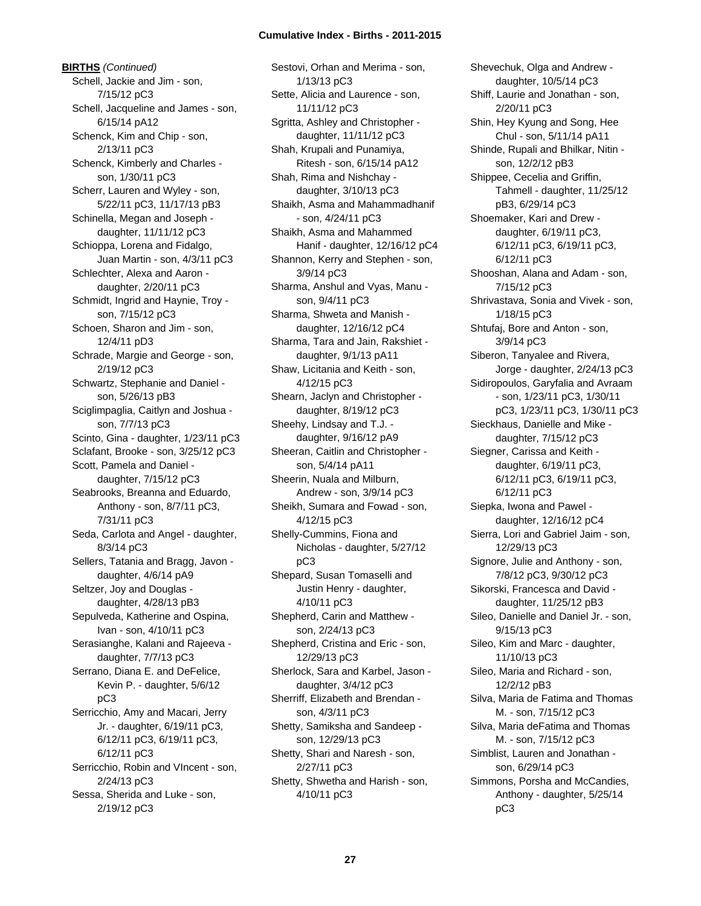**BIRTHS** *(Continued)*

Schell, Jackie and Jim - son, 7/15/12 pC3
Schell, Jacqueline and James - son, 6/15/14 pA12
Schenck, Kim and Chip - son, 2/13/11 pC3
Schenck, Kimberly and Charles - son, 1/30/11 pC3
Scherr, Lauren and Wyley - son, 5/22/11 pC3, 11/17/13 pB3
Schinella, Megan and Joseph - daughter, 11/11/12 pC3
Schioppa, Lorena and Fidalgo, Juan Martin - son, 4/3/11 pC3
Schlechter, Alexa and Aaron - daughter, 2/20/11 pC3
Schmidt, Ingrid and Haynie, Troy - son, 7/15/12 pC3
Schoen, Sharon and Jim - son, 12/4/11 pD3
Schrade, Margie and George - son, 2/19/12 pC3
Schwartz, Stephanie and Daniel - son, 5/26/13 pB3
Sciglimpaglia, Caitlyn and Joshua - son, 7/7/13 pC3
Scinto, Gina - daughter, 1/23/11 pC3
Sclafant, Brooke - son, 3/25/12 pC3
Scott, Pamela and Daniel - daughter, 7/15/12 pC3
Seabrooks, Breanna and Eduardo, Anthony - son, 8/7/11 pC3, 7/31/11 pC3
Seda, Carlota and Angel - daughter, 8/3/14 pC3
Sellers, Tatania and Bragg, Javon - daughter, 4/6/14 pA9
Seltzer, Joy and Douglas - daughter, 4/28/13 pB3
Sepulveda, Katherine and Ospina, Ivan - son, 4/10/11 pC3
Serasianghe, Kalani and Rajeeva - daughter, 7/7/13 pC3
Serrano, Diana E. and DeFelice, Kevin P. - daughter, 5/6/12 pC3
Serricchio, Amy and Macari, Jerry Jr. - daughter, 6/19/11 pC3, 6/12/11 pC3, 6/19/11 pC3, 6/12/11 pC3
Serricchio, Robin and VIncent - son, 2/24/13 pC3
Sessa, Sherida and Luke - son, 2/19/12 pC3
Sestovi, Orhan and Merima - son, 1/13/13 pC3
Sette, Alicia and Laurence - son, 11/11/12 pC3
Sgritta, Ashley and Christopher - daughter, 11/11/12 pC3
Shah, Krupali and Punamiya, Ritesh - son, 6/15/14 pA12
Shah, Rima and Nishchay - daughter, 3/10/13 pC3
Shaikh, Asma and Mahammadhanif - son, 4/24/11 pC3
Shaikh, Asma and Mahammed Hanif - daughter, 12/16/12 pC4
Shannon, Kerry and Stephen - son, 3/9/14 pC3
Sharma, Anshul and Vyas, Manu - son, 9/4/11 pC3
Sharma, Shweta and Manish - daughter, 12/16/12 pC4
Sharma, Tara and Jain, Rakshiet - daughter, 9/1/13 pA11
Shaw, Licitania and Keith - son, 4/12/15 pC3
Shearn, Jaclyn and Christopher - daughter, 8/19/12 pC3
Sheehy, Lindsay and T.J. - daughter, 9/16/12 pA9
Sheeran, Caitlin and Christopher - son, 5/4/14 pA11
Sheerin, Nuala and Milburn, Andrew - son, 3/9/14 pC3
Sheikh, Sumara and Fowad - son, 4/12/15 pC3
Shelly-Cummins, Fiona and Nicholas - daughter, 5/27/12 pC3
Shepard, Susan Tomaselli and Justin Henry - daughter, 4/10/11 pC3
Shepherd, Carin and Matthew - son, 2/24/13 pC3
Shepherd, Cristina and Eric - son, 12/29/13 pC3
Sherlock, Sara and Karbel, Jason - daughter, 3/4/12 pC3
Sherriff, Elizabeth and Brendan - son, 4/3/11 pC3
Shetty, Samiksha and Sandeep - son, 12/29/13 pC3
Shetty, Shari and Naresh - son, 2/27/11 pC3
Shetty, Shwetha and Harish - son, 4/10/11 pC3
Shevechuk, Olga and Andrew - daughter, 10/5/14 pC3
Shiff, Laurie and Jonathan - son, 2/20/11 pC3
Shin, Hey Kyung and Song, Hee Chul - son, 5/11/14 pA11
Shinde, Rupali and Bhilkar, Nitin - son, 12/2/12 pB3
Shippee, Cecelia and Griffin, Tahmell - daughter, 11/25/12 pB3, 6/29/14 pC3
Shoemaker, Kari and Drew - daughter, 6/19/11 pC3, 6/12/11 pC3, 6/19/11 pC3, 6/12/11 pC3
Shooshan, Alana and Adam - son, 7/15/12 pC3
Shrivastava, Sonia and Vivek - son, 1/18/15 pC3
Shtufaj, Bore and Anton - son, 3/9/14 pC3
Siberon, Tanyalee and Rivera, Jorge - daughter, 2/24/13 pC3
Sidiropoulos, Garyfalia and Avraam - son, 1/23/11 pC3, 1/30/11 pC3, 1/23/11 pC3, 1/30/11 pC3
Sieckhaus, Danielle and Mike - daughter, 7/15/12 pC3
Siegner, Carissa and Keith - daughter, 6/19/11 pC3, 6/12/11 pC3, 6/19/11 pC3, 6/12/11 pC3
Siepka, Iwona and Pawel - daughter, 12/16/12 pC4
Sierra, Lori and Gabriel Jaim - son, 12/29/13 pC3
Signore, Julie and Anthony - son, 7/8/12 pC3, 9/30/12 pC3
Sikorski, Francesca and David - daughter, 11/25/12 pB3
Sileo, Danielle and Daniel Jr. - son, 9/15/13 pC3
Sileo, Kim and Marc - daughter, 11/10/13 pC3
Sileo, Maria and Richard - son, 12/2/12 pB3
Silva, Maria de Fatima and Thomas M. - son, 7/15/12 pC3
Silva, Maria deFatima and Thomas M. - son, 7/15/12 pC3
Simblist, Lauren and Jonathan - son, 6/29/14 pC3
Simmons, Porsha and McCandies, Anthony - daughter, 5/25/14 pC3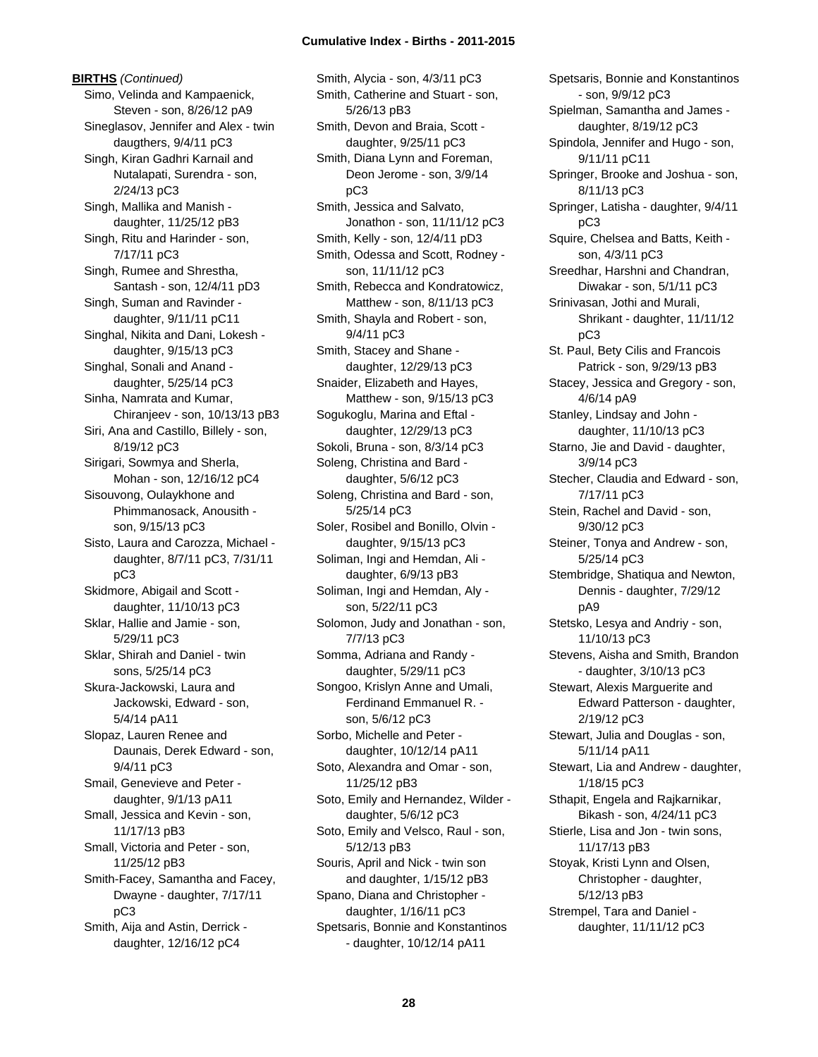**BIRTHS** *(Continued)*

Simo, Velinda and Kampaenick, Steven - son, 8/26/12 pA9
Sineglasov, Jennifer and Alex - twin daugthers, 9/4/11 pC3
Singh, Kiran Gadhri Karnail and Nutalapati, Surendra - son, 2/24/13 pC3
Singh, Mallika and Manish - daughter, 11/25/12 pB3
Singh, Ritu and Harinder - son, 7/17/11 pC3
Singh, Rumee and Shrestha, Santash - son, 12/4/11 pD3
Singh, Suman and Ravinder - daughter, 9/11/11 pC11
Singhal, Nikita and Dani, Lokesh - daughter, 9/15/13 pC3
Singhal, Sonali and Anand - daughter, 5/25/14 pC3
Sinha, Namrata and Kumar, Chiranjeev - son, 10/13/13 pB3
Siri, Ana and Castillo, Billely - son, 8/19/12 pC3
Sirigari, Sowmya and Sherla, Mohan - son, 12/16/12 pC4
Sisouvong, Oulaykhone and Phimmanosack, Anousith - son, 9/15/13 pC3
Sisto, Laura and Carozza, Michael - daughter, 8/7/11 pC3, 7/31/11 pC3
Skidmore, Abigail and Scott - daughter, 11/10/13 pC3
Sklar, Hallie and Jamie - son, 5/29/11 pC3
Sklar, Shirah and Daniel - twin sons, 5/25/14 pC3
Skura-Jackowski, Laura and Jackowski, Edward - son, 5/4/14 pA11
Slopaz, Lauren Renee and Daunais, Derek Edward - son, 9/4/11 pC3
Smail, Genevieve and Peter - daughter, 9/1/13 pA11
Small, Jessica and Kevin - son, 11/17/13 pB3
Small, Victoria and Peter - son, 11/25/12 pB3
Smith-Facey, Samantha and Facey, Dwayne - daughter, 7/17/11 pC3
Smith, Aija and Astin, Derrick - daughter, 12/16/12 pC4
Smith, Alycia - son, 4/3/11 pC3
Smith, Catherine and Stuart - son, 5/26/13 pB3
Smith, Devon and Braia, Scott - daughter, 9/25/11 pC3
Smith, Diana Lynn and Foreman, Deon Jerome - son, 3/9/14 pC3
Smith, Jessica and Salvato, Jonathon - son, 11/11/12 pC3
Smith, Kelly - son, 12/4/11 pD3
Smith, Odessa and Scott, Rodney - son, 11/11/12 pC3
Smith, Rebecca and Kondratowicz, Matthew - son, 8/11/13 pC3
Smith, Shayla and Robert - son, 9/4/11 pC3
Smith, Stacey and Shane - daughter, 12/29/13 pC3
Snaider, Elizabeth and Hayes, Matthew - son, 9/15/13 pC3
Sogukoglu, Marina and Eftal - daughter, 12/29/13 pC3
Sokoli, Bruna - son, 8/3/14 pC3
Soleng, Christina and Bard - daughter, 5/6/12 pC3
Soleng, Christina and Bard - son, 5/25/14 pC3
Soler, Rosibel and Bonillo, Olvin - daughter, 9/15/13 pC3
Soliman, Ingi and Hemdan, Ali - daughter, 6/9/13 pB3
Soliman, Ingi and Hemdan, Aly - son, 5/22/11 pC3
Solomon, Judy and Jonathan - son, 7/7/13 pC3
Somma, Adriana and Randy - daughter, 5/29/11 pC3
Songoo, Krislyn Anne and Umali, Ferdinand Emmanuel R. - son, 5/6/12 pC3
Sorbo, Michelle and Peter - daughter, 10/12/14 pA11
Soto, Alexandra and Omar - son, 11/25/12 pB3
Soto, Emily and Hernandez, Wilder - daughter, 5/6/12 pC3
Soto, Emily and Velsco, Raul - son, 5/12/13 pB3
Souris, April and Nick - twin son and daughter, 1/15/12 pB3
Spano, Diana and Christopher - daughter, 1/16/11 pC3
Spetsaris, Bonnie and Konstantinos - daughter, 10/12/14 pA11
Spetsaris, Bonnie and Konstantinos - son, 9/9/12 pC3
Spielman, Samantha and James - daughter, 8/19/12 pC3
Spindola, Jennifer and Hugo - son, 9/11/11 pC11
Springer, Brooke and Joshua - son, 8/11/13 pC3
Springer, Latisha - daughter, 9/4/11 pC3
Squire, Chelsea and Batts, Keith - son, 4/3/11 pC3
Sreedhar, Harshni and Chandran, Diwakar - son, 5/1/11 pC3
Srinivasan, Jothi and Murali, Shrikant - daughter, 11/11/12 pC3
St. Paul, Bety Cilis and Francois Patrick - son, 9/29/13 pB3
Stacey, Jessica and Gregory - son, 4/6/14 pA9
Stanley, Lindsay and John - daughter, 11/10/13 pC3
Starno, Jie and David - daughter, 3/9/14 pC3
Stecher, Claudia and Edward - son, 7/17/11 pC3
Stein, Rachel and David - son, 9/30/12 pC3
Steiner, Tonya and Andrew - son, 5/25/14 pC3
Stembridge, Shatiqua and Newton, Dennis - daughter, 7/29/12 pA9
Stetsko, Lesya and Andriy - son, 11/10/13 pC3
Stevens, Aisha and Smith, Brandon - daughter, 3/10/13 pC3
Stewart, Alexis Marguerite and Edward Patterson - daughter, 2/19/12 pC3
Stewart, Julia and Douglas - son, 5/11/14 pA11
Stewart, Lia and Andrew - daughter, 1/18/15 pC3
Sthapit, Engela and Rajkarnikar, Bikash - son, 4/24/11 pC3
Stierle, Lisa and Jon - twin sons, 11/17/13 pB3
Stoyak, Kristi Lynn and Olsen, Christopher - daughter, 5/12/13 pB3
Strempel, Tara and Daniel - daughter, 11/11/12 pC3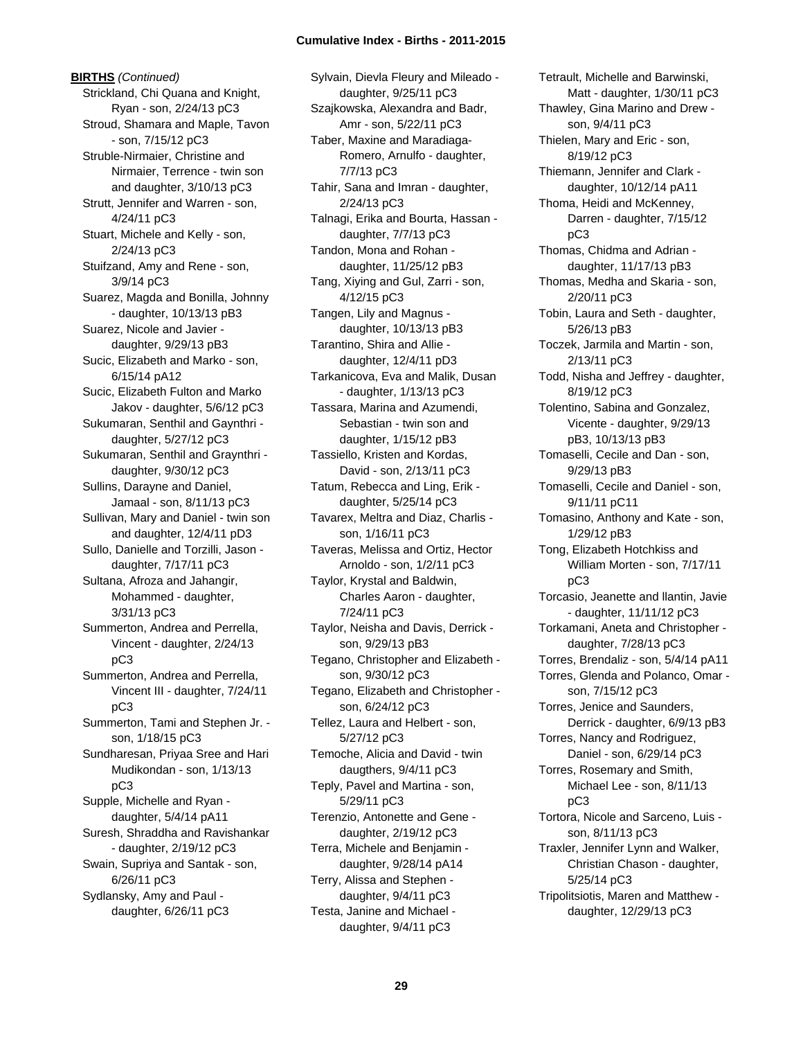**BIRTHS** *(Continued)*

Strickland, Chi Quana and Knight, Ryan - son, 2/24/13 pC3
Stroud, Shamara and Maple, Tavon - son, 7/15/12 pC3
Struble-Nirmaier, Christine and Nirmaier, Terrence - twin son and daughter, 3/10/13 pC3
Strutt, Jennifer and Warren - son, 4/24/11 pC3
Stuart, Michele and Kelly - son, 2/24/13 pC3
Stuifzand, Amy and Rene - son, 3/9/14 pC3
Suarez, Magda and Bonilla, Johnny - daughter, 10/13/13 pB3
Suarez, Nicole and Javier - daughter, 9/29/13 pB3
Sucic, Elizabeth and Marko - son, 6/15/14 pA12
Sucic, Elizabeth Fulton and Marko Jakov - daughter, 5/6/12 pC3
Sukumaran, Senthil and Gaynthri - daughter, 5/27/12 pC3
Sukumaran, Senthil and Graynthri - daughter, 9/30/12 pC3
Sullins, Darayne and Daniel, Jamaal - son, 8/11/13 pC3
Sullivan, Mary and Daniel - twin son and daughter, 12/4/11 pD3
Sullo, Danielle and Torzilli, Jason - daughter, 7/17/11 pC3
Sultana, Afroza and Jahangir, Mohammed - daughter, 3/31/13 pC3
Summerton, Andrea and Perrella, Vincent - daughter, 2/24/13 pC3
Summerton, Andrea and Perrella, Vincent III - daughter, 7/24/11 pC3
Summerton, Tami and Stephen Jr. - son, 1/18/15 pC3
Sundharesan, Priyaa Sree and Hari Mudikondan - son, 1/13/13 pC3
Supple, Michelle and Ryan - daughter, 5/4/14 pA11
Suresh, Shraddha and Ravishankar - daughter, 2/19/12 pC3
Swain, Supriya and Santak - son, 6/26/11 pC3
Sydlansky, Amy and Paul - daughter, 6/26/11 pC3
Sylvain, Dievla Fleury and Mileado - daughter, 9/25/11 pC3
Szajkowska, Alexandra and Badr, Amr - son, 5/22/11 pC3
Taber, Maxine and Maradiaga-Romero, Arnulfo - daughter, 7/7/13 pC3
Tahir, Sana and Imran - daughter, 2/24/13 pC3
Talnagi, Erika and Bourta, Hassan - daughter, 7/7/13 pC3
Tandon, Mona and Rohan - daughter, 11/25/12 pB3
Tang, Xiying and Gul, Zarri - son, 4/12/15 pC3
Tangen, Lily and Magnus - daughter, 10/13/13 pB3
Tarantino, Shira and Allie - daughter, 12/4/11 pD3
Tarkanicova, Eva and Malik, Dusan - daughter, 1/13/13 pC3
Tassara, Marina and Azumendi, Sebastian - twin son and daughter, 1/15/12 pB3
Tassiello, Kristen and Kordas, David - son, 2/13/11 pC3
Tatum, Rebecca and Ling, Erik - daughter, 5/25/14 pC3
Tavarex, Meltra and Diaz, Charlis - son, 1/16/11 pC3
Taveras, Melissa and Ortiz, Hector Arnoldo - son, 1/2/11 pC3
Taylor, Krystal and Baldwin, Charles Aaron - daughter, 7/24/11 pC3
Taylor, Neisha and Davis, Derrick - son, 9/29/13 pB3
Tegano, Christopher and Elizabeth - son, 9/30/12 pC3
Tegano, Elizabeth and Christopher - son, 6/24/12 pC3
Tellez, Laura and Helbert - son, 5/27/12 pC3
Temoche, Alicia and David - twin daugthers, 9/4/11 pC3
Teply, Pavel and Martina - son, 5/29/11 pC3
Terenzio, Antonette and Gene - daughter, 2/19/12 pC3
Terra, Michele and Benjamin - daughter, 9/28/14 pA14
Terry, Alissa and Stephen - daughter, 9/4/11 pC3
Testa, Janine and Michael - daughter, 9/4/11 pC3
Tetrault, Michelle and Barwinski, Matt - daughter, 1/30/11 pC3
Thawley, Gina Marino and Drew - son, 9/4/11 pC3
Thielen, Mary and Eric - son, 8/19/12 pC3
Thiemann, Jennifer and Clark - daughter, 10/12/14 pA11
Thoma, Heidi and McKenney, Darren - daughter, 7/15/12 pC3
Thomas, Chidma and Adrian - daughter, 11/17/13 pB3
Thomas, Medha and Skaria - son, 2/20/11 pC3
Tobin, Laura and Seth - daughter, 5/26/13 pB3
Toczek, Jarmila and Martin - son, 2/13/11 pC3
Todd, Nisha and Jeffrey - daughter, 8/19/12 pC3
Tolentino, Sabina and Gonzalez, Vicente - daughter, 9/29/13 pB3, 10/13/13 pB3
Tomaselli, Cecile and Dan - son, 9/29/13 pB3
Tomaselli, Cecile and Daniel - son, 9/11/11 pC11
Tomasino, Anthony and Kate - son, 1/29/12 pB3
Tong, Elizabeth Hotchkiss and William Morten - son, 7/17/11 pC3
Torcasio, Jeanette and llantin, Javie - daughter, 11/11/12 pC3
Torkamani, Aneta and Christopher - daughter, 7/28/13 pC3
Torres, Brendaliz - son, 5/4/14 pA11
Torres, Glenda and Polanco, Omar - son, 7/15/12 pC3
Torres, Jenice and Saunders, Derrick - daughter, 6/9/13 pB3
Torres, Nancy and Rodriguez, Daniel - son, 6/29/14 pC3
Torres, Rosemary and Smith, Michael Lee - son, 8/11/13 pC3
Tortora, Nicole and Sarceno, Luis - son, 8/11/13 pC3
Traxler, Jennifer Lynn and Walker, Christian Chason - daughter, 5/25/14 pC3
Tripolitsiotis, Maren and Matthew - daughter, 12/29/13 pC3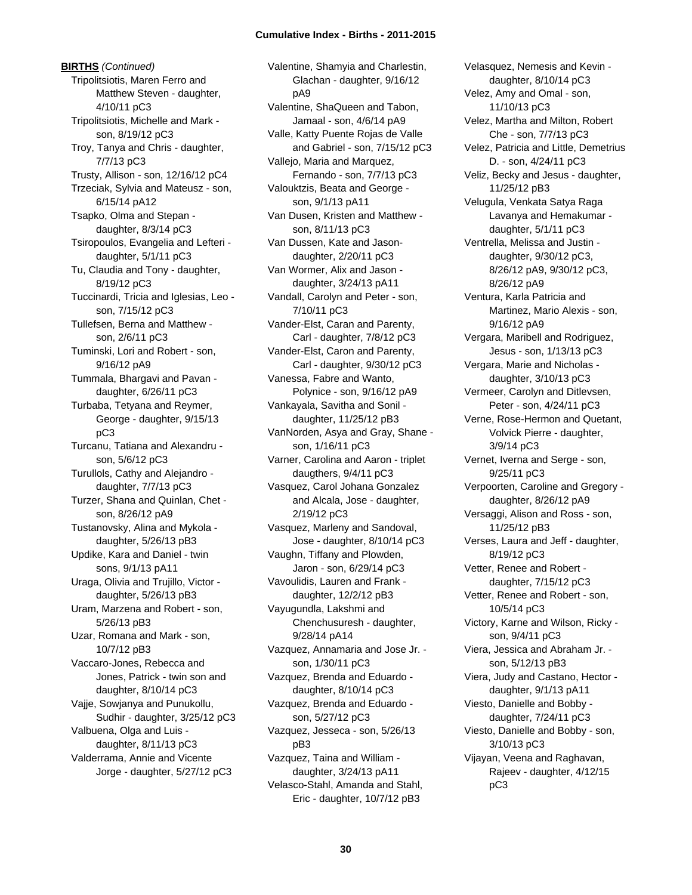**BIRTHS** *(Continued)*

Tripolitsiotis, Maren Ferro and Matthew Steven - daughter, 4/10/11 pC3
Tripolitsiotis, Michelle and Mark - son, 8/19/12 pC3
Troy, Tanya and Chris - daughter, 7/7/13 pC3
Trusty, Allison - son, 12/16/12 pC4
Trzeciak, Sylvia and Mateusz - son, 6/15/14 pA12
Tsapko, Olma and Stepan - daughter, 8/3/14 pC3
Tsiropoulos, Evangelia and Lefteri - daughter, 5/1/11 pC3
Tu, Claudia and Tony - daughter, 8/19/12 pC3
Tuccinardi, Tricia and Iglesias, Leo - son, 7/15/12 pC3
Tullefsen, Berna and Matthew - son, 2/6/11 pC3
Tuminski, Lori and Robert - son, 9/16/12 pA9
Tummala, Bhargavi and Pavan - daughter, 6/26/11 pC3
Turbaba, Tetyana and Reymer, George - daughter, 9/15/13 pC3
Turcanu, Tatiana and Alexandru - son, 5/6/12 pC3
Turullols, Cathy and Alejandro - daughter, 7/7/13 pC3
Turzer, Shana and Quinlan, Chet - son, 8/26/12 pA9
Tustanovsky, Alina and Mykola - daughter, 5/26/13 pB3
Updike, Kara and Daniel - twin sons, 9/1/13 pA11
Uraga, Olivia and Trujillo, Victor - daughter, 5/26/13 pB3
Uram, Marzena and Robert - son, 5/26/13 pB3
Uzar, Romana and Mark - son, 10/7/12 pB3
Vaccaro-Jones, Rebecca and Jones, Patrick - twin son and daughter, 8/10/14 pC3
Vajje, Sowjanya and Punukollu, Sudhir - daughter, 3/25/12 pC3
Valbuena, Olga and Luis - daughter, 8/11/13 pC3
Valderrama, Annie and Vicente Jorge - daughter, 5/27/12 pC3
Valentine, Shamyia and Charlestin, Glachan - daughter, 9/16/12 pA9
Valentine, ShaQueen and Tabon, Jamaal - son, 4/6/14 pA9
Valle, Katty Puente Rojas de Valle and Gabriel - son, 7/15/12 pC3
Vallejo, Maria and Marquez, Fernando - son, 7/7/13 pC3
Valouktzis, Beata and George - son, 9/1/13 pA11
Van Dusen, Kristen and Matthew - son, 8/11/13 pC3
Van Dussen, Kate and Jason- daughter, 2/20/11 pC3
Van Wormer, Alix and Jason - daughter, 3/24/13 pA11
Vandall, Carolyn and Peter - son, 7/10/11 pC3
Vander-Elst, Caran and Parenty, Carl - daughter, 7/8/12 pC3
Vander-Elst, Caron and Parenty, Carl - daughter, 9/30/12 pC3
Vanessa, Fabre and Wanto, Polynice - son, 9/16/12 pA9
Vankayala, Savitha and Sonil - daughter, 11/25/12 pB3
VanNorden, Asya and Gray, Shane - son, 1/16/11 pC3
Varner, Carolina and Aaron - triplet daugthers, 9/4/11 pC3
Vasquez, Carol Johana Gonzalez and Alcala, Jose - daughter, 2/19/12 pC3
Vasquez, Marleny and Sandoval, Jose - daughter, 8/10/14 pC3
Vaughn, Tiffany and Plowden, Jaron - son, 6/29/14 pC3
Vavoulidis, Lauren and Frank - daughter, 12/2/12 pB3
Vayugundla, Lakshmi and Chenchusuresh - daughter, 9/28/14 pA14
Vazquez, Annamaria and Jose Jr. - son, 1/30/11 pC3
Vazquez, Brenda and Eduardo - daughter, 8/10/14 pC3
Vazquez, Brenda and Eduardo - son, 5/27/12 pC3
Vazquez, Jesseca - son, 5/26/13 pB3
Vazquez, Taina and William - daughter, 3/24/13 pA11
Velasco-Stahl, Amanda and Stahl, Eric - daughter, 10/7/12 pB3
Velasquez, Nemesis and Kevin - daughter, 8/10/14 pC3
Velez, Amy and Omal - son, 11/10/13 pC3
Velez, Martha and Milton, Robert Che - son, 7/7/13 pC3
Velez, Patricia and Little, Demetrius D. - son, 4/24/11 pC3
Veliz, Becky and Jesus - daughter, 11/25/12 pB3
Velugula, Venkata Satya Raga Lavanya and Hemakumar - daughter, 5/1/11 pC3
Ventrella, Melissa and Justin - daughter, 9/30/12 pC3, 8/26/12 pA9, 9/30/12 pC3, 8/26/12 pA9
Ventura, Karla Patricia and Martinez, Mario Alexis - son, 9/16/12 pA9
Vergara, Maribell and Rodriguez, Jesus - son, 1/13/13 pC3
Vergara, Marie and Nicholas - daughter, 3/10/13 pC3
Vermeer, Carolyn and Ditlevsen, Peter - son, 4/24/11 pC3
Verne, Rose-Hermon and Quetant, Volvick Pierre - daughter, 3/9/14 pC3
Vernet, Iverna and Serge - son, 9/25/11 pC3
Verpoorten, Caroline and Gregory - daughter, 8/26/12 pA9
Versaggi, Alison and Ross - son, 11/25/12 pB3
Verses, Laura and Jeff - daughter, 8/19/12 pC3
Vetter, Renee and Robert - daughter, 7/15/12 pC3
Vetter, Renee and Robert - son, 10/5/14 pC3
Victory, Karne and Wilson, Ricky - son, 9/4/11 pC3
Viera, Jessica and Abraham Jr. - son, 5/12/13 pB3
Viera, Judy and Castano, Hector - daughter, 9/1/13 pA11
Viesto, Danielle and Bobby - daughter, 7/24/11 pC3
Viesto, Danielle and Bobby - son, 3/10/13 pC3
Vijayan, Veena and Raghavan, Rajeev - daughter, 4/12/15 pC3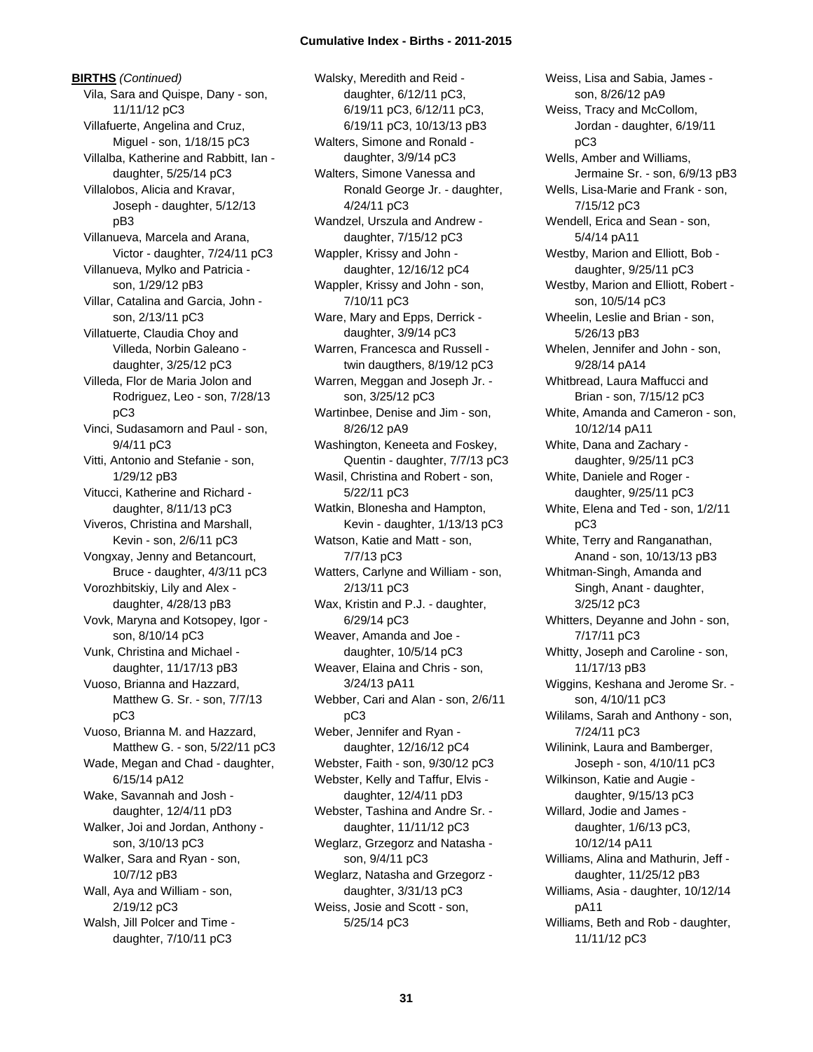**BIRTHS** *(Continued)*

Vila, Sara and Quispe, Dany - son, 11/11/12 pC3
Villafuerte, Angelina and Cruz, Miguel - son, 1/18/15 pC3
Villalba, Katherine and Rabbitt, Ian - daughter, 5/25/14 pC3
Villalobos, Alicia and Kravar, Joseph - daughter, 5/12/13 pB3
Villanueva, Marcela and Arana, Victor - daughter, 7/24/11 pC3
Villanueva, Mylko and Patricia - son, 1/29/12 pB3
Villar, Catalina and Garcia, John - son, 2/13/11 pC3
Villatuerte, Claudia Choy and Villeda, Norbin Galeano - daughter, 3/25/12 pC3
Villeda, Flor de Maria Jolon and Rodriguez, Leo - son, 7/28/13 pC3
Vinci, Sudasamorn and Paul - son, 9/4/11 pC3
Vitti, Antonio and Stefanie - son, 1/29/12 pB3
Vitucci, Katherine and Richard - daughter, 8/11/13 pC3
Viveros, Christina and Marshall, Kevin - son, 2/6/11 pC3
Vongxay, Jenny and Betancourt, Bruce - daughter, 4/3/11 pC3
Vorozhbitskiy, Lily and Alex - daughter, 4/28/13 pB3
Vovk, Maryna and Kotsopey, Igor - son, 8/10/14 pC3
Vunk, Christina and Michael - daughter, 11/17/13 pB3
Vuoso, Brianna and Hazzard, Matthew G. Sr. - son, 7/7/13 pC3
Vuoso, Brianna M. and Hazzard, Matthew G. - son, 5/22/11 pC3
Wade, Megan and Chad - daughter, 6/15/14 pA12
Wake, Savannah and Josh - daughter, 12/4/11 pD3
Walker, Joi and Jordan, Anthony - son, 3/10/13 pC3
Walker, Sara and Ryan - son, 10/7/12 pB3
Wall, Aya and William - son, 2/19/12 pC3
Walsh, Jill Polcer and Time - daughter, 7/10/11 pC3
Walsky, Meredith and Reid - daughter, 6/12/11 pC3, 6/19/11 pC3, 6/12/11 pC3, 6/19/11 pC3, 10/13/13 pB3
Walters, Simone and Ronald - daughter, 3/9/14 pC3
Walters, Simone Vanessa and Ronald George Jr. - daughter, 4/24/11 pC3
Wandzel, Urszula and Andrew - daughter, 7/15/12 pC3
Wappler, Krissy and John - daughter, 12/16/12 pC4
Wappler, Krissy and John - son, 7/10/11 pC3
Ware, Mary and Epps, Derrick - daughter, 3/9/14 pC3
Warren, Francesca and Russell - twin daugthers, 8/19/12 pC3
Warren, Meggan and Joseph Jr. - son, 3/25/12 pC3
Wartinbee, Denise and Jim - son, 8/26/12 pA9
Washington, Keneeta and Foskey, Quentin - daughter, 7/7/13 pC3
Wasil, Christina and Robert - son, 5/22/11 pC3
Watkin, Blonesha and Hampton, Kevin - daughter, 1/13/13 pC3
Watson, Katie and Matt - son, 7/7/13 pC3
Watters, Carlyne and William - son, 2/13/11 pC3
Wax, Kristin and P.J. - daughter, 6/29/14 pC3
Weaver, Amanda and Joe - daughter, 10/5/14 pC3
Weaver, Elaina and Chris - son, 3/24/13 pA11
Webber, Cari and Alan - son, 2/6/11 pC3
Weber, Jennifer and Ryan - daughter, 12/16/12 pC4
Webster, Faith - son, 9/30/12 pC3
Webster, Kelly and Taffur, Elvis - daughter, 12/4/11 pD3
Webster, Tashina and Andre Sr. - daughter, 11/11/12 pC3
Weglarz, Grzegorz and Natasha - son, 9/4/11 pC3
Weglarz, Natasha and Grzegorz - daughter, 3/31/13 pC3
Weiss, Josie and Scott - son, 5/25/14 pC3
Weiss, Lisa and Sabia, James - son, 8/26/12 pA9
Weiss, Tracy and McCollom, Jordan - daughter, 6/19/11 pC3
Wells, Amber and Williams, Jermaine Sr. - son, 6/9/13 pB3
Wells, Lisa-Marie and Frank - son, 7/15/12 pC3
Wendell, Erica and Sean - son, 5/4/14 pA11
Westby, Marion and Elliott, Bob - daughter, 9/25/11 pC3
Westby, Marion and Elliott, Robert - son, 10/5/14 pC3
Wheelin, Leslie and Brian - son, 5/26/13 pB3
Whelen, Jennifer and John - son, 9/28/14 pA14
Whitbread, Laura Maffucci and Brian - son, 7/15/12 pC3
White, Amanda and Cameron - son, 10/12/14 pA11
White, Dana and Zachary - daughter, 9/25/11 pC3
White, Daniele and Roger - daughter, 9/25/11 pC3
White, Elena and Ted - son, 1/2/11 pC3
White, Terry and Ranganathan, Anand - son, 10/13/13 pB3
Whitman-Singh, Amanda and Singh, Anant - daughter, 3/25/12 pC3
Whitters, Deyanne and John - son, 7/17/11 pC3
Whitty, Joseph and Caroline - son, 11/17/13 pB3
Wiggins, Keshana and Jerome Sr. - son, 4/10/11 pC3
Wililams, Sarah and Anthony - son, 7/24/11 pC3
Wilinink, Laura and Bamberger, Joseph - son, 4/10/11 pC3
Wilkinson, Katie and Augie - daughter, 9/15/13 pC3
Willard, Jodie and James - daughter, 1/6/13 pC3, 10/12/14 pA11
Williams, Alina and Mathurin, Jeff - daughter, 11/25/12 pB3
Williams, Asia - daughter, 10/12/14 pA11
Williams, Beth and Rob - daughter, 11/11/12 pC3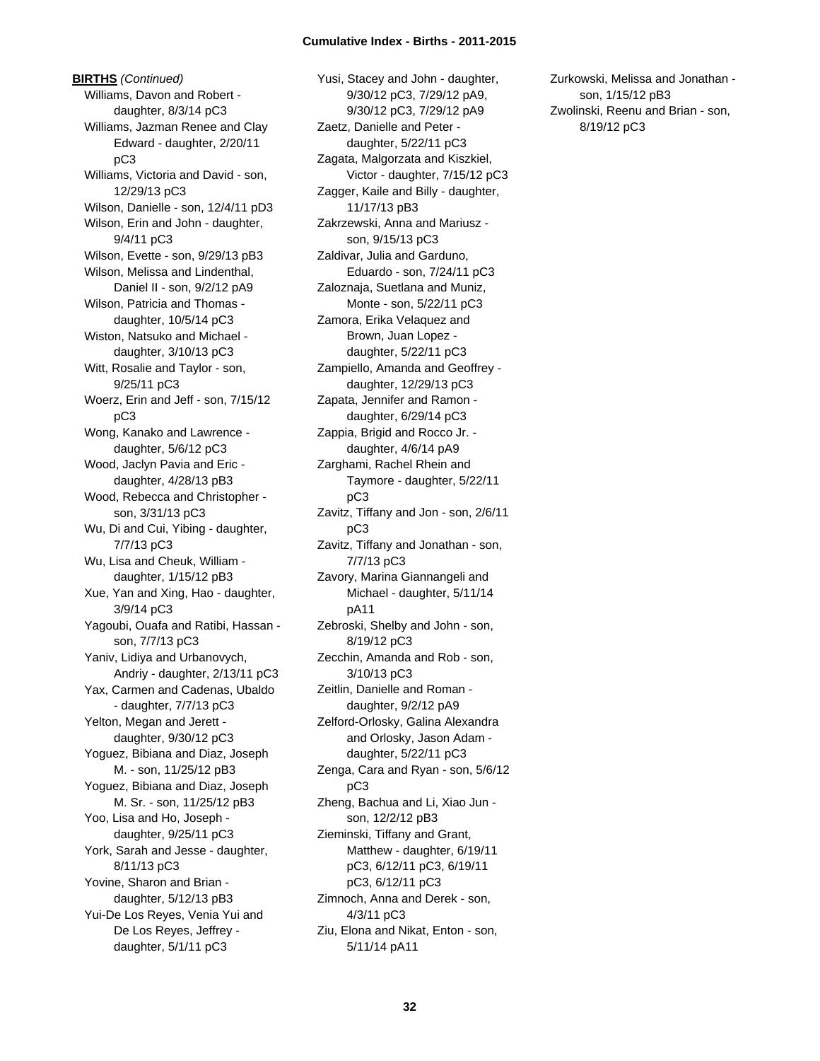**BIRTHS** *(Continued)*

Williams, Davon and Robert - daughter, 8/3/14 pC3
Williams, Jazman Renee and Clay Edward - daughter, 2/20/11 pC3
Williams, Victoria and David - son, 12/29/13 pC3
Wilson, Danielle - son, 12/4/11 pD3
Wilson, Erin and John - daughter, 9/4/11 pC3
Wilson, Evette - son, 9/29/13 pB3
Wilson, Melissa and Lindenthal, Daniel II - son, 9/2/12 pA9
Wilson, Patricia and Thomas - daughter, 10/5/14 pC3
Wiston, Natsuko and Michael - daughter, 3/10/13 pC3
Witt, Rosalie and Taylor - son, 9/25/11 pC3
Woerz, Erin and Jeff - son, 7/15/12 pC3
Wong, Kanako and Lawrence - daughter, 5/6/12 pC3
Wood, Jaclyn Pavia and Eric - daughter, 4/28/13 pB3
Wood, Rebecca and Christopher - son, 3/31/13 pC3
Wu, Di and Cui, Yibing - daughter, 7/7/13 pC3
Wu, Lisa and Cheuk, William - daughter, 1/15/12 pB3
Xue, Yan and Xing, Hao - daughter, 3/9/14 pC3
Yagoubi, Ouafa and Ratibi, Hassan - son, 7/7/13 pC3
Yaniv, Lidiya and Urbanovych, Andriy - daughter, 2/13/11 pC3
Yax, Carmen and Cadenas, Ubaldo - daughter, 7/7/13 pC3
Yelton, Megan and Jerett - daughter, 9/30/12 pC3
Yoguez, Bibiana and Diaz, Joseph M. - son, 11/25/12 pB3
Yoguez, Bibiana and Diaz, Joseph M. Sr. - son, 11/25/12 pB3
Yoo, Lisa and Ho, Joseph - daughter, 9/25/11 pC3
York, Sarah and Jesse - daughter, 8/11/13 pC3
Yovine, Sharon and Brian - daughter, 5/12/13 pB3
Yui-De Los Reyes, Venia Yui and De Los Reyes, Jeffrey - daughter, 5/1/11 pC3
Yusi, Stacey and John - daughter, 9/30/12 pC3, 7/29/12 pA9, 9/30/12 pC3, 7/29/12 pA9
Zaetz, Danielle and Peter - daughter, 5/22/11 pC3
Zagata, Malgorzata and Kiszkiel, Victor - daughter, 7/15/12 pC3
Zagger, Kaile and Billy - daughter, 11/17/13 pB3
Zakrzewski, Anna and Mariusz - son, 9/15/13 pC3
Zaldivar, Julia and Garduno, Eduardo - son, 7/24/11 pC3
Zaloznaja, Suetlana and Muniz, Monte - son, 5/22/11 pC3
Zamora, Erika Velaquez and Brown, Juan Lopez - daughter, 5/22/11 pC3
Zampiello, Amanda and Geoffrey - daughter, 12/29/13 pC3
Zapata, Jennifer and Ramon - daughter, 6/29/14 pC3
Zappia, Brigid and Rocco Jr. - daughter, 4/6/14 pA9
Zarghami, Rachel Rhein and Taymore - daughter, 5/22/11 pC3
Zavitz, Tiffany and Jon - son, 2/6/11 pC3
Zavitz, Tiffany and Jonathan - son, 7/7/13 pC3
Zavory, Marina Giannangeli and Michael - daughter, 5/11/14 pA11
Zebroski, Shelby and John - son, 8/19/12 pC3
Zecchin, Amanda and Rob - son, 3/10/13 pC3
Zeitlin, Danielle and Roman - daughter, 9/2/12 pA9
Zelford-Orlosky, Galina Alexandra and Orlosky, Jason Adam - daughter, 5/22/11 pC3
Zenga, Cara and Ryan - son, 5/6/12 pC3
Zheng, Bachua and Li, Xiao Jun - son, 12/2/12 pB3
Zieminski, Tiffany and Grant, Matthew - daughter, 6/19/11 pC3, 6/12/11 pC3, 6/19/11 pC3, 6/12/11 pC3
Zimnoch, Anna and Derek - son, 4/3/11 pC3
Ziu, Elona and Nikat, Enton - son, 5/11/14 pA11
Zurkowski, Melissa and Jonathan - son, 1/15/12 pB3
Zwolinski, Reenu and Brian - son, 8/19/12 pC3